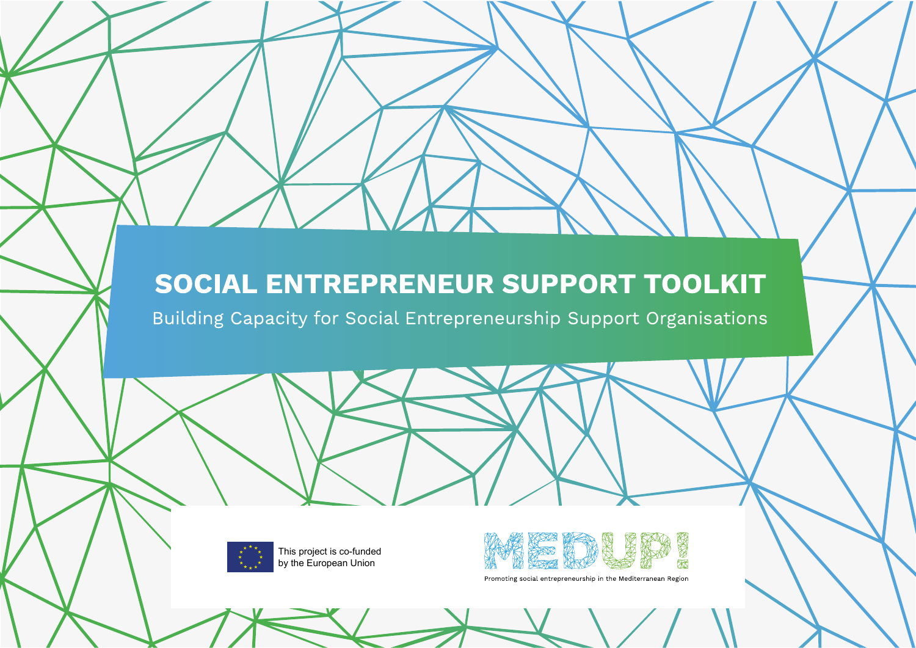# SOCIAL ENTREPRENEUR SUPPORT TOOLKIT

## Building Capacity for Social Entrepreneurship Support Organisations

This project is co-funded by the European Union

MEDUP!

Promoting social entrepreneurship in the Mediterranean Region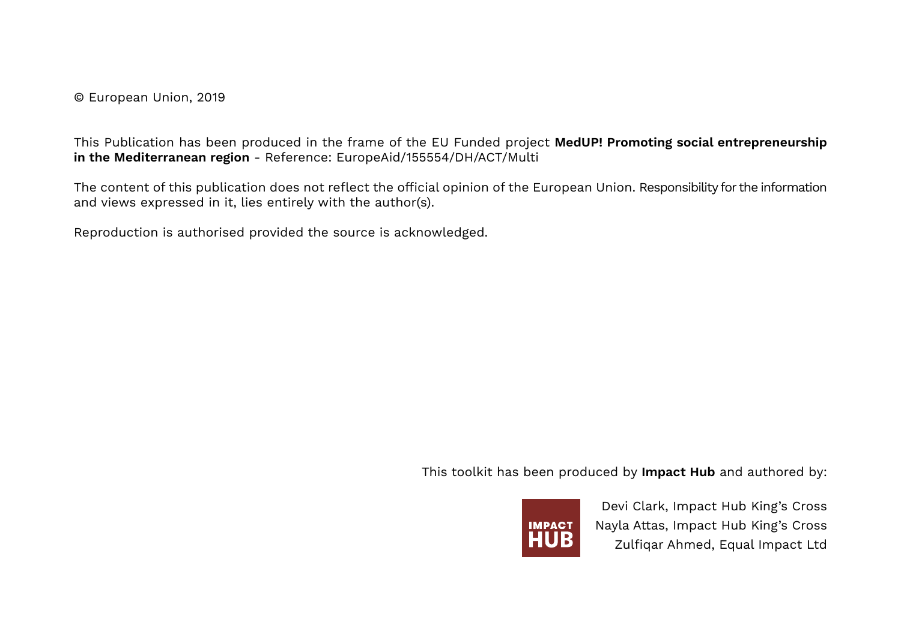© European Union, 2019

This Publication has been produced in the frame of the EU Funded project **MedUP! Promoting social entrepreneurship in the Mediterranean region** - Reference: EuropeAid/155554/DH/ACT/Multi

The content of this publication does not reflect the official opinion of the European Union. Responsibility for the information and views expressed in it, lies entirely with the author(s).

Reproduction is authorised provided the source is acknowledged.

This toolkit has been produced by **Impact Hub** and authored by:

IMPACT HUB

Devi Clark, Impact Hub King's Cross
Nayla Attas, Impact Hub King's Cross
Zulfiqar Ahmed, Equal Impact Ltd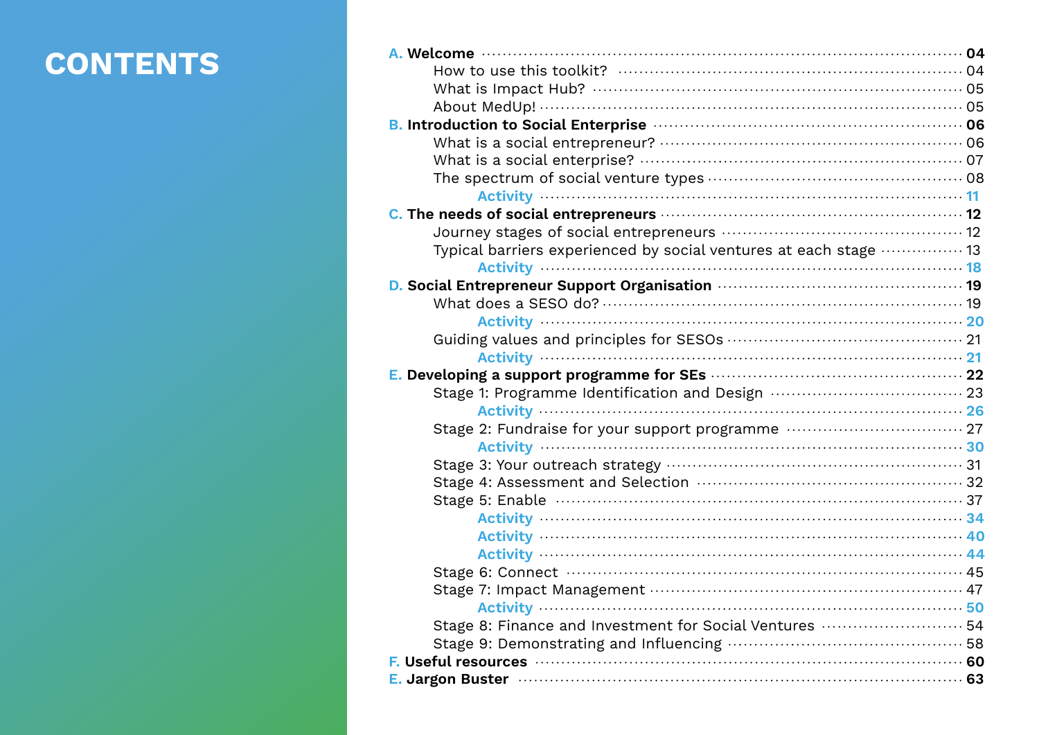# CONTENTS

- **A. Welcome** ... **04**
  - How to use this toolkit? ... 04
  - What is Impact Hub? ... 05
  - About MedUp! ... 05
- **B. Introduction to Social Enterprise** ... **06**
  - What is a social entrepreneur? ... 06
  - What is a social enterprise? ... 07
  - The spectrum of social venture types ... 08
    - **Activity** ... **11**
- **C. The needs of social entrepreneurs** ... **12**
  - Journey stages of social entrepreneurs ... 12
  - Typical barriers experienced by social ventures at each stage ... 13
    - **Activity** ... **18**
- **D. Social Entrepreneur Support Organisation** ... **19**
  - What does a SESO do? ... 19
    - **Activity** ... **20**
  - Guiding values and principles for SESOs ... 21
    - **Activity** ... **21**
- **E. Developing a support programme for SEs** ... **22**
  - Stage 1: Programme Identification and Design ... 23
    - **Activity** ... **26**
  - Stage 2: Fundraise for your support programme ... 27
    - **Activity** ... **30**
  - Stage 3: Your outreach strategy ... 31
  - Stage 4: Assessment and Selection ... 32
  - Stage 5: Enable ... 37
    - **Activity** ... **34**
    - **Activity** ... **40**
    - **Activity** ... **44**
  - Stage 6: Connect ... 45
  - Stage 7: Impact Management ... 47
    - **Activity** ... **50**
  - Stage 8: Finance and Investment for Social Ventures ... 54
  - Stage 9: Demonstrating and Influencing ... 58
- **F. Useful resources** ... **60**
- **E. Jargon Buster** ... **63**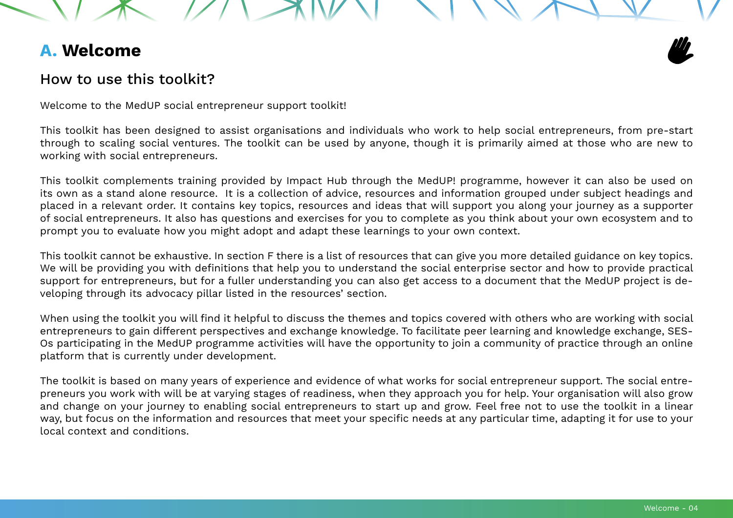# A. Welcome

## How to use this toolkit?

Welcome to the MedUP social entrepreneur support toolkit!

This toolkit has been designed to assist organisations and individuals who work to help social entrepreneurs, from pre-start through to scaling social ventures. The toolkit can be used by anyone, though it is primarily aimed at those who are new to working with social entrepreneurs.

This toolkit complements training provided by Impact Hub through the MedUP! programme, however it can also be used on its own as a stand alone resource. It is a collection of advice, resources and information grouped under subject headings and placed in a relevant order. It contains key topics, resources and ideas that will support you along your journey as a supporter of social entrepreneurs. It also has questions and exercises for you to complete as you think about your own ecosystem and to prompt you to evaluate how you might adopt and adapt these learnings to your own context.

This toolkit cannot be exhaustive. In section F there is a list of resources that can give you more detailed guidance on key topics. We will be providing you with definitions that help you to understand the social enterprise sector and how to provide practical support for entrepreneurs, but for a fuller understanding you can also get access to a document that the MedUP project is developing through its advocacy pillar listed in the resources' section.

When using the toolkit you will find it helpful to discuss the themes and topics covered with others who are working with social entrepreneurs to gain different perspectives and exchange knowledge. To facilitate peer learning and knowledge exchange, SESOs participating in the MedUP programme activities will have the opportunity to join a community of practice through an online platform that is currently under development.

The toolkit is based on many years of experience and evidence of what works for social entrepreneur support. The social entrepreneurs you work with will be at varying stages of readiness, when they approach you for help. Your organisation will also grow and change on your journey to enabling social entrepreneurs to start up and grow. Feel free not to use the toolkit in a linear way, but focus on the information and resources that meet your specific needs at any particular time, adapting it for use to your local context and conditions.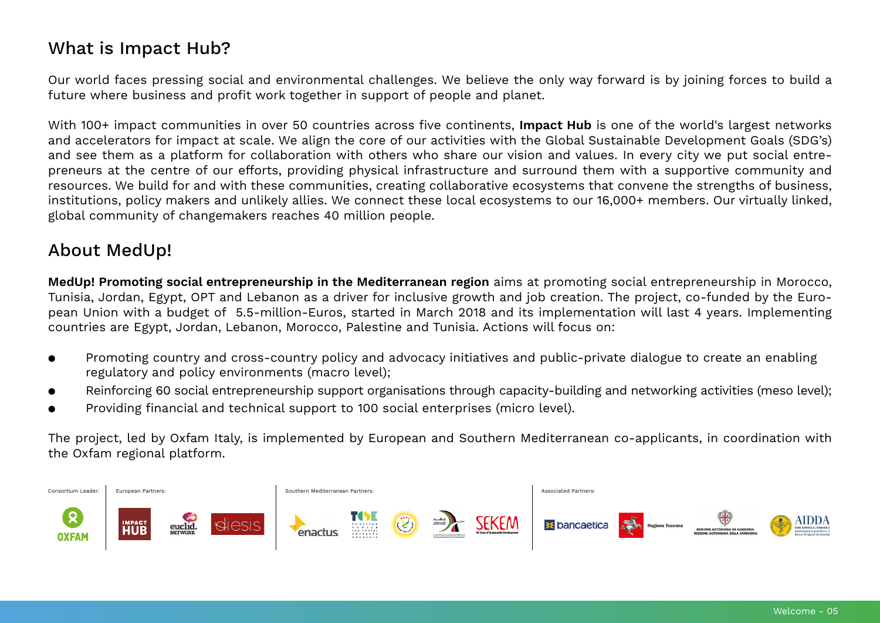## What is Impact Hub?

Our world faces pressing social and environmental challenges. We believe the only way forward is by joining forces to build a future where business and profit work together in support of people and planet.

With 100+ impact communities in over 50 countries across five continents, **Impact Hub** is one of the world's largest networks and accelerators for impact at scale. We align the core of our activities with the Global Sustainable Development Goals (SDG's) and see them as a platform for collaboration with others who share our vision and values. In every city we put social entrepreneurs at the centre of our efforts, providing physical infrastructure and surround them with a supportive community and resources. We build for and with these communities, creating collaborative ecosystems that convene the strengths of business, institutions, policy makers and unlikely allies. We connect these local ecosystems to our 16,000+ members. Our virtually linked, global community of changemakers reaches 40 million people.

## About MedUp!

**MedUp! Promoting social entrepreneurship in the Mediterranean region** aims at promoting social entrepreneurship in Morocco, Tunisia, Jordan, Egypt, OPT and Lebanon as a driver for inclusive growth and job creation. The project, co-funded by the European Union with a budget of 5.5-million-Euros, started in March 2018 and its implementation will last 4 years. Implementing countries are Egypt, Jordan, Lebanon, Morocco, Palestine and Tunisia. Actions will focus on:

- Promoting country and cross-country policy and advocacy initiatives and public-private dialogue to create an enabling regulatory and policy environments (macro level);
- Reinforcing 60 social entrepreneurship support organisations through capacity-building and networking activities (meso level);
- Providing financial and technical support to 100 social enterprises (micro level).

The project, led by Oxfam Italy, is implemented by European and Southern Mediterranean co-applicants, in coordination with the Oxfam regional platform.

Consortium Leader: Oxfam | European Partners: Impact Hub, euclid. Network, diesis | Southern Mediterranean Partners: enactus, TCSE, JOHUD, SEKEM | Associated Partners: bancaetica, Regione Toscana, Regione Autonoma de Sardigna / Regione Autonoma della Sardegna, AIDDA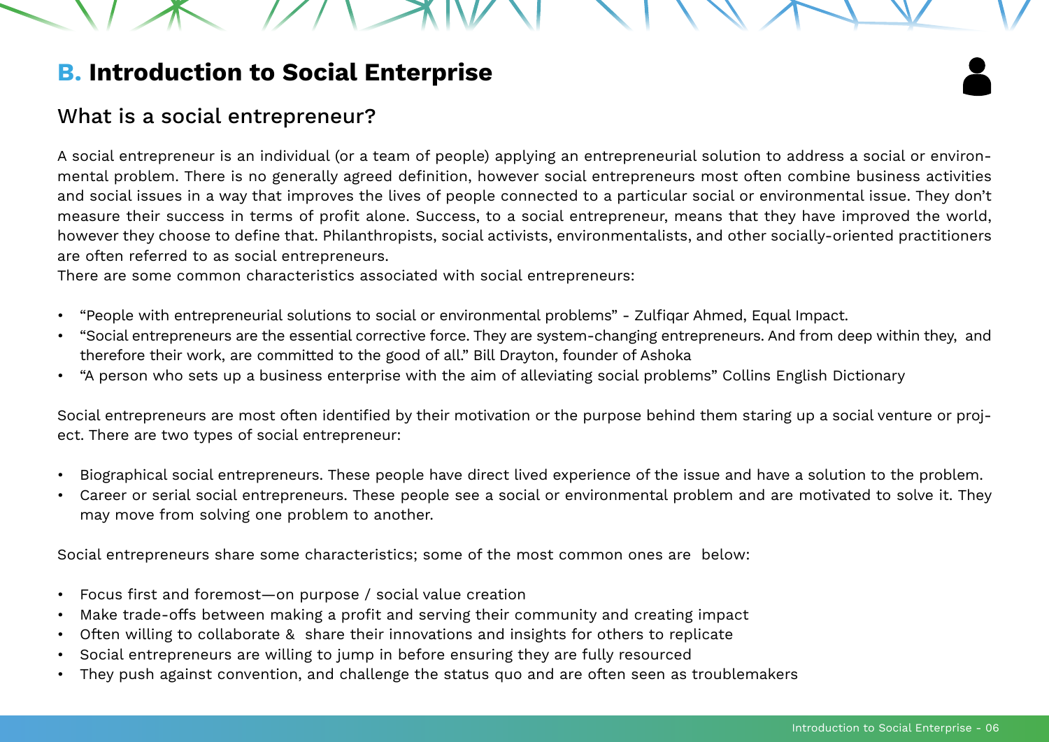## B. Introduction to Social Enterprise

### What is a social entrepreneur?

A social entrepreneur is an individual (or a team of people) applying an entrepreneurial solution to address a social or environmental problem. There is no generally agreed definition, however social entrepreneurs most often combine business activities and social issues in a way that improves the lives of people connected to a particular social or environmental issue. They don't measure their success in terms of profit alone. Success, to a social entrepreneur, means that they have improved the world, however they choose to define that. Philanthropists, social activists, environmentalists, and other socially-oriented practitioners are often referred to as social entrepreneurs.

There are some common characteristics associated with social entrepreneurs:

- "People with entrepreneurial solutions to social or environmental problems" - Zulfiqar Ahmed, Equal Impact.
- "Social entrepreneurs are the essential corrective force. They are system-changing entrepreneurs. And from deep within they, and therefore their work, are committed to the good of all." Bill Drayton, founder of Ashoka
- "A person who sets up a business enterprise with the aim of alleviating social problems" Collins English Dictionary

Social entrepreneurs are most often identified by their motivation or the purpose behind them staring up a social venture or project. There are two types of social entrepreneur:

- Biographical social entrepreneurs. These people have direct lived experience of the issue and have a solution to the problem.
- Career or serial social entrepreneurs. These people see a social or environmental problem and are motivated to solve it. They may move from solving one problem to another.

Social entrepreneurs share some characteristics; some of the most common ones are below:

- Focus first and foremost—on purpose / social value creation
- Make trade-offs between making a profit and serving their community and creating impact
- Often willing to collaborate & share their innovations and insights for others to replicate
- Social entrepreneurs are willing to jump in before ensuring they are fully resourced
- They push against convention, and challenge the status quo and are often seen as troublemakers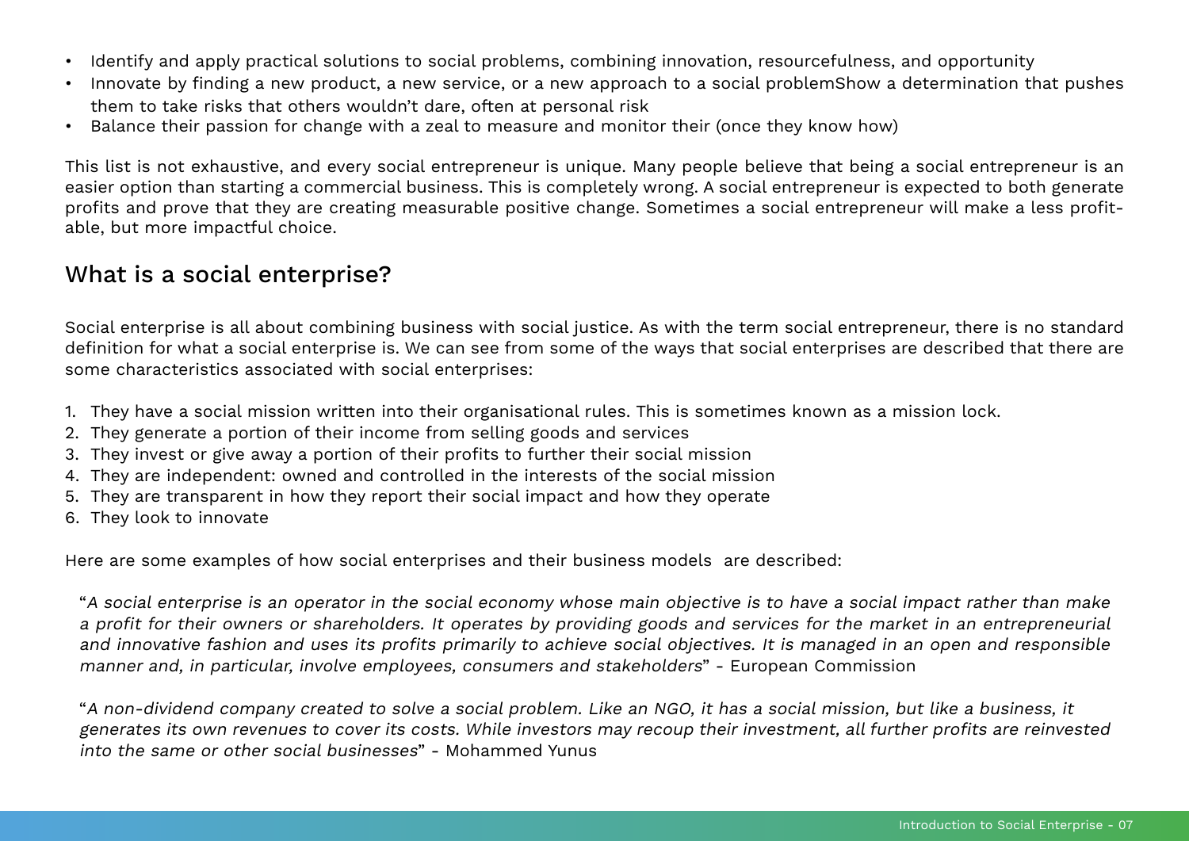- Identify and apply practical solutions to social problems, combining innovation, resourcefulness, and opportunity
- Innovate by finding a new product, a new service, or a new approach to a social problemShow a determination that pushes them to take risks that others wouldn't dare, often at personal risk
- Balance their passion for change with a zeal to measure and monitor their (once they know how)

This list is not exhaustive, and every social entrepreneur is unique. Many people believe that being a social entrepreneur is an easier option than starting a commercial business. This is completely wrong. A social entrepreneur is expected to both generate profits and prove that they are creating measurable positive change. Sometimes a social entrepreneur will make a less profitable, but more impactful choice.

## What is a social enterprise?

Social enterprise is all about combining business with social justice. As with the term social entrepreneur, there is no standard definition for what a social enterprise is. We can see from some of the ways that social enterprises are described that there are some characteristics associated with social enterprises:

1. They have a social mission written into their organisational rules. This is sometimes known as a mission lock.
2. They generate a portion of their income from selling goods and services
3. They invest or give away a portion of their profits to further their social mission
4. They are independent: owned and controlled in the interests of the social mission
5. They are transparent in how they report their social impact and how they operate
6. They look to innovate

Here are some examples of how social enterprises and their business models are described:

> "*A social enterprise is an operator in the social economy whose main objective is to have a social impact rather than make a profit for their owners or shareholders. It operates by providing goods and services for the market in an entrepreneurial and innovative fashion and uses its profits primarily to achieve social objectives. It is managed in an open and responsible manner and, in particular, involve employees, consumers and stakeholders*" - European Commission

> "*A non-dividend company created to solve a social problem. Like an NGO, it has a social mission, but like a business, it generates its own revenues to cover its costs. While investors may recoup their investment, all further profits are reinvested into the same or other social businesses*" - Mohammed Yunus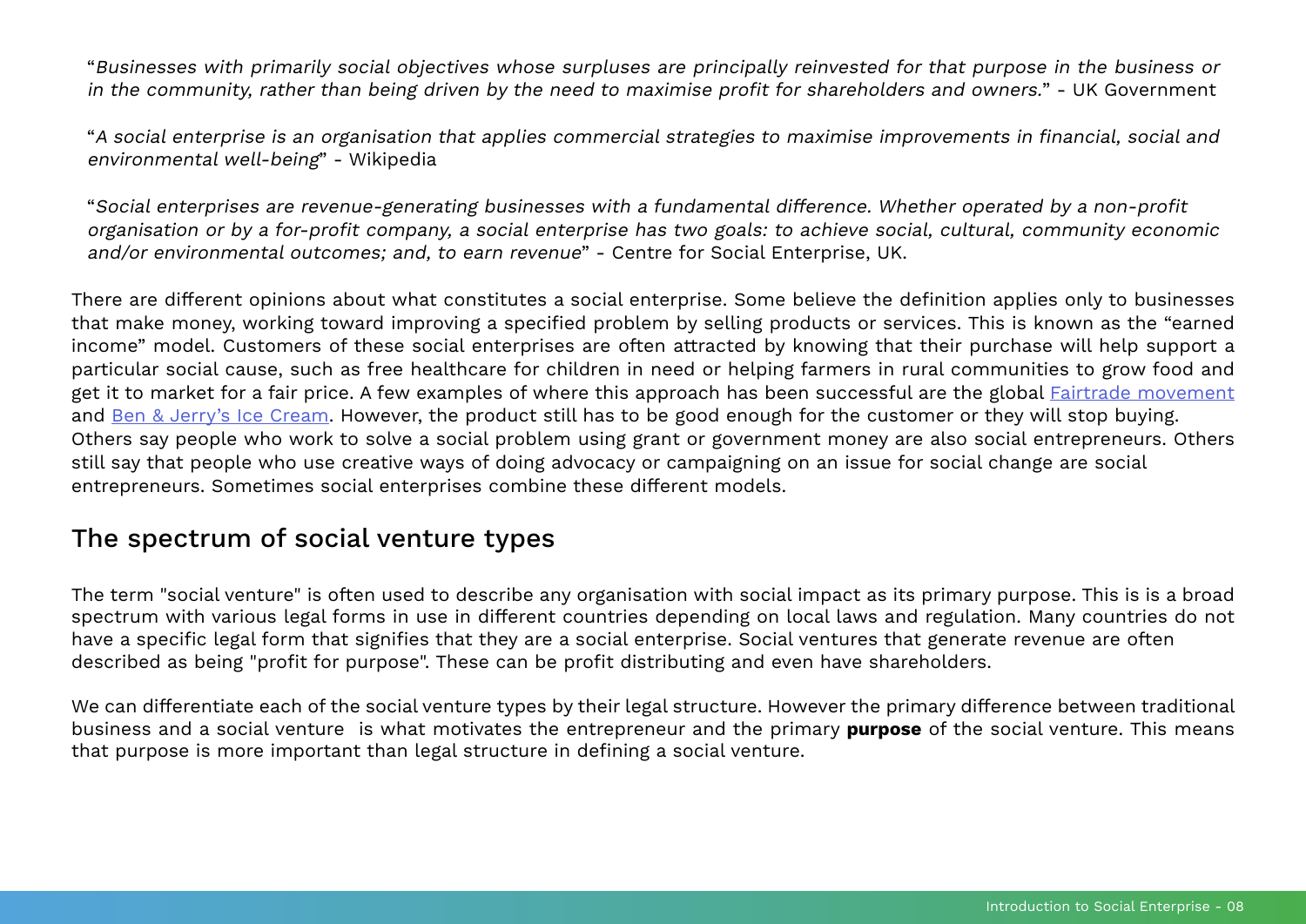"*Businesses with primarily social objectives whose surpluses are principally reinvested for that purpose in the business or in the community, rather than being driven by the need to maximise profit for shareholders and owners.*" - UK Government

"*A social enterprise is an organisation that applies commercial strategies to maximise improvements in financial, social and environmental well-being*" - Wikipedia

"*Social enterprises are revenue-generating businesses with a fundamental difference. Whether operated by a non-profit organisation or by a for-profit company, a social enterprise has two goals: to achieve social, cultural, community economic and/or environmental outcomes; and, to earn revenue*" - Centre for Social Enterprise, UK.

There are different opinions about what constitutes a social enterprise. Some believe the definition applies only to businesses that make money, working toward improving a specified problem by selling products or services. This is known as the "earned income" model. Customers of these social enterprises are often attracted by knowing that their purchase will help support a particular social cause, such as free healthcare for children in need or helping farmers in rural communities to grow food and get it to market for a fair price. A few examples of where this approach has been successful are the global Fairtrade movement and Ben & Jerry's Ice Cream. However, the product still has to be good enough for the customer or they will stop buying. Others say people who work to solve a social problem using grant or government money are also social entrepreneurs. Others still say that people who use creative ways of doing advocacy or campaigning on an issue for social change are social entrepreneurs. Sometimes social enterprises combine these different models.

## The spectrum of social venture types

The term "social venture" is often used to describe any organisation with social impact as its primary purpose. This is is a broad spectrum with various legal forms in use in different countries depending on local laws and regulation. Many countries do not have a specific legal form that signifies that they are a social enterprise. Social ventures that generate revenue are often described as being "profit for purpose". These can be profit distributing and even have shareholders.

We can differentiate each of the social venture types by their legal structure. However the primary difference between traditional business and a social venture is what motivates the entrepreneur and the primary **purpose** of the social venture. This means that purpose is more important than legal structure in defining a social venture.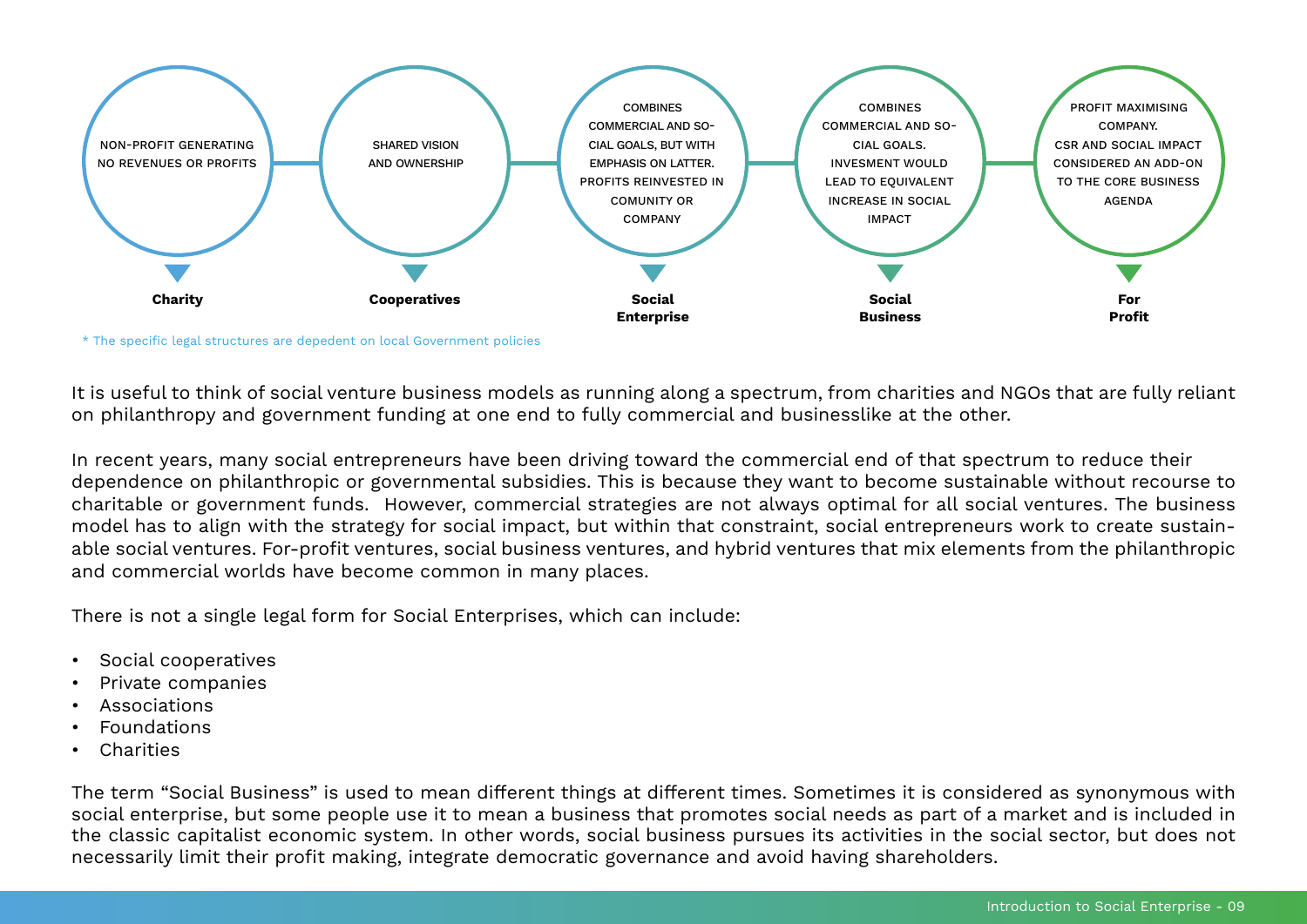| Charity | Cooperatives | Social Enterprise | Social Business | For Profit |
|---|---|---|---|---|
| NON-PROFIT GENERATING NO REVENUES OR PROFITS | SHARED VISION AND OWNERSHIP | COMBINES COMMERCIAL AND SOCIAL GOALS, BUT WITH EMPHASIS ON LATTER. PROFITS REINVESTED IN COMUNITY OR COMPANY | COMBINES COMMERCIAL AND SOCIAL GOALS. INVESMENT WOULD LEAD TO EQUIVALENT INCREASE IN SOCIAL IMPACT | PROFIT MAXIMISING COMPANY. CSR AND SOCIAL IMPACT CONSIDERED AN ADD-ON TO THE CORE BUSINESS AGENDA |

* The specific legal structures are depedent on local Government policies

It is useful to think of social venture business models as running along a spectrum, from charities and NGOs that are fully reliant on philanthropy and government funding at one end to fully commercial and businesslike at the other.

In recent years, many social entrepreneurs have been driving toward the commercial end of that spectrum to reduce their dependence on philanthropic or governmental subsidies. This is because they want to become sustainable without recourse to charitable or government funds. However, commercial strategies are not always optimal for all social ventures. The business model has to align with the strategy for social impact, but within that constraint, social entrepreneurs work to create sustainable social ventures. For-profit ventures, social business ventures, and hybrid ventures that mix elements from the philanthropic and commercial worlds have become common in many places.

There is not a single legal form for Social Enterprises, which can include:

- Social cooperatives
- Private companies
- Associations
- Foundations
- Charities

The term "Social Business" is used to mean different things at different times. Sometimes it is considered as synonymous with social enterprise, but some people use it to mean a business that promotes social needs as part of a market and is included in the classic capitalist economic system. In other words, social business pursues its activities in the social sector, but does not necessarily limit their profit making, integrate democratic governance and avoid having shareholders.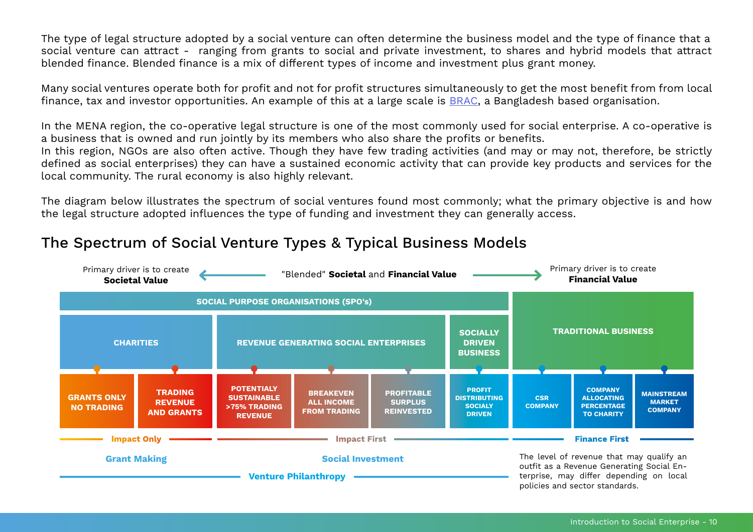The type of legal structure adopted by a social venture can often determine the business model and the type of finance that a social venture can attract - ranging from grants to social and private investment, to shares and hybrid models that attract blended finance. Blended finance is a mix of different types of income and investment plus grant money.

Many social ventures operate both for profit and not for profit structures simultaneously to get the most benefit from from local finance, tax and investor opportunities. An example of this at a large scale is BRAC, a Bangladesh based organisation.

In the MENA region, the co-operative legal structure is one of the most commonly used for social enterprise. A co-operative is a business that is owned and run jointly by its members who also share the profits or benefits.
In this region, NGOs are also often active. Though they have few trading activities (and may or may not, therefore, be strictly defined as social enterprises) they can have a sustained economic activity that can provide key products and services for the local community. The rural economy is also highly relevant.

The diagram below illustrates the spectrum of social ventures found most commonly; what the primary objective is and how the legal structure adopted influences the type of funding and investment they can generally access.

## The Spectrum of Social Venture Types & Typical Business Models

Primary driver is to create **Societal Value** ← "Blended" **Societal** and **Financial Value** → Primary driver is to create **Financial Value**

| SOCIAL PURPOSE ORGANISATIONS (SPO's) | | | | | | TRADITIONAL BUSINESS | | |
|---|---|---|---|---|---|---|---|---|
| CHARITIES | | REVENUE GENERATING SOCIAL ENTERPRISES | | | SOCIALLY DRIVEN BUSINESS | TRADITIONAL BUSINESS | | |
| GRANTS ONLY NO TRADING | TRADING REVENUE AND GRANTS | POTENTIALY SUSTAINABLE >75% TRADING REVENUE | BREAKEVEN ALL INCOME FROM TRADING | PROFITABLE SURPLUS REINVESTED | PROFIT DISTRIBUTING SOCIALY DRIVEN | CSR COMPANY | COMPANY ALLOCATING PERCENTAGE TO CHARITY | MAINSTREAM MARKET COMPANY |
| Impact Only | | Impact First | | | | Finance First | | |
| Grant Making | | Social Investment | | | | | | |
| Venture Philanthropy | | | | | | | | |

The level of revenue that may qualify an outfit as a Revenue Generating Social Enterprise, may differ depending on local policies and sector standards.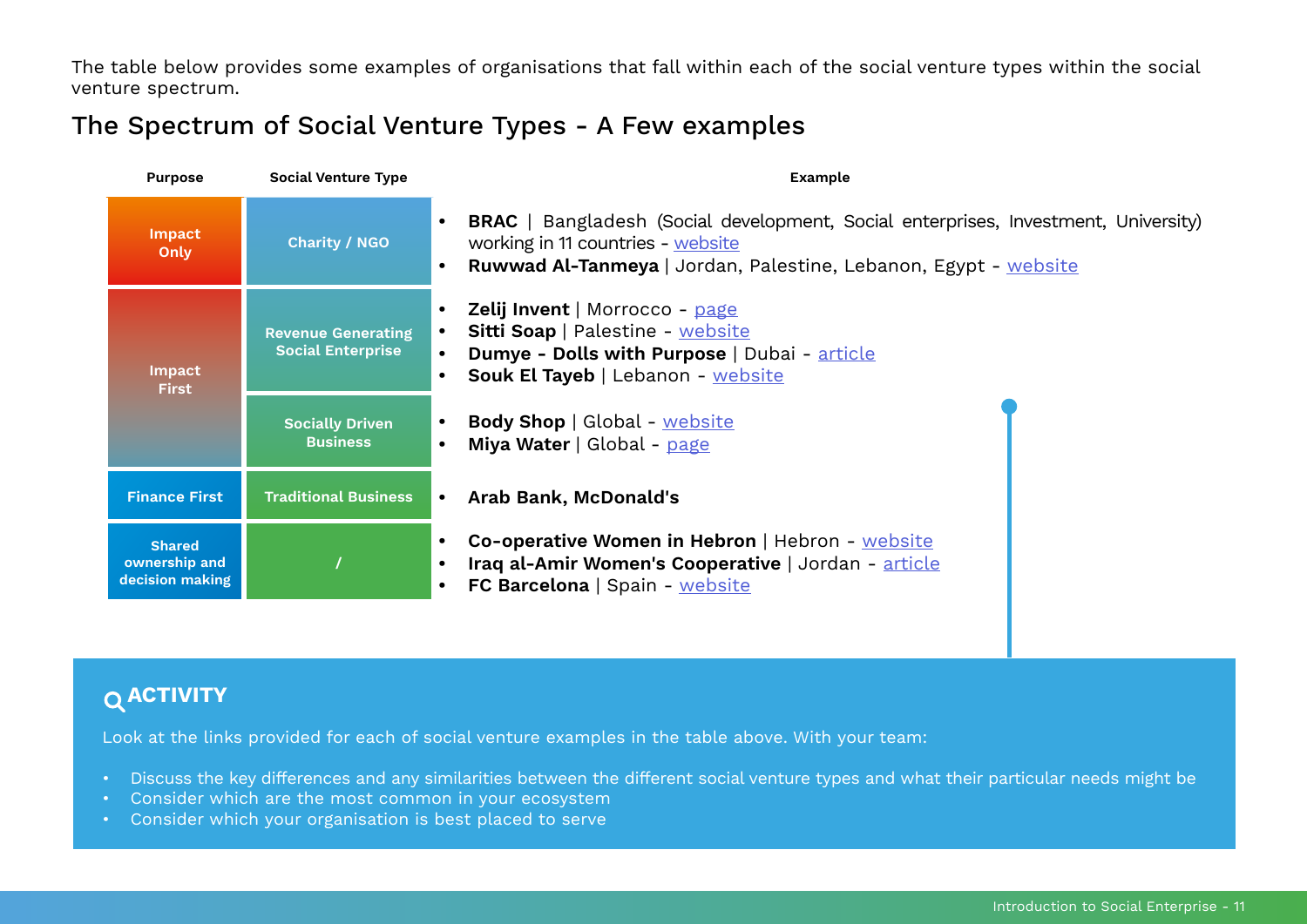The table below provides some examples of organisations that fall within each of the social venture types within the social venture spectrum.

## The Spectrum of Social Venture Types - A Few examples

| Purpose | Social Venture Type | Example |
|---|---|---|
| Impact Only | Charity / NGO | • **BRAC** \| Bangladesh (Social development, Social enterprises, Investment, University) working in 11 countries - website<br>• **Ruwwad Al-Tanmeya** \| Jordan, Palestine, Lebanon, Egypt - website |
| Impact First | Revenue Generating Social Enterprise | • **Zelij Invent** \| Morrocco - page<br>• **Sitti Soap** \| Palestine - website<br>• **Dumye - Dolls with Purpose** \| Dubai - article<br>• **Souk El Tayeb** \| Lebanon - website |
| | Socially Driven Business | • **Body Shop** \| Global - website<br>• **Miya Water** \| Global - page |
| Finance First | Traditional Business | • **Arab Bank, McDonald's** |
| Shared ownership and decision making | / | • **Co-operative Women in Hebron** \| Hebron - website<br>• **Iraq al-Amir Women's Cooperative** \| Jordan - article<br>• **FC Barcelona** \| Spain - website |

### ACTIVITY

Look at the links provided for each of social venture examples in the table above. With your team:

- Discuss the key differences and any similarities between the different social venture types and what their particular needs might be
- Consider which are the most common in your ecosystem
- Consider which your organisation is best placed to serve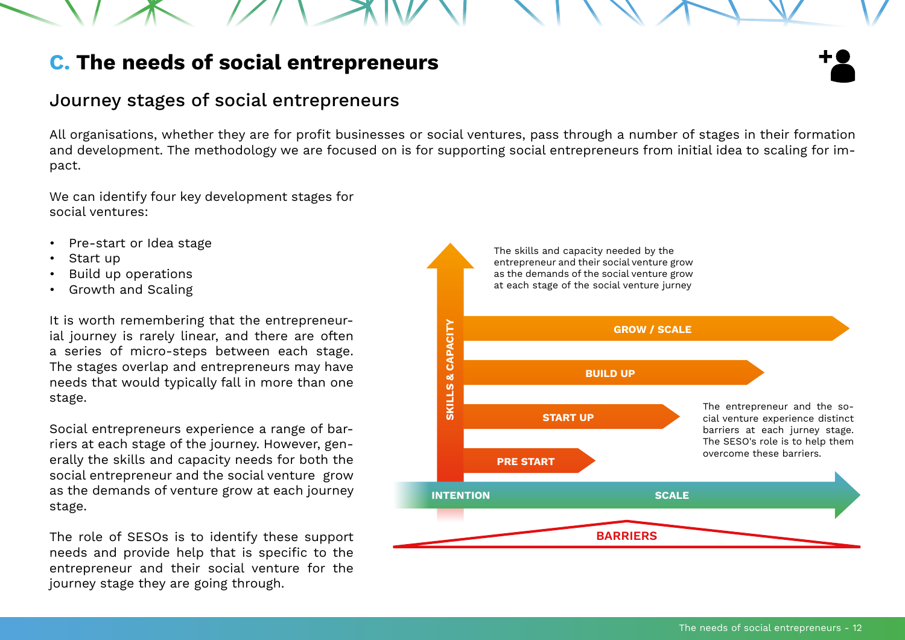## C. The needs of social entrepreneurs

### Journey stages of social entrepreneurs

All organisations, whether they are for profit businesses or social ventures, pass through a number of stages in their formation and development. The methodology we are focused on is for supporting social entrepreneurs from initial idea to scaling for impact.

We can identify four key development stages for social ventures:

- Pre-start or Idea stage
- Start up
- Build up operations
- Growth and Scaling

It is worth remembering that the entrepreneurial journey is rarely linear, and there are often a series of micro-steps between each stage. The stages overlap and entrepreneurs may have needs that would typically fall in more than one stage.

Social entrepreneurs experience a range of barriers at each stage of the journey. However, generally the skills and capacity needs for both the social entrepreneur and the social venture grow as the demands of venture grow at each journey stage.

The role of SESOs is to identify these support needs and provide help that is specific to the entrepreneur and their social venture for the journey stage they are going through.

The skills and capacity needed by the entrepreneur and their social venture grow as the demands of the social venture grow at each stage of the social venture jurney

SKILLS & CAPACITY

GROW / SCALE

BUILD UP

START UP

PRE START

The entrepreneur and the social venture experience distinct barriers at each jurney stage. The SESO's role is to help them overcome these barriers.

INTENTION

SCALE

BARRIERS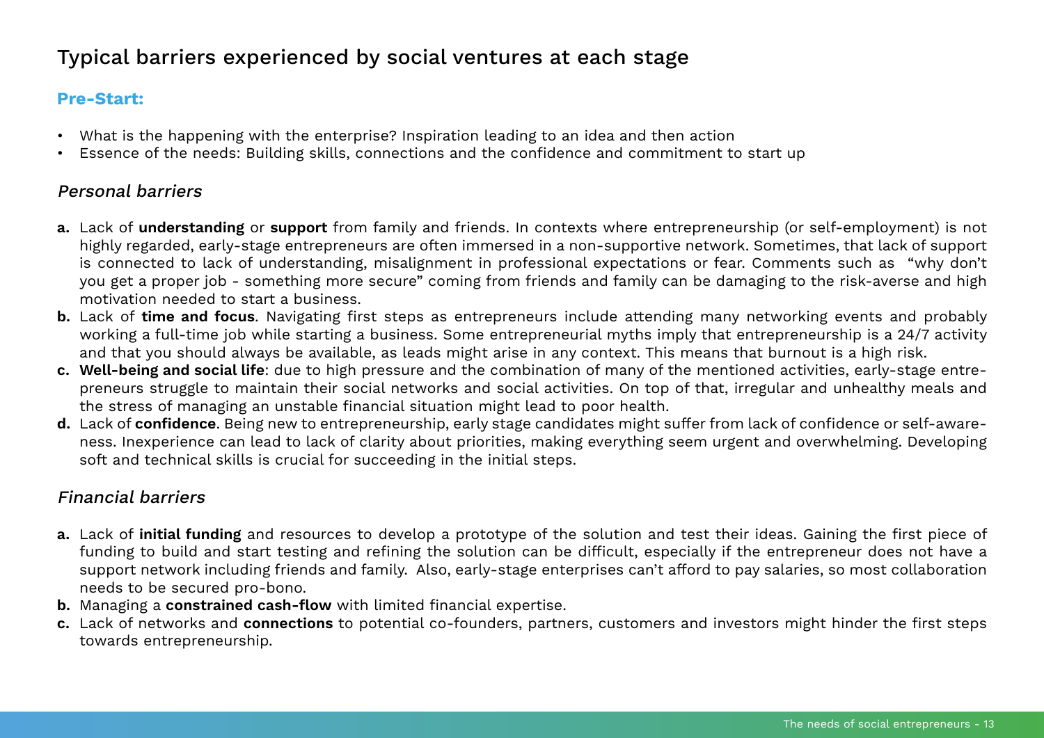## Typical barriers experienced by social ventures at each stage

### Pre-Start:

- What is the happening with the enterprise? Inspiration leading to an idea and then action
- Essence of the needs: Building skills, connections and the confidence and commitment to start up

#### *Personal barriers*

**a.** Lack of **understanding** or **support** from family and friends. In contexts where entrepreneurship (or self-employment) is not highly regarded, early-stage entrepreneurs are often immersed in a non-supportive network. Sometimes, that lack of support is connected to lack of understanding, misalignment in professional expectations or fear. Comments such as "why don't you get a proper job - something more secure" coming from friends and family can be damaging to the risk-averse and high motivation needed to start a business.

**b.** Lack of **time and focus**. Navigating first steps as entrepreneurs include attending many networking events and probably working a full-time job while starting a business. Some entrepreneurial myths imply that entrepreneurship is a 24/7 activity and that you should always be available, as leads might arise in any context. This means that burnout is a high risk.

**c.** **Well-being and social life**: due to high pressure and the combination of many of the mentioned activities, early-stage entrepreneurs struggle to maintain their social networks and social activities. On top of that, irregular and unhealthy meals and the stress of managing an unstable financial situation might lead to poor health.

**d.** Lack of **confidence**. Being new to entrepreneurship, early stage candidates might suffer from lack of confidence or self-awareness. Inexperience can lead to lack of clarity about priorities, making everything seem urgent and overwhelming. Developing soft and technical skills is crucial for succeeding in the initial steps.

#### *Financial barriers*

**a.** Lack of **initial funding** and resources to develop a prototype of the solution and test their ideas. Gaining the first piece of funding to build and start testing and refining the solution can be difficult, especially if the entrepreneur does not have a support network including friends and family. Also, early-stage enterprises can't afford to pay salaries, so most collaboration needs to be secured pro-bono.

**b.** Managing a **constrained cash-flow** with limited financial expertise.

**c.** Lack of networks and **connections** to potential co-founders, partners, customers and investors might hinder the first steps towards entrepreneurship.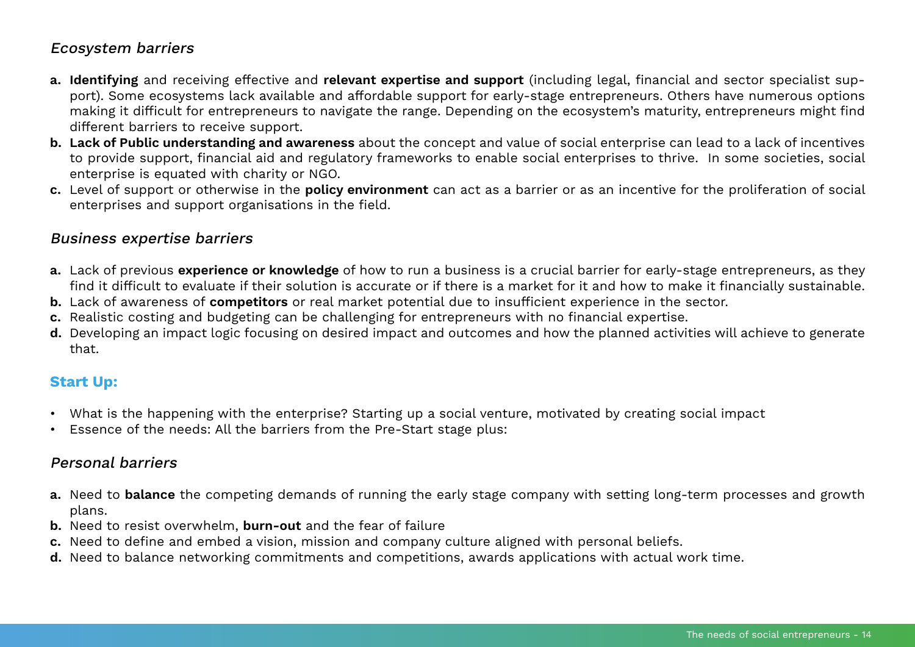### *Ecosystem barriers*

**a.** **Identifying** and receiving effective and **relevant expertise and support** (including legal, financial and sector specialist support). Some ecosystems lack available and affordable support for early-stage entrepreneurs. Others have numerous options making it difficult for entrepreneurs to navigate the range. Depending on the ecosystem's maturity, entrepreneurs might find different barriers to receive support.

**b.** **Lack of Public understanding and awareness** about the concept and value of social enterprise can lead to a lack of incentives to provide support, financial aid and regulatory frameworks to enable social enterprises to thrive. In some societies, social enterprise is equated with charity or NGO.

**c.** Level of support or otherwise in the **policy environment** can act as a barrier or as an incentive for the proliferation of social enterprises and support organisations in the field.

### *Business expertise barriers*

**a.** Lack of previous **experience or knowledge** of how to run a business is a crucial barrier for early-stage entrepreneurs, as they find it difficult to evaluate if their solution is accurate or if there is a market for it and how to make it financially sustainable.

**b.** Lack of awareness of **competitors** or real market potential due to insufficient experience in the sector.

**c.** Realistic costing and budgeting can be challenging for entrepreneurs with no financial expertise.

**d.** Developing an impact logic focusing on desired impact and outcomes and how the planned activities will achieve to generate that.

## Start Up:

- What is the happening with the enterprise? Starting up a social venture, motivated by creating social impact
- Essence of the needs: All the barriers from the Pre-Start stage plus:

### *Personal barriers*

**a.** Need to **balance** the competing demands of running the early stage company with setting long-term processes and growth plans.

**b.** Need to resist overwhelm, **burn-out** and the fear of failure

**c.** Need to define and embed a vision, mission and company culture aligned with personal beliefs.

**d.** Need to balance networking commitments and competitions, awards applications with actual work time.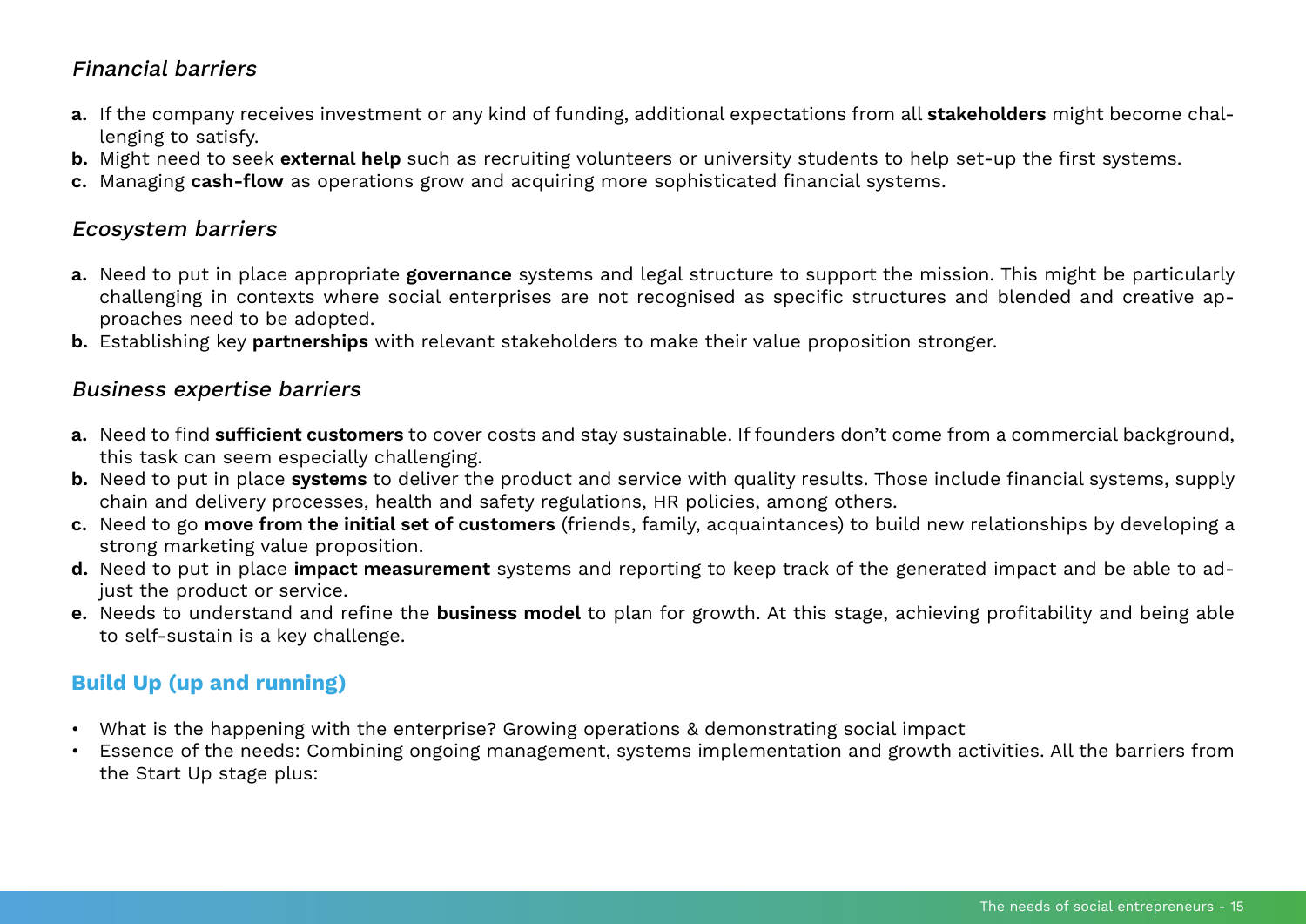*Financial barriers*

**a.** If the company receives investment or any kind of funding, additional expectations from all **stakeholders** might become challenging to satisfy.
**b.** Might need to seek **external help** such as recruiting volunteers or university students to help set-up the first systems.
**c.** Managing **cash-flow** as operations grow and acquiring more sophisticated financial systems.

*Ecosystem barriers*

**a.** Need to put in place appropriate **governance** systems and legal structure to support the mission. This might be particularly challenging in contexts where social enterprises are not recognised as specific structures and blended and creative approaches need to be adopted.
**b.** Establishing key **partnerships** with relevant stakeholders to make their value proposition stronger.

*Business expertise barriers*

**a.** Need to find **sufficient customers** to cover costs and stay sustainable. If founders don't come from a commercial background, this task can seem especially challenging.
**b.** Need to put in place **systems** to deliver the product and service with quality results. Those include financial systems, supply chain and delivery processes, health and safety regulations, HR policies, among others.
**c.** Need to go **move from the initial set of customers** (friends, family, acquaintances) to build new relationships by developing a strong marketing value proposition.
**d.** Need to put in place **impact measurement** systems and reporting to keep track of the generated impact and be able to adjust the product or service.
**e.** Needs to understand and refine the **business model** to plan for growth. At this stage, achieving profitability and being able to self-sustain is a key challenge.

### Build Up (up and running)

- What is the happening with the enterprise? Growing operations & demonstrating social impact
- Essence of the needs: Combining ongoing management, systems implementation and growth activities. All the barriers from the Start Up stage plus: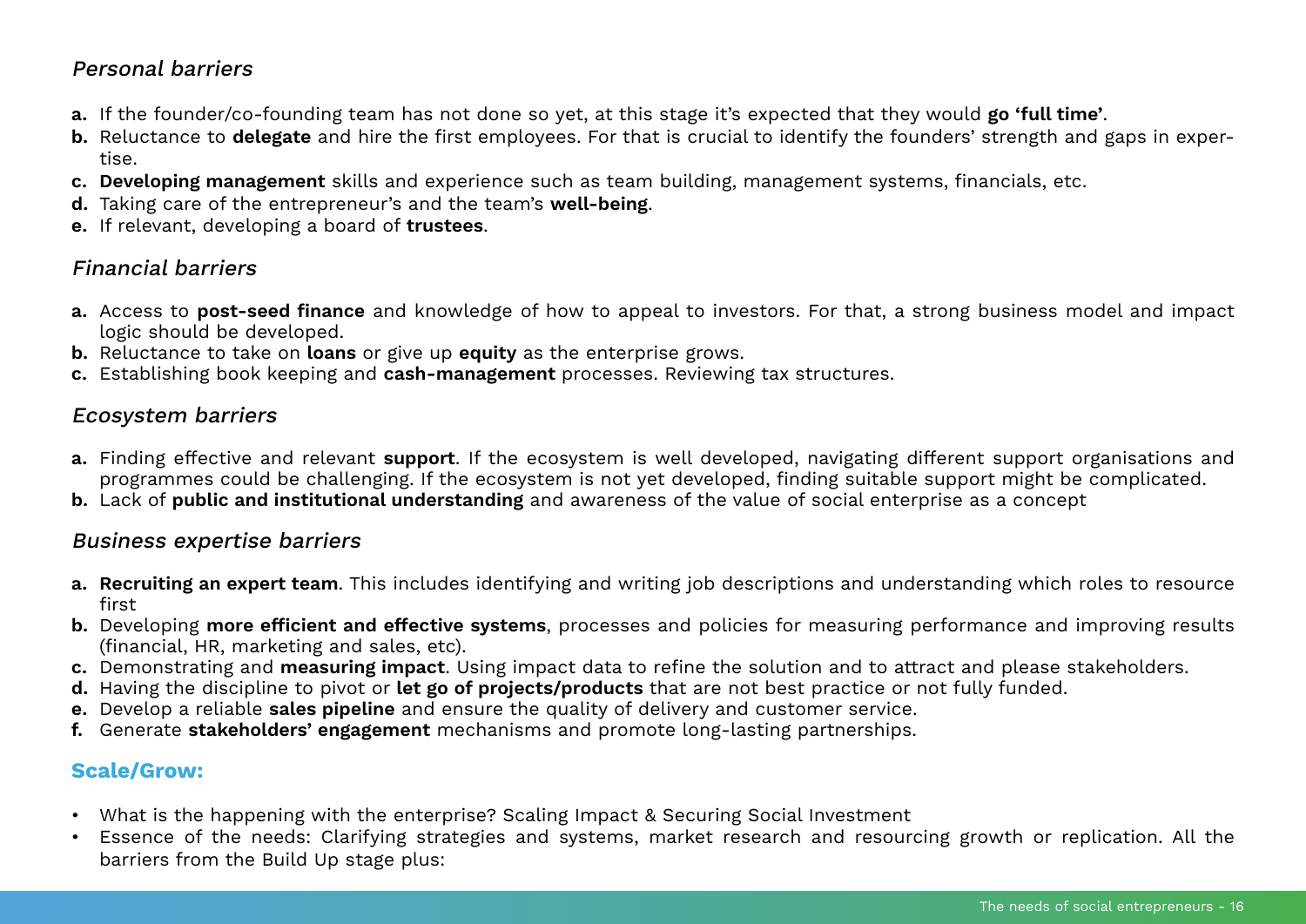*Personal barriers*

**a.** If the founder/co-founding team has not done so yet, at this stage it's expected that they would **go 'full time'**.
**b.** Reluctance to **delegate** and hire the first employees. For that is crucial to identify the founders' strength and gaps in expertise.
**c.** **Developing management** skills and experience such as team building, management systems, financials, etc.
**d.** Taking care of the entrepreneur's and the team's **well-being**.
**e.** If relevant, developing a board of **trustees**.

*Financial barriers*

**a.** Access to **post-seed finance** and knowledge of how to appeal to investors. For that, a strong business model and impact logic should be developed.
**b.** Reluctance to take on **loans** or give up **equity** as the enterprise grows.
**c.** Establishing book keeping and **cash-management** processes. Reviewing tax structures.

*Ecosystem barriers*

**a.** Finding effective and relevant **support**. If the ecosystem is well developed, navigating different support organisations and programmes could be challenging. If the ecosystem is not yet developed, finding suitable support might be complicated.
**b.** Lack of **public and institutional understanding** and awareness of the value of social enterprise as a concept

*Business expertise barriers*

**a.** **Recruiting an expert team**. This includes identifying and writing job descriptions and understanding which roles to resource first
**b.** Developing **more efficient and effective systems**, processes and policies for measuring performance and improving results (financial, HR, marketing and sales, etc).
**c.** Demonstrating and **measuring impact**. Using impact data to refine the solution and to attract and please stakeholders.
**d.** Having the discipline to pivot or **let go of projects/products** that are not best practice or not fully funded.
**e.** Develop a reliable **sales pipeline** and ensure the quality of delivery and customer service.
**f.** Generate **stakeholders' engagement** mechanisms and promote long-lasting partnerships.

**Scale/Grow:**

- What is the happening with the enterprise? Scaling Impact & Securing Social Investment
- Essence of the needs: Clarifying strategies and systems, market research and resourcing growth or replication. All the barriers from the Build Up stage plus: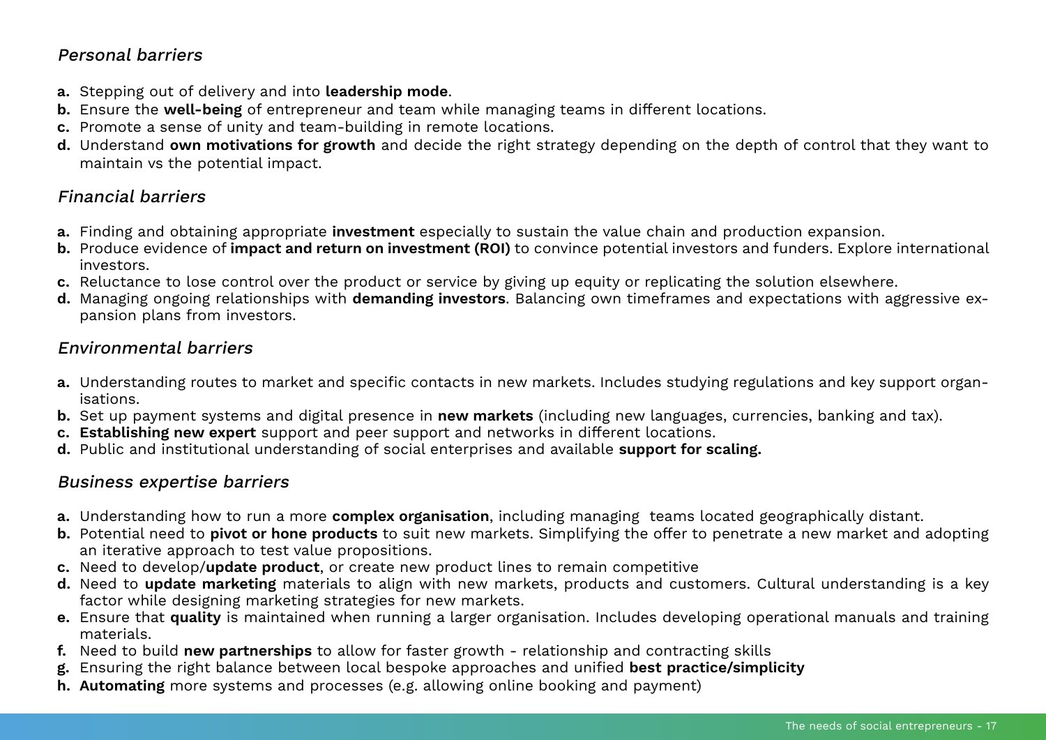*Personal barriers*

**a.** Stepping out of delivery and into **leadership mode**.
**b.** Ensure the **well-being** of entrepreneur and team while managing teams in different locations.
**c.** Promote a sense of unity and team-building in remote locations.
**d.** Understand **own motivations for growth** and decide the right strategy depending on the depth of control that they want to maintain vs the potential impact.

*Financial barriers*

**a.** Finding and obtaining appropriate **investment** especially to sustain the value chain and production expansion.
**b.** Produce evidence of **impact and return on investment (ROI)** to convince potential investors and funders. Explore international investors.
**c.** Reluctance to lose control over the product or service by giving up equity or replicating the solution elsewhere.
**d.** Managing ongoing relationships with **demanding investors**. Balancing own timeframes and expectations with aggressive expansion plans from investors.

*Environmental barriers*

**a.** Understanding routes to market and specific contacts in new markets. Includes studying regulations and key support organisations.
**b.** Set up payment systems and digital presence in **new markets** (including new languages, currencies, banking and tax).
**c.** **Establishing new expert** support and peer support and networks in different locations.
**d.** Public and institutional understanding of social enterprises and available **support for scaling.**

*Business expertise barriers*

**a.** Understanding how to run a more **complex organisation**, including managing teams located geographically distant.
**b.** Potential need to **pivot or hone products** to suit new markets. Simplifying the offer to penetrate a new market and adopting an iterative approach to test value propositions.
**c.** Need to develop/**update product**, or create new product lines to remain competitive
**d.** Need to **update marketing** materials to align with new markets, products and customers. Cultural understanding is a key factor while designing marketing strategies for new markets.
**e.** Ensure that **quality** is maintained when running a larger organisation. Includes developing operational manuals and training materials.
**f.** Need to build **new partnerships** to allow for faster growth - relationship and contracting skills
**g.** Ensuring the right balance between local bespoke approaches and unified **best practice/simplicity**
**h.** **Automating** more systems and processes (e.g. allowing online booking and payment)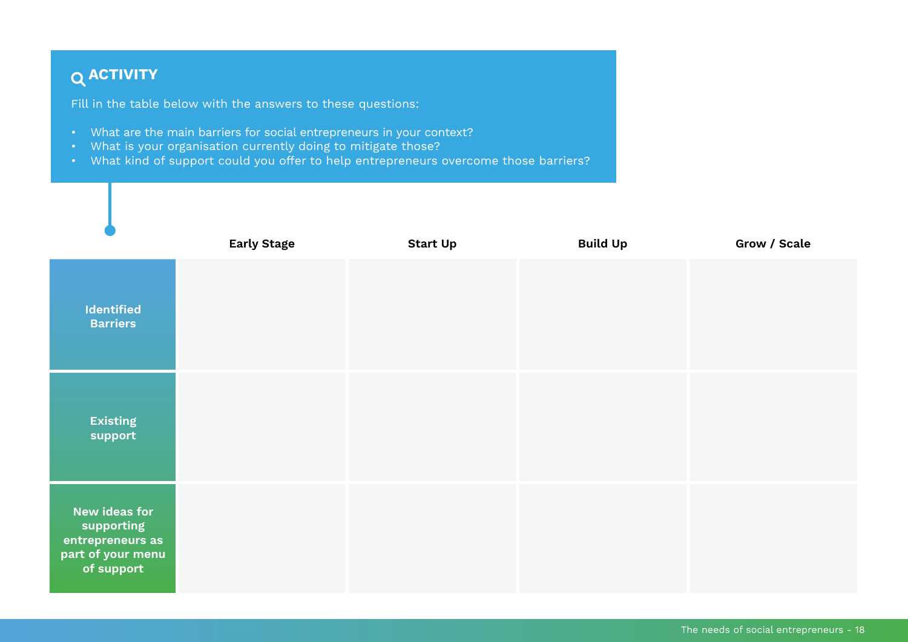## ACTIVITY

Fill in the table below with the answers to these questions:

- What are the main barriers for social entrepreneurs in your context?
- What is your organisation currently doing to mitigate those?
- What kind of support could you offer to help entrepreneurs overcome those barriers?

| | Early Stage | Start Up | Build Up | Grow / Scale |
|---|---|---|---|---|
| **Identified Barriers** | | | | |
| **Existing support** | | | | |
| **New ideas for supporting entrepreneurs as part of your menu of support** | | | | |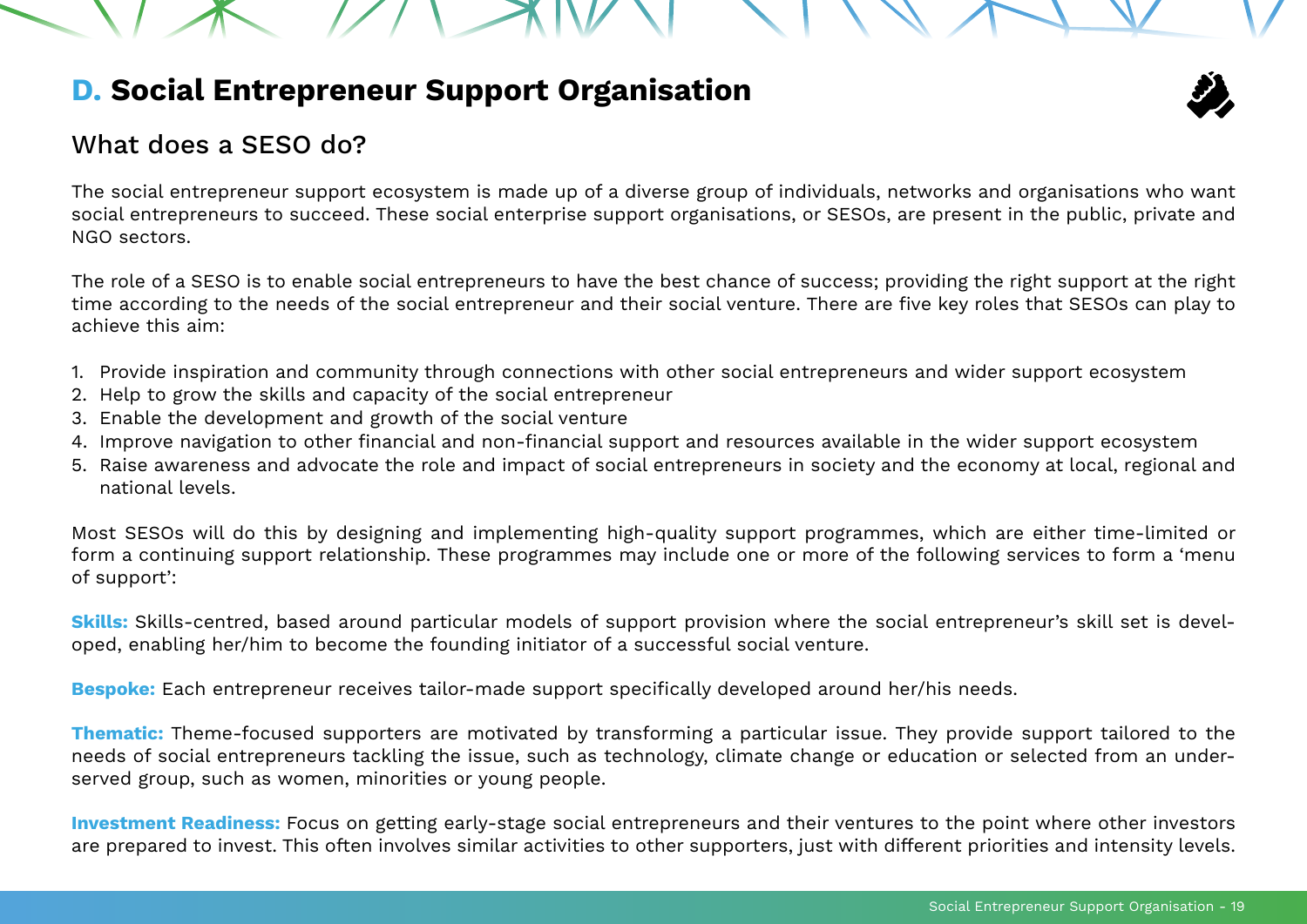## D. Social Entrepreneur Support Organisation

### What does a SESO do?

The social entrepreneur support ecosystem is made up of a diverse group of individuals, networks and organisations who want social entrepreneurs to succeed. These social enterprise support organisations, or SESOs, are present in the public, private and NGO sectors.

The role of a SESO is to enable social entrepreneurs to have the best chance of success; providing the right support at the right time according to the needs of the social entrepreneur and their social venture. There are five key roles that SESOs can play to achieve this aim:

1. Provide inspiration and community through connections with other social entrepreneurs and wider support ecosystem
2. Help to grow the skills and capacity of the social entrepreneur
3. Enable the development and growth of the social venture
4. Improve navigation to other financial and non-financial support and resources available in the wider support ecosystem
5. Raise awareness and advocate the role and impact of social entrepreneurs in society and the economy at local, regional and national levels.

Most SESOs will do this by designing and implementing high-quality support programmes, which are either time-limited or form a continuing support relationship. These programmes may include one or more of the following services to form a 'menu of support':

**Skills:** Skills-centred, based around particular models of support provision where the social entrepreneur's skill set is developed, enabling her/him to become the founding initiator of a successful social venture.

**Bespoke:** Each entrepreneur receives tailor-made support specifically developed around her/his needs.

**Thematic:** Theme-focused supporters are motivated by transforming a particular issue. They provide support tailored to the needs of social entrepreneurs tackling the issue, such as technology, climate change or education or selected from an under-served group, such as women, minorities or young people.

**Investment Readiness:** Focus on getting early-stage social entrepreneurs and their ventures to the point where other investors are prepared to invest. This often involves similar activities to other supporters, just with different priorities and intensity levels.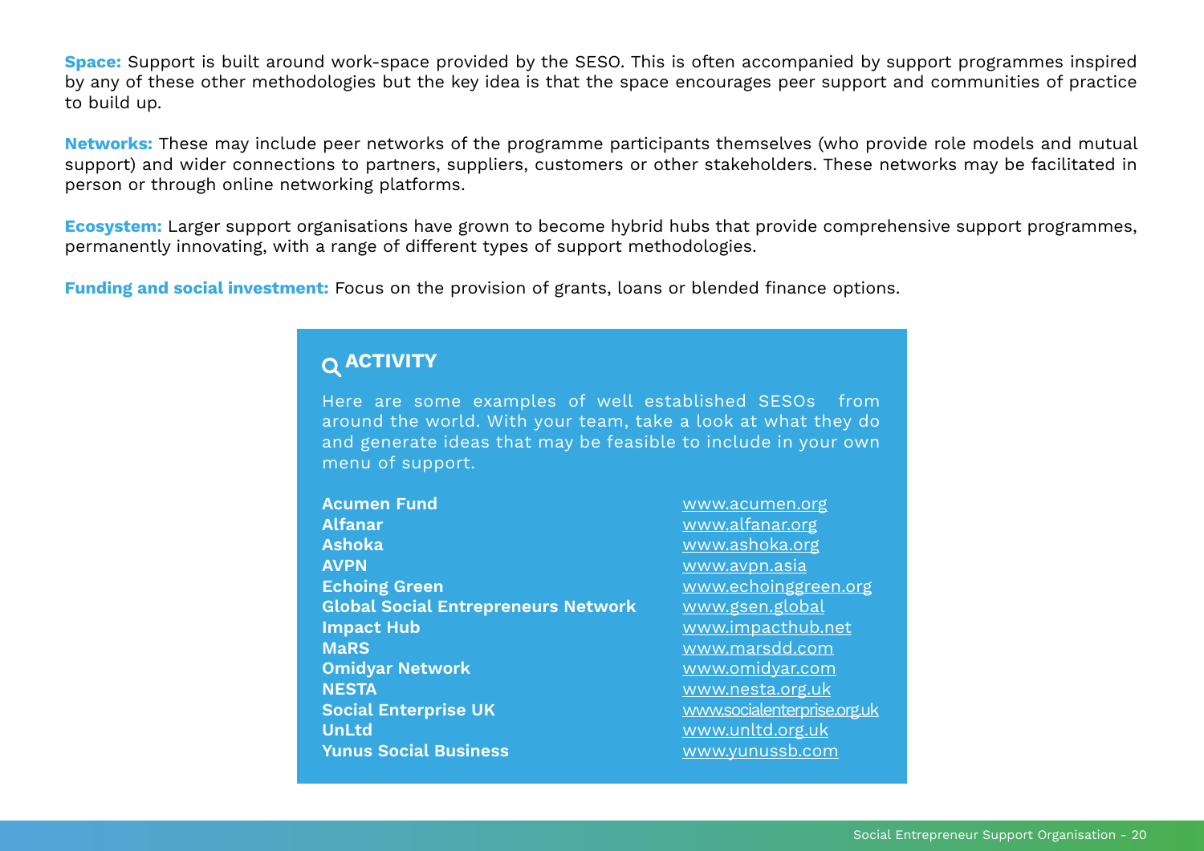**Space:** Support is built around work-space provided by the SESO. This is often accompanied by support programmes inspired by any of these other methodologies but the key idea is that the space encourages peer support and communities of practice to build up.

**Networks:** These may include peer networks of the programme participants themselves (who provide role models and mutual support) and wider connections to partners, suppliers, customers or other stakeholders. These networks may be facilitated in person or through online networking platforms.

**Ecosystem:** Larger support organisations have grown to become hybrid hubs that provide comprehensive support programmes, permanently innovating, with a range of different types of support methodologies.

**Funding and social investment:** Focus on the provision of grants, loans or blended finance options.

### ACTIVITY

Here are some examples of well established SESOs from around the world. With your team, take a look at what they do and generate ideas that may be feasible to include in your own menu of support.

| Organisation | Website |
|---|---|
| **Acumen Fund** | www.acumen.org |
| **Alfanar** | www.alfanar.org |
| **Ashoka** | www.ashoka.org |
| **AVPN** | www.avpn.asia |
| **Echoing Green** | www.echoinggreen.org |
| **Global Social Entrepreneurs Network** | www.gsen.global |
| **Impact Hub** | www.impacthub.net |
| **MaRS** | www.marsdd.com |
| **Omidyar Network** | www.omidyar.com |
| **NESTA** | www.nesta.org.uk |
| **Social Enterprise UK** | www.socialenterprise.org.uk |
| **UnLtd** | www.unltd.org.uk |
| **Yunus Social Business** | www.yunussb.com |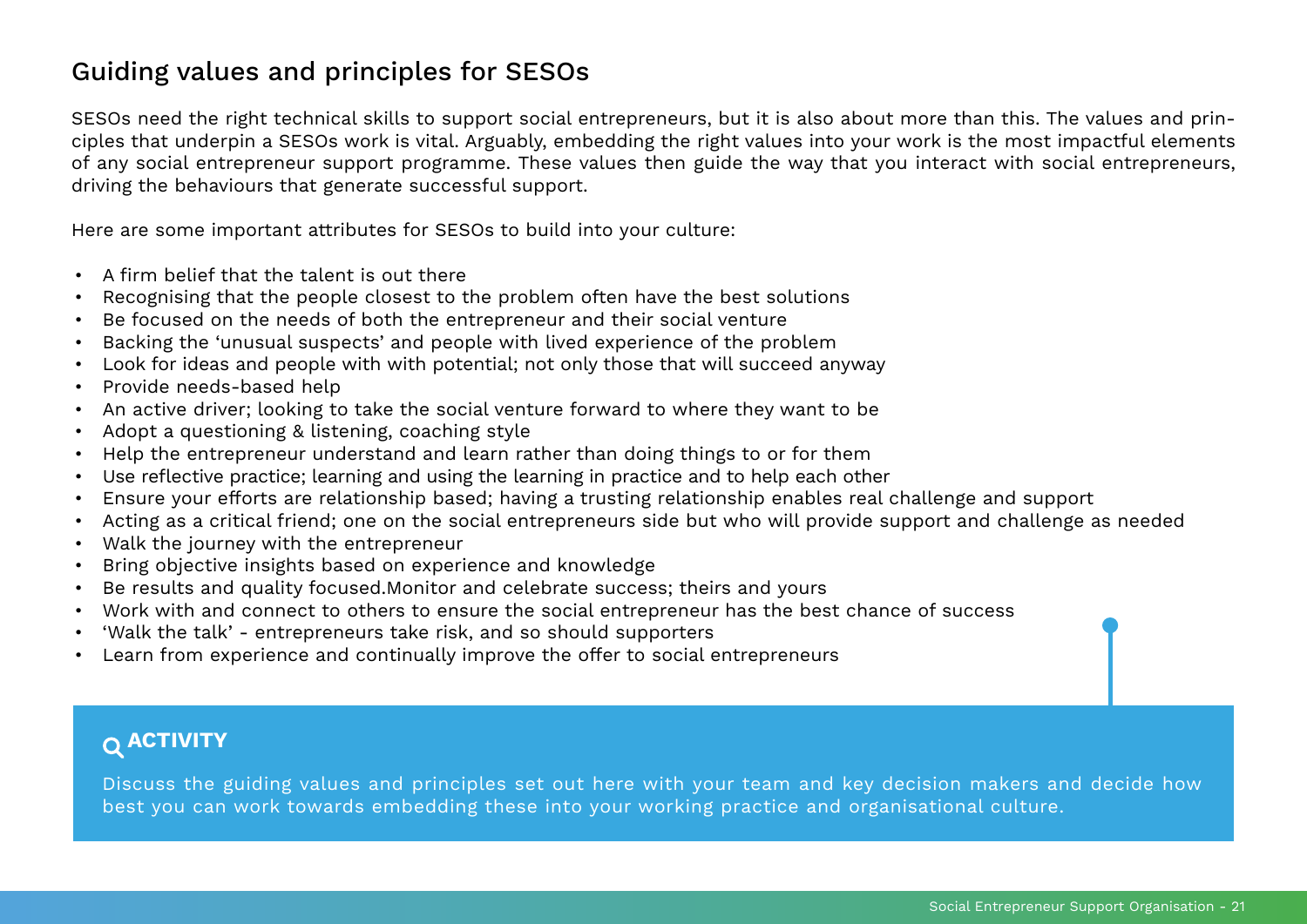## Guiding values and principles for SESOs

SESOs need the right technical skills to support social entrepreneurs, but it is also about more than this. The values and principles that underpin a SESOs work is vital. Arguably, embedding the right values into your work is the most impactful elements of any social entrepreneur support programme. These values then guide the way that you interact with social entrepreneurs, driving the behaviours that generate successful support.

Here are some important attributes for SESOs to build into your culture:

- A firm belief that the talent is out there
- Recognising that the people closest to the problem often have the best solutions
- Be focused on the needs of both the entrepreneur and their social venture
- Backing the 'unusual suspects' and people with lived experience of the problem
- Look for ideas and people with with potential; not only those that will succeed anyway
- Provide needs-based help
- An active driver; looking to take the social venture forward to where they want to be
- Adopt a questioning & listening, coaching style
- Help the entrepreneur understand and learn rather than doing things to or for them
- Use reflective practice; learning and using the learning in practice and to help each other
- Ensure your efforts are relationship based; having a trusting relationship enables real challenge and support
- Acting as a critical friend; one on the social entrepreneurs side but who will provide support and challenge as needed
- Walk the journey with the entrepreneur
- Bring objective insights based on experience and knowledge
- Be results and quality focused.Monitor and celebrate success; theirs and yours
- Work with and connect to others to ensure the social entrepreneur has the best chance of success
- 'Walk the talk' - entrepreneurs take risk, and so should supporters
- Learn from experience and continually improve the offer to social entrepreneurs

### ACTIVITY

Discuss the guiding values and principles set out here with your team and key decision makers and decide how best you can work towards embedding these into your working practice and organisational culture.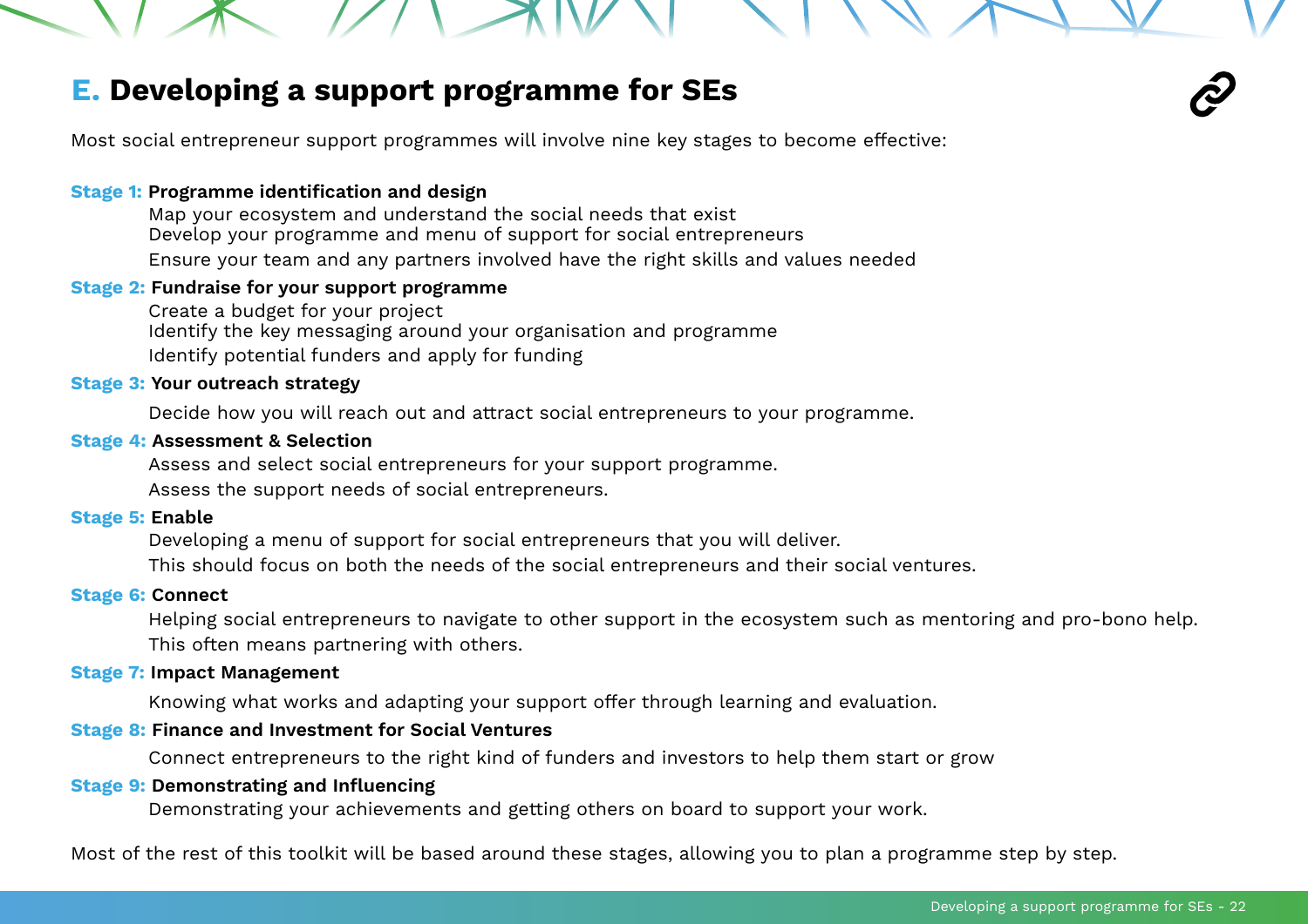## E. Developing a support programme for SEs

Most social entrepreneur support programmes will involve nine key stages to become effective:

**Stage 1: Programme identification and design**

Map your ecosystem and understand the social needs that exist
Develop your programme and menu of support for social entrepreneurs
Ensure your team and any partners involved have the right skills and values needed

**Stage 2: Fundraise for your support programme**

Create a budget for your project
Identify the key messaging around your organisation and programme
Identify potential funders and apply for funding

**Stage 3: Your outreach strategy**

Decide how you will reach out and attract social entrepreneurs to your programme.

**Stage 4: Assessment & Selection**

Assess and select social entrepreneurs for your support programme.
Assess the support needs of social entrepreneurs.

**Stage 5: Enable**

Developing a menu of support for social entrepreneurs that you will deliver.
This should focus on both the needs of the social entrepreneurs and their social ventures.

**Stage 6: Connect**

Helping social entrepreneurs to navigate to other support in the ecosystem such as mentoring and pro-bono help.
This often means partnering with others.

**Stage 7: Impact Management**

Knowing what works and adapting your support offer through learning and evaluation.

**Stage 8: Finance and Investment for Social Ventures**

Connect entrepreneurs to the right kind of funders and investors to help them start or grow

**Stage 9: Demonstrating and Influencing**

Demonstrating your achievements and getting others on board to support your work.

Most of the rest of this toolkit will be based around these stages, allowing you to plan a programme step by step.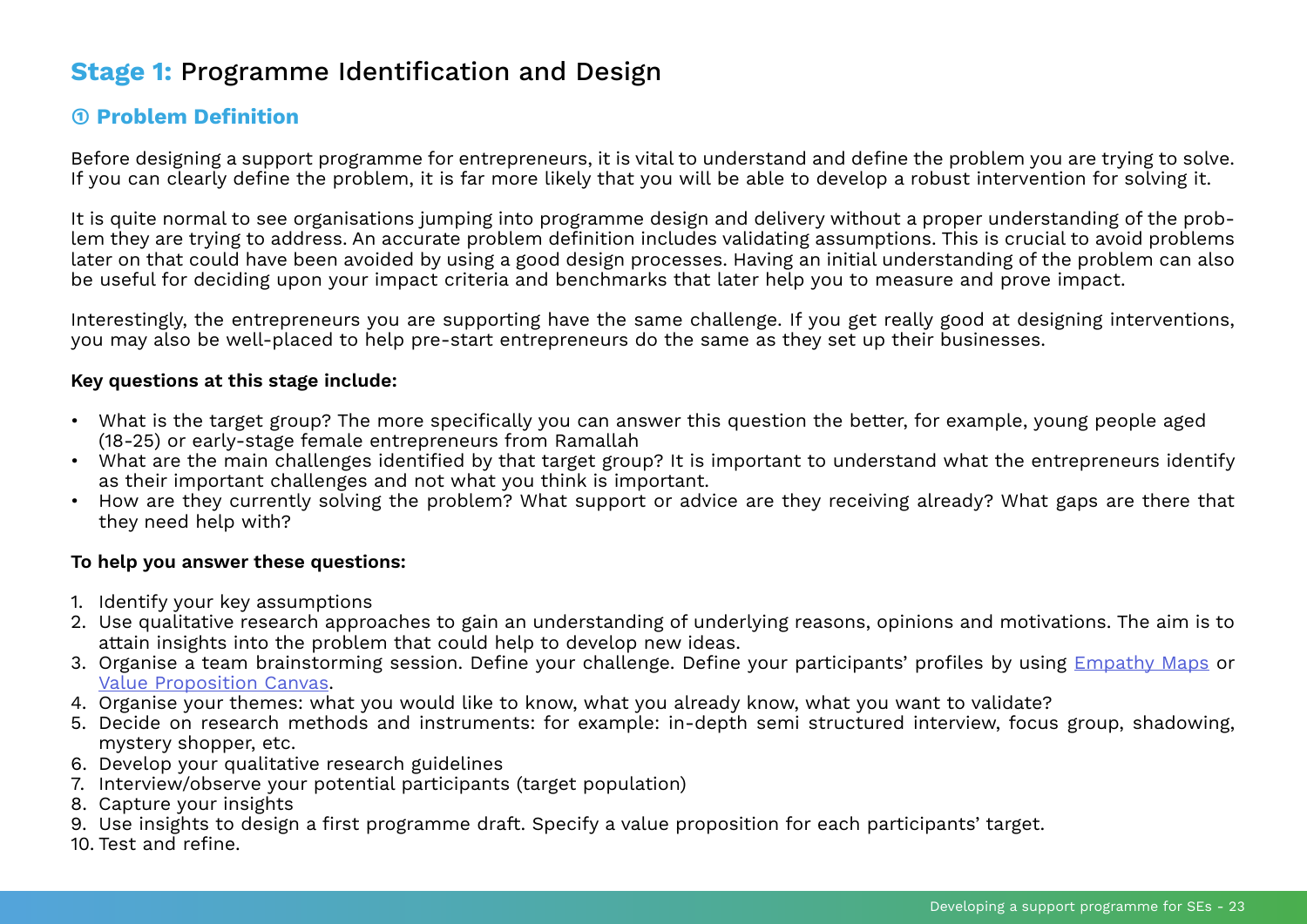# **Stage 1:** Programme Identification and Design

## ① Problem Definition

Before designing a support programme for entrepreneurs, it is vital to understand and define the problem you are trying to solve. If you can clearly define the problem, it is far more likely that you will be able to develop a robust intervention for solving it.

It is quite normal to see organisations jumping into programme design and delivery without a proper understanding of the problem they are trying to address. An accurate problem definition includes validating assumptions. This is crucial to avoid problems later on that could have been avoided by using a good design processes. Having an initial understanding of the problem can also be useful for deciding upon your impact criteria and benchmarks that later help you to measure and prove impact.

Interestingly, the entrepreneurs you are supporting have the same challenge. If you get really good at designing interventions, you may also be well-placed to help pre-start entrepreneurs do the same as they set up their businesses.

**Key questions at this stage include:**

- What is the target group? The more specifically you can answer this question the better, for example, young people aged (18-25) or early-stage female entrepreneurs from Ramallah
- What are the main challenges identified by that target group? It is important to understand what the entrepreneurs identify as their important challenges and not what you think is important.
- How are they currently solving the problem? What support or advice are they receiving already? What gaps are there that they need help with?

**To help you answer these questions:**

1. Identify your key assumptions
2. Use qualitative research approaches to gain an understanding of underlying reasons, opinions and motivations. The aim is to attain insights into the problem that could help to develop new ideas.
3. Organise a team brainstorming session. Define your challenge. Define your participants' profiles by using Empathy Maps or Value Proposition Canvas.
4. Organise your themes: what you would like to know, what you already know, what you want to validate?
5. Decide on research methods and instruments: for example: in-depth semi structured interview, focus group, shadowing, mystery shopper, etc.
6. Develop your qualitative research guidelines
7. Interview/observe your potential participants (target population)
8. Capture your insights
9. Use insights to design a first programme draft. Specify a value proposition for each participants' target.
10. Test and refine.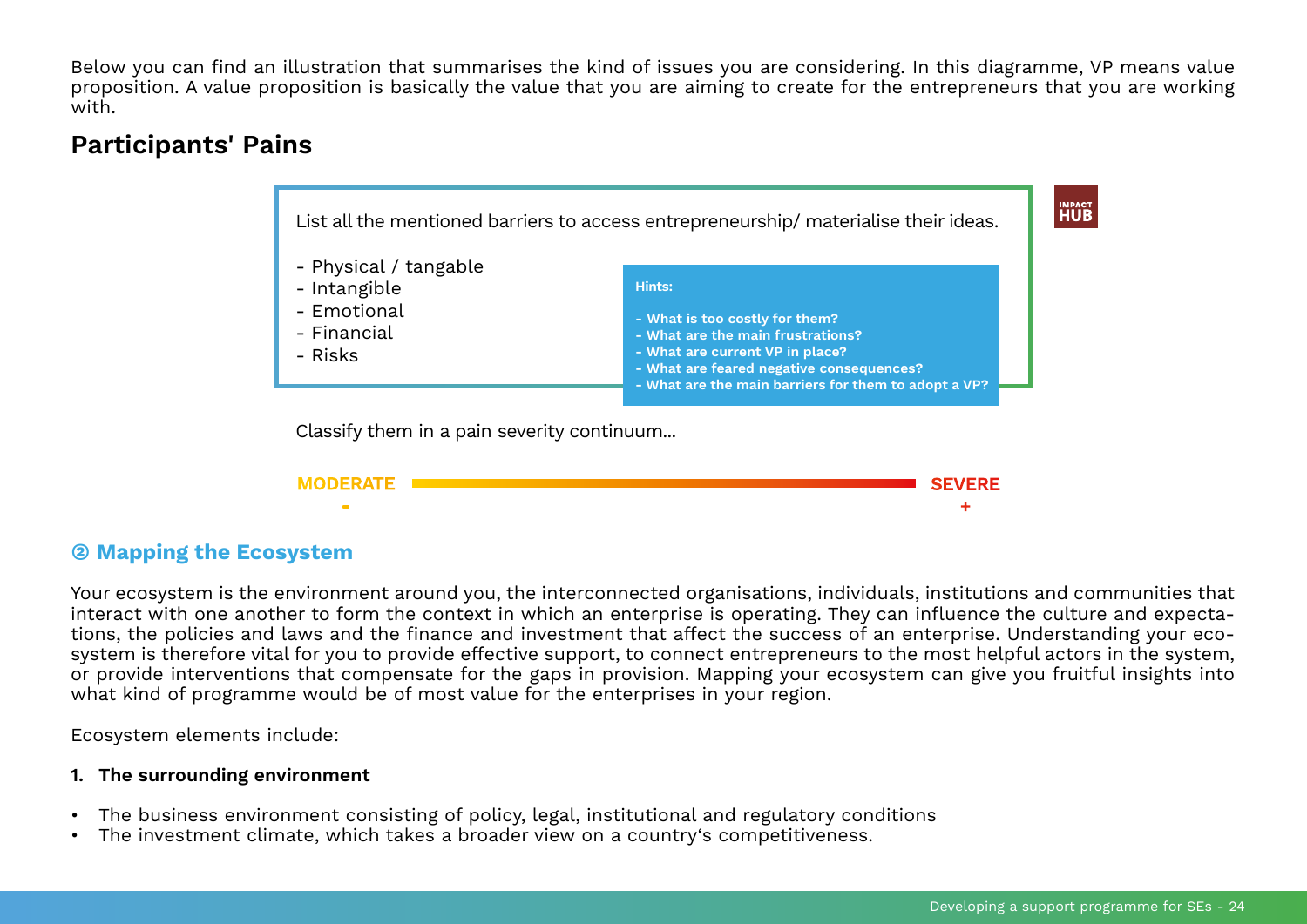Below you can find an illustration that summarises the kind of issues you are considering. In this diagramme, VP means value proposition. A value proposition is basically the value that you are aiming to create for the entrepreneurs that you are working with.

## Participants' Pains

List all the mentioned barriers to access entrepreneurship/ materialise their ideas.

- Physical / tangable
- Intangible
- Emotional
- Financial
- Risks

**Hints:**

- **What is too costly for them?**
- **What are the main frustrations?**
- **What are current VP in place?**
- **What are feared negative consequences?**
- **What are the main barriers for them to adopt a VP?**

Classify them in a pain severity continuum...

MODERATE - ———— SEVERE +

## ② Mapping the Ecosystem

Your ecosystem is the environment around you, the interconnected organisations, individuals, institutions and communities that interact with one another to form the context in which an enterprise is operating. They can influence the culture and expectations, the policies and laws and the finance and investment that affect the success of an enterprise. Understanding your ecosystem is therefore vital for you to provide effective support, to connect entrepreneurs to the most helpful actors in the system, or provide interventions that compensate for the gaps in provision. Mapping your ecosystem can give you fruitful insights into what kind of programme would be of most value for the enterprises in your region.

Ecosystem elements include:

**1. The surrounding environment**

- The business environment consisting of policy, legal, institutional and regulatory conditions
- The investment climate, which takes a broader view on a country's competitiveness.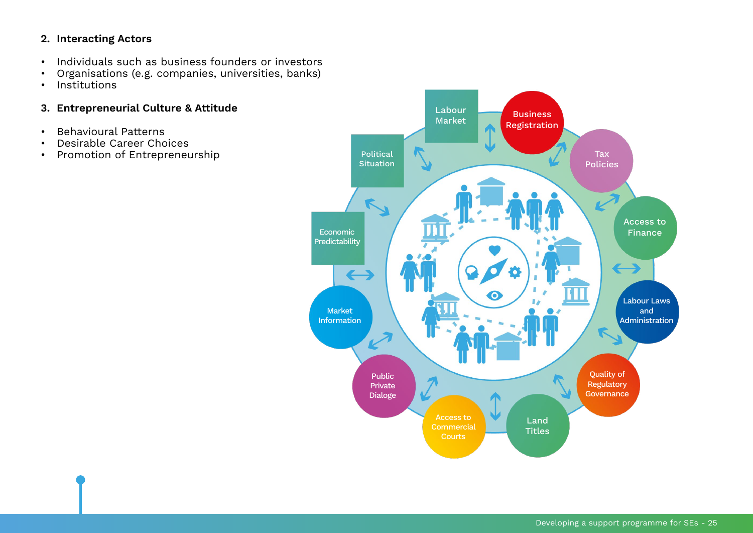2. **Interacting Actors**

- Individuals such as business founders or investors
- Organisations (e.g. companies, universities, banks)
- Institutions

3. **Entrepreneurial Culture & Attitude**

- Behavioural Patterns
- Desirable Career Choices
- Promotion of Entrepreneurship

Labour Market

Business Registration

Tax Policies

Access to Finance

Labour Laws and Administration

Quality of Regulatory Governance

Land Titles

Access to Commercial Courts

Public Private Dialoge

Market Information

Economic Predictability

Political Situation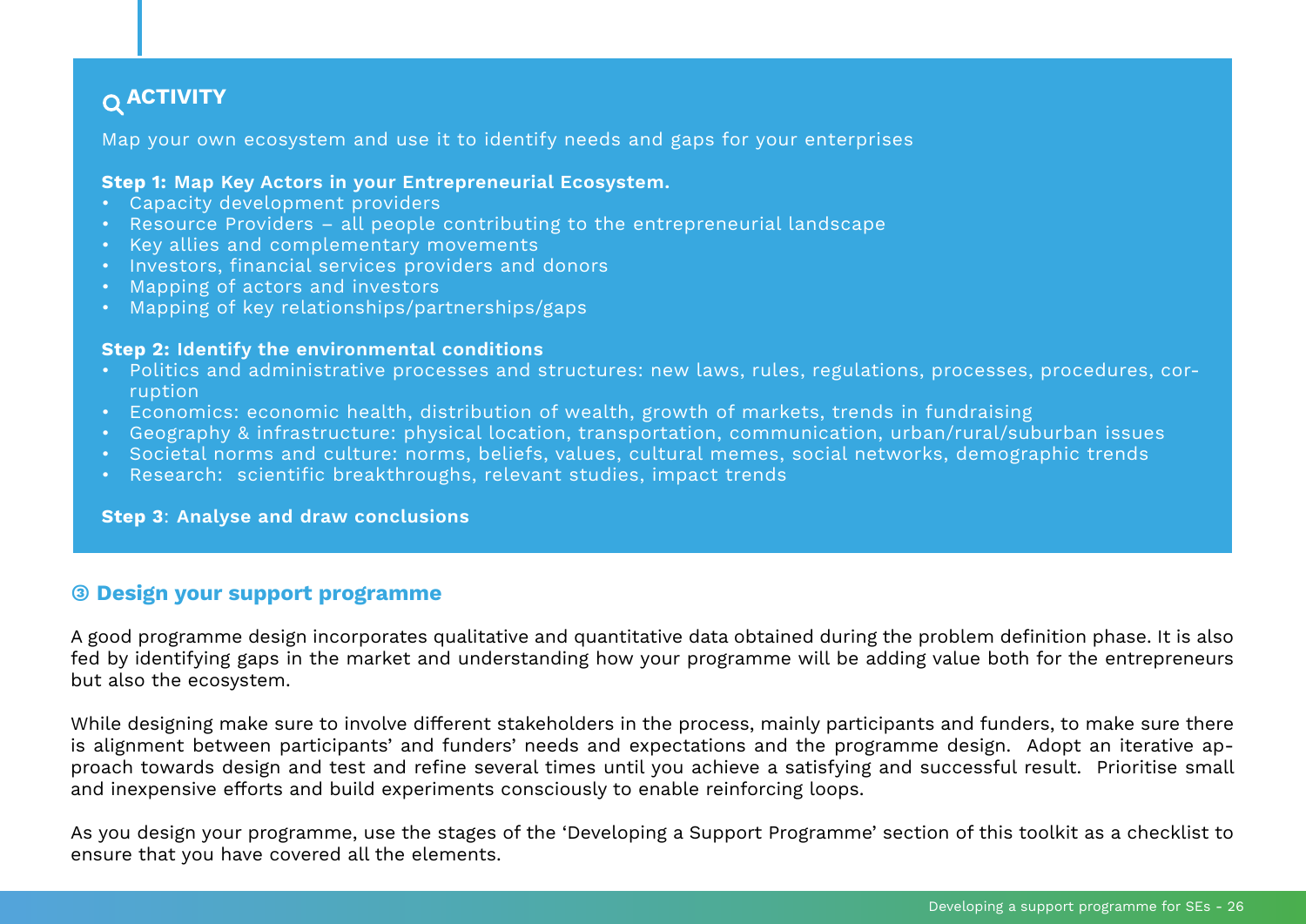## ACTIVITY

Map your own ecosystem and use it to identify needs and gaps for your enterprises

**Step 1: Map Key Actors in your Entrepreneurial Ecosystem.**

- Capacity development providers
- Resource Providers – all people contributing to the entrepreneurial landscape
- Key allies and complementary movements
- Investors, financial services providers and donors
- Mapping of actors and investors
- Mapping of key relationships/partnerships/gaps

**Step 2: Identify the environmental conditions**

- Politics and administrative processes and structures: new laws, rules, regulations, processes, procedures, corruption
- Economics: economic health, distribution of wealth, growth of markets, trends in fundraising
- Geography & infrastructure: physical location, transportation, communication, urban/rural/suburban issues
- Societal norms and culture: norms, beliefs, values, cultural memes, social networks, demographic trends
- Research: scientific breakthroughs, relevant studies, impact trends

**Step 3**: **Analyse and draw conclusions**

## ③ Design your support programme

A good programme design incorporates qualitative and quantitative data obtained during the problem definition phase. It is also fed by identifying gaps in the market and understanding how your programme will be adding value both for the entrepreneurs but also the ecosystem.

While designing make sure to involve different stakeholders in the process, mainly participants and funders, to make sure there is alignment between participants' and funders' needs and expectations and the programme design. Adopt an iterative approach towards design and test and refine several times until you achieve a satisfying and successful result. Prioritise small and inexpensive efforts and build experiments consciously to enable reinforcing loops.

As you design your programme, use the stages of the 'Developing a Support Programme' section of this toolkit as a checklist to ensure that you have covered all the elements.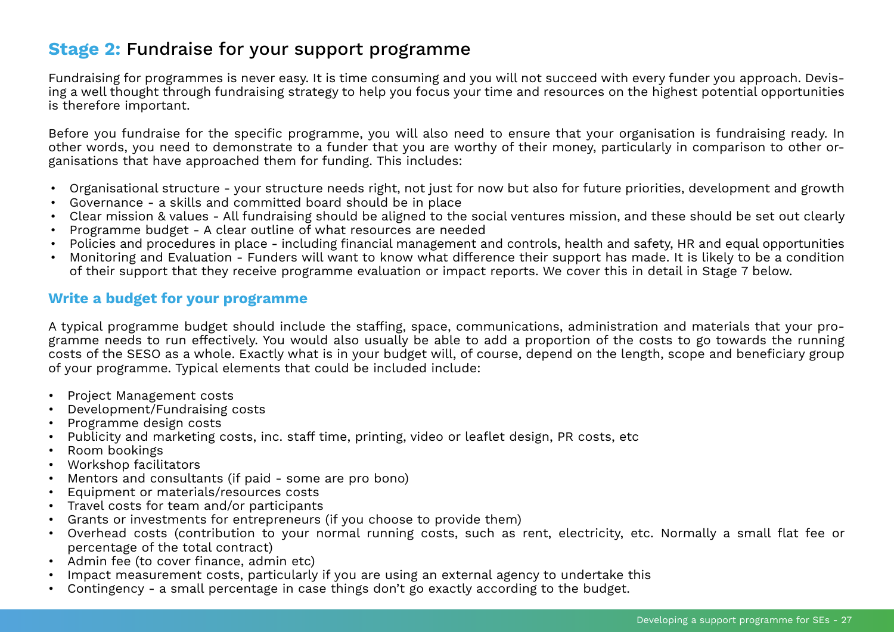## Stage 2: Fundraise for your support programme

Fundraising for programmes is never easy. It is time consuming and you will not succeed with every funder you approach. Devising a well thought through fundraising strategy to help you focus your time and resources on the highest potential opportunities is therefore important.

Before you fundraise for the specific programme, you will also need to ensure that your organisation is fundraising ready. In other words, you need to demonstrate to a funder that you are worthy of their money, particularly in comparison to other organisations that have approached them for funding. This includes:

- Organisational structure - your structure needs right, not just for now but also for future priorities, development and growth
- Governance - a skills and committed board should be in place
- Clear mission & values - All fundraising should be aligned to the social ventures mission, and these should be set out clearly
- Programme budget - A clear outline of what resources are needed
- Policies and procedures in place - including financial management and controls, health and safety, HR and equal opportunities
- Monitoring and Evaluation - Funders will want to know what difference their support has made. It is likely to be a condition of their support that they receive programme evaluation or impact reports. We cover this in detail in Stage 7 below.

### Write a budget for your programme

A typical programme budget should include the staffing, space, communications, administration and materials that your programme needs to run effectively. You would also usually be able to add a proportion of the costs to go towards the running costs of the SESO as a whole. Exactly what is in your budget will, of course, depend on the length, scope and beneficiary group of your programme. Typical elements that could be included include:

- Project Management costs
- Development/Fundraising costs
- Programme design costs
- Publicity and marketing costs, inc. staff time, printing, video or leaflet design, PR costs, etc
- Room bookings
- Workshop facilitators
- Mentors and consultants (if paid - some are pro bono)
- Equipment or materials/resources costs
- Travel costs for team and/or participants
- Grants or investments for entrepreneurs (if you choose to provide them)
- Overhead costs (contribution to your normal running costs, such as rent, electricity, etc. Normally a small flat fee or percentage of the total contract)
- Admin fee (to cover finance, admin etc)
- Impact measurement costs, particularly if you are using an external agency to undertake this
- Contingency - a small percentage in case things don't go exactly according to the budget.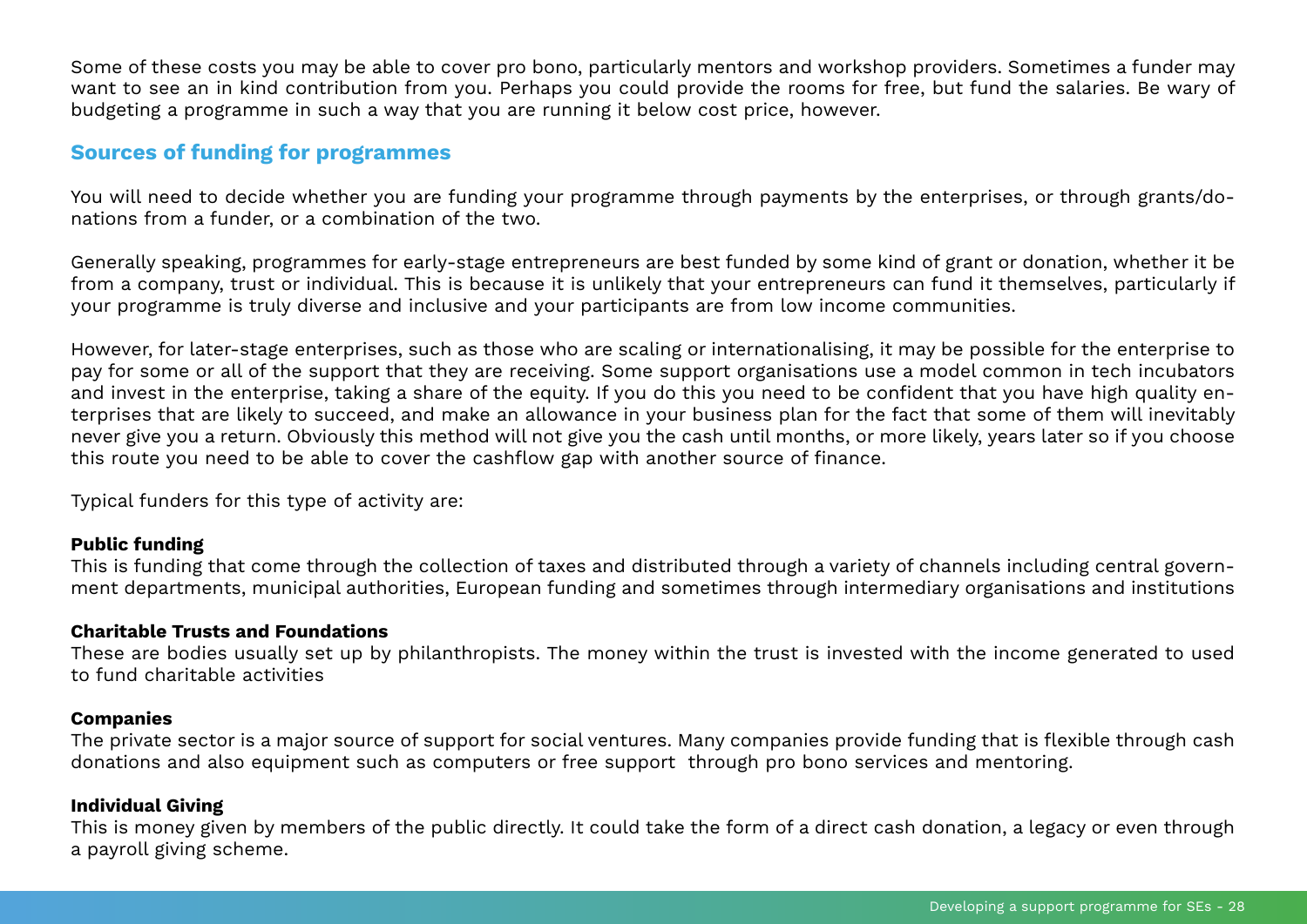Some of these costs you may be able to cover pro bono, particularly mentors and workshop providers. Sometimes a funder may want to see an in kind contribution from you. Perhaps you could provide the rooms for free, but fund the salaries. Be wary of budgeting a programme in such a way that you are running it below cost price, however.

## Sources of funding for programmes

You will need to decide whether you are funding your programme through payments by the enterprises, or through grants/donations from a funder, or a combination of the two.

Generally speaking, programmes for early-stage entrepreneurs are best funded by some kind of grant or donation, whether it be from a company, trust or individual. This is because it is unlikely that your entrepreneurs can fund it themselves, particularly if your programme is truly diverse and inclusive and your participants are from low income communities.

However, for later-stage enterprises, such as those who are scaling or internationalising, it may be possible for the enterprise to pay for some or all of the support that they are receiving. Some support organisations use a model common in tech incubators and invest in the enterprise, taking a share of the equity. If you do this you need to be confident that you have high quality enterprises that are likely to succeed, and make an allowance in your business plan for the fact that some of them will inevitably never give you a return. Obviously this method will not give you the cash until months, or more likely, years later so if you choose this route you need to be able to cover the cashflow gap with another source of finance.

Typical funders for this type of activity are:

**Public funding**
This is funding that come through the collection of taxes and distributed through a variety of channels including central government departments, municipal authorities, European funding and sometimes through intermediary organisations and institutions

**Charitable Trusts and Foundations**
These are bodies usually set up by philanthropists. The money within the trust is invested with the income generated to used to fund charitable activities

**Companies**
The private sector is a major source of support for social ventures. Many companies provide funding that is flexible through cash donations and also equipment such as computers or free support through pro bono services and mentoring.

**Individual Giving**
This is money given by members of the public directly. It could take the form of a direct cash donation, a legacy or even through a payroll giving scheme.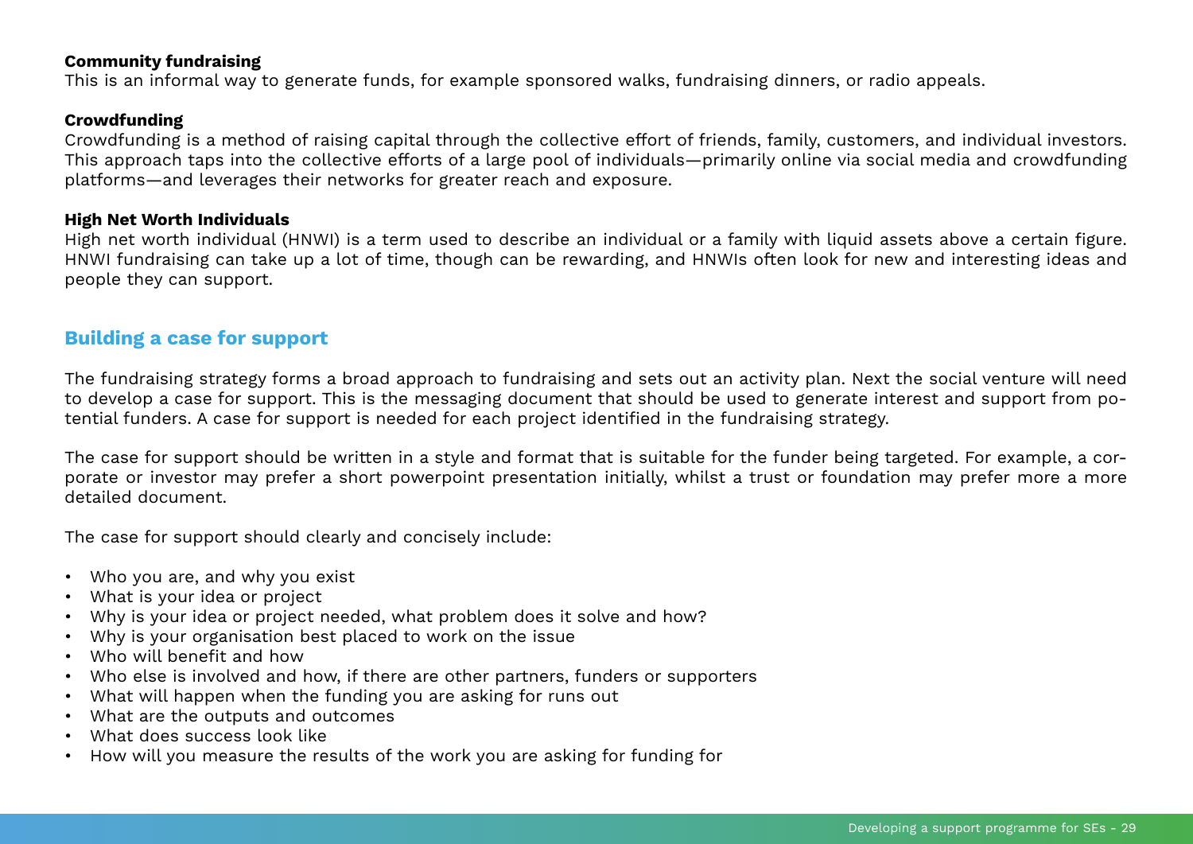**Community fundraising**
This is an informal way to generate funds, for example sponsored walks, fundraising dinners, or radio appeals.

**Crowdfunding**
Crowdfunding is a method of raising capital through the collective effort of friends, family, customers, and individual investors. This approach taps into the collective efforts of a large pool of individuals—primarily online via social media and crowdfunding platforms—and leverages their networks for greater reach and exposure.

**High Net Worth Individuals**
High net worth individual (HNWI) is a term used to describe an individual or a family with liquid assets above a certain figure. HNWI fundraising can take up a lot of time, though can be rewarding, and HNWIs often look for new and interesting ideas and people they can support.

## Building a case for support

The fundraising strategy forms a broad approach to fundraising and sets out an activity plan. Next the social venture will need to develop a case for support. This is the messaging document that should be used to generate interest and support from potential funders. A case for support is needed for each project identified in the fundraising strategy.

The case for support should be written in a style and format that is suitable for the funder being targeted. For example, a corporate or investor may prefer a short powerpoint presentation initially, whilst a trust or foundation may prefer more a more detailed document.

The case for support should clearly and concisely include:

- Who you are, and why you exist
- What is your idea or project
- Why is your idea or project needed, what problem does it solve and how?
- Why is your organisation best placed to work on the issue
- Who will benefit and how
- Who else is involved and how, if there are other partners, funders or supporters
- What will happen when the funding you are asking for runs out
- What are the outputs and outcomes
- What does success look like
- How will you measure the results of the work you are asking for funding for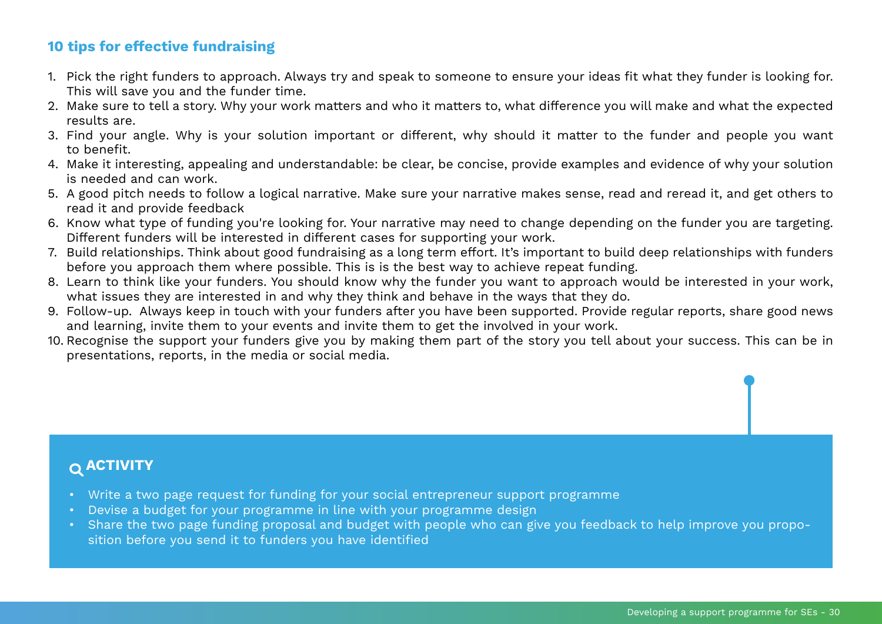## 10 tips for effective fundraising

1. Pick the right funders to approach. Always try and speak to someone to ensure your ideas fit what they funder is looking for. This will save you and the funder time.
2. Make sure to tell a story. Why your work matters and who it matters to, what difference you will make and what the expected results are.
3. Find your angle. Why is your solution important or different, why should it matter to the funder and people you want to benefit.
4. Make it interesting, appealing and understandable: be clear, be concise, provide examples and evidence of why your solution is needed and can work.
5. A good pitch needs to follow a logical narrative. Make sure your narrative makes sense, read and reread it, and get others to read it and provide feedback
6. Know what type of funding you're looking for. Your narrative may need to change depending on the funder you are targeting. Different funders will be interested in different cases for supporting your work.
7. Build relationships. Think about good fundraising as a long term effort. It's important to build deep relationships with funders before you approach them where possible. This is is the best way to achieve repeat funding.
8. Learn to think like your funders. You should know why the funder you want to approach would be interested in your work, what issues they are interested in and why they think and behave in the ways that they do.
9. Follow-up. Always keep in touch with your funders after you have been supported. Provide regular reports, share good news and learning, invite them to your events and invite them to get the involved in your work.
10. Recognise the support your funders give you by making them part of the story you tell about your success. This can be in presentations, reports, in the media or social media.

### ACTIVITY

- Write a two page request for funding for your social entrepreneur support programme
- Devise a budget for your programme in line with your programme design
- Share the two page funding proposal and budget with people who can give you feedback to help improve you proposition before you send it to funders you have identified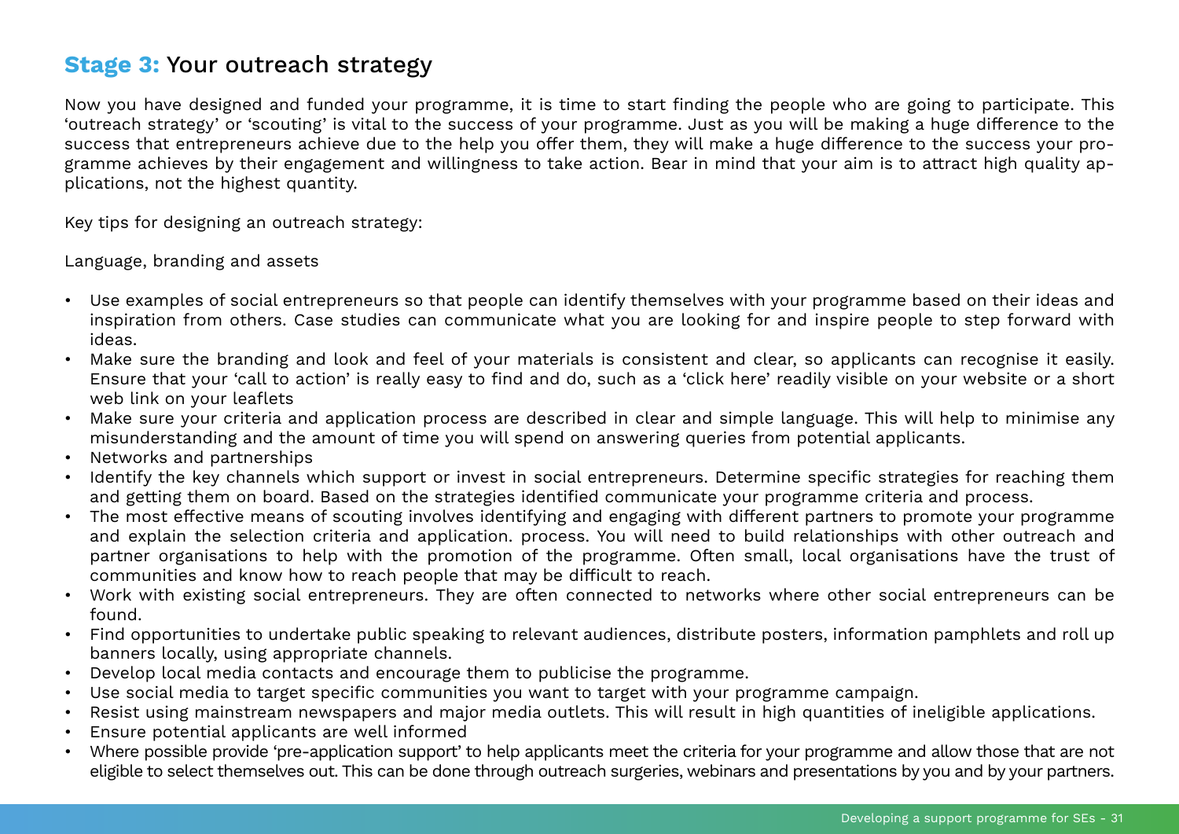## **Stage 3:** Your outreach strategy

Now you have designed and funded your programme, it is time to start finding the people who are going to participate. This 'outreach strategy' or 'scouting' is vital to the success of your programme. Just as you will be making a huge difference to the success that entrepreneurs achieve due to the help you offer them, they will make a huge difference to the success your programme achieves by their engagement and willingness to take action. Bear in mind that your aim is to attract high quality applications, not the highest quantity.

Key tips for designing an outreach strategy:

Language, branding and assets

- Use examples of social entrepreneurs so that people can identify themselves with your programme based on their ideas and inspiration from others. Case studies can communicate what you are looking for and inspire people to step forward with ideas.
- Make sure the branding and look and feel of your materials is consistent and clear, so applicants can recognise it easily. Ensure that your 'call to action' is really easy to find and do, such as a 'click here' readily visible on your website or a short web link on your leaflets
- Make sure your criteria and application process are described in clear and simple language. This will help to minimise any misunderstanding and the amount of time you will spend on answering queries from potential applicants.
- Networks and partnerships
- Identify the key channels which support or invest in social entrepreneurs. Determine specific strategies for reaching them and getting them on board. Based on the strategies identified communicate your programme criteria and process.
- The most effective means of scouting involves identifying and engaging with different partners to promote your programme and explain the selection criteria and application. process. You will need to build relationships with other outreach and partner organisations to help with the promotion of the programme. Often small, local organisations have the trust of communities and know how to reach people that may be difficult to reach.
- Work with existing social entrepreneurs. They are often connected to networks where other social entrepreneurs can be found.
- Find opportunities to undertake public speaking to relevant audiences, distribute posters, information pamphlets and roll up banners locally, using appropriate channels.
- Develop local media contacts and encourage them to publicise the programme.
- Use social media to target specific communities you want to target with your programme campaign.
- Resist using mainstream newspapers and major media outlets. This will result in high quantities of ineligible applications.
- Ensure potential applicants are well informed
- Where possible provide 'pre-application support' to help applicants meet the criteria for your programme and allow those that are not eligible to select themselves out. This can be done through outreach surgeries, webinars and presentations by you and by your partners.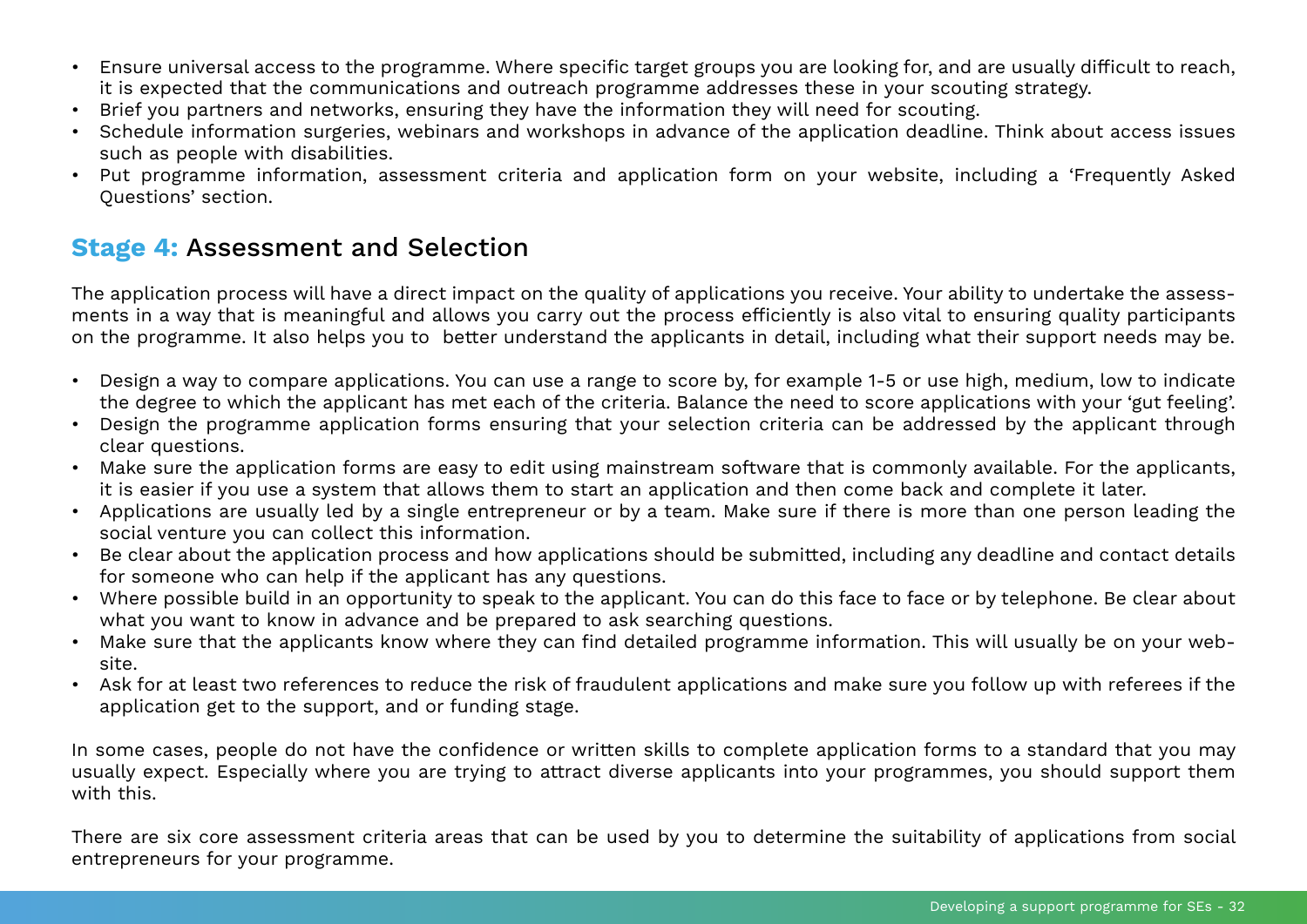- Ensure universal access to the programme. Where specific target groups you are looking for, and are usually difficult to reach, it is expected that the communications and outreach programme addresses these in your scouting strategy.
- Brief you partners and networks, ensuring they have the information they will need for scouting.
- Schedule information surgeries, webinars and workshops in advance of the application deadline. Think about access issues such as people with disabilities.
- Put programme information, assessment criteria and application form on your website, including a 'Frequently Asked Questions' section.

## Stage 4: Assessment and Selection

The application process will have a direct impact on the quality of applications you receive. Your ability to undertake the assessments in a way that is meaningful and allows you carry out the process efficiently is also vital to ensuring quality participants on the programme. It also helps you to better understand the applicants in detail, including what their support needs may be.

- Design a way to compare applications. You can use a range to score by, for example 1-5 or use high, medium, low to indicate the degree to which the applicant has met each of the criteria. Balance the need to score applications with your 'gut feeling'.
- Design the programme application forms ensuring that your selection criteria can be addressed by the applicant through clear questions.
- Make sure the application forms are easy to edit using mainstream software that is commonly available. For the applicants, it is easier if you use a system that allows them to start an application and then come back and complete it later.
- Applications are usually led by a single entrepreneur or by a team. Make sure if there is more than one person leading the social venture you can collect this information.
- Be clear about the application process and how applications should be submitted, including any deadline and contact details for someone who can help if the applicant has any questions.
- Where possible build in an opportunity to speak to the applicant. You can do this face to face or by telephone. Be clear about what you want to know in advance and be prepared to ask searching questions.
- Make sure that the applicants know where they can find detailed programme information. This will usually be on your website.
- Ask for at least two references to reduce the risk of fraudulent applications and make sure you follow up with referees if the application get to the support, and or funding stage.

In some cases, people do not have the confidence or written skills to complete application forms to a standard that you may usually expect. Especially where you are trying to attract diverse applicants into your programmes, you should support them with this.

There are six core assessment criteria areas that can be used by you to determine the suitability of applications from social entrepreneurs for your programme.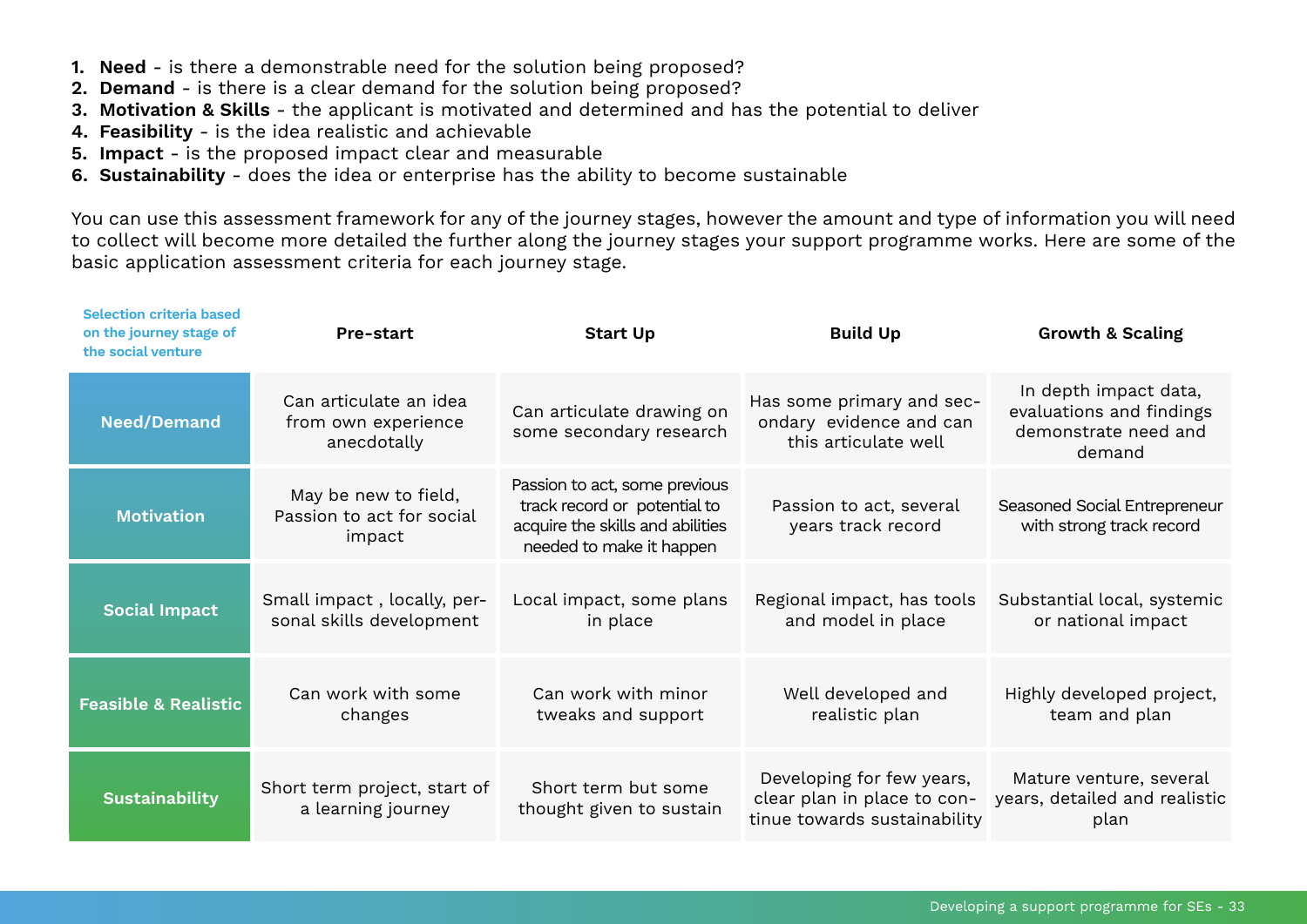1. **Need** - is there a demonstrable need for the solution being proposed?
2. **Demand** - is there is a clear demand for the solution being proposed?
3. **Motivation & Skills** - the applicant is motivated and determined and has the potential to deliver
4. **Feasibility** - is the idea realistic and achievable
5. **Impact** - is the proposed impact clear and measurable
6. **Sustainability** - does the idea or enterprise has the ability to become sustainable

You can use this assessment framework for any of the journey stages, however the amount and type of information you will need to collect will become more detailed the further along the journey stages your support programme works. Here are some of the basic application assessment criteria for each journey stage.

| Selection criteria based on the journey stage of the social venture | Pre-start | Start Up | Build Up | Growth & Scaling |
|---|---|---|---|---|
| **Need/Demand** | Can articulate an idea from own experience anecdotally | Can articulate drawing on some secondary research | Has some primary and secondary evidence and can this articulate well | In depth impact data, evaluations and findings demonstrate need and demand |
| **Motivation** | May be new to field, Passion to act for social impact | Passion to act, some previous track record or potential to acquire the skills and abilities needed to make it happen | Passion to act, several years track record | Seasoned Social Entrepreneur with strong track record |
| **Social Impact** | Small impact , locally, personal skills development | Local impact, some plans in place | Regional impact, has tools and model in place | Substantial local, systemic or national impact |
| **Feasible & Realistic** | Can work with some changes | Can work with minor tweaks and support | Well developed and realistic plan | Highly developed project, team and plan |
| **Sustainability** | Short term project, start of a learning journey | Short term but some thought given to sustain | Developing for few years, clear plan in place to continue towards sustainability | Mature venture, several years, detailed and realistic plan |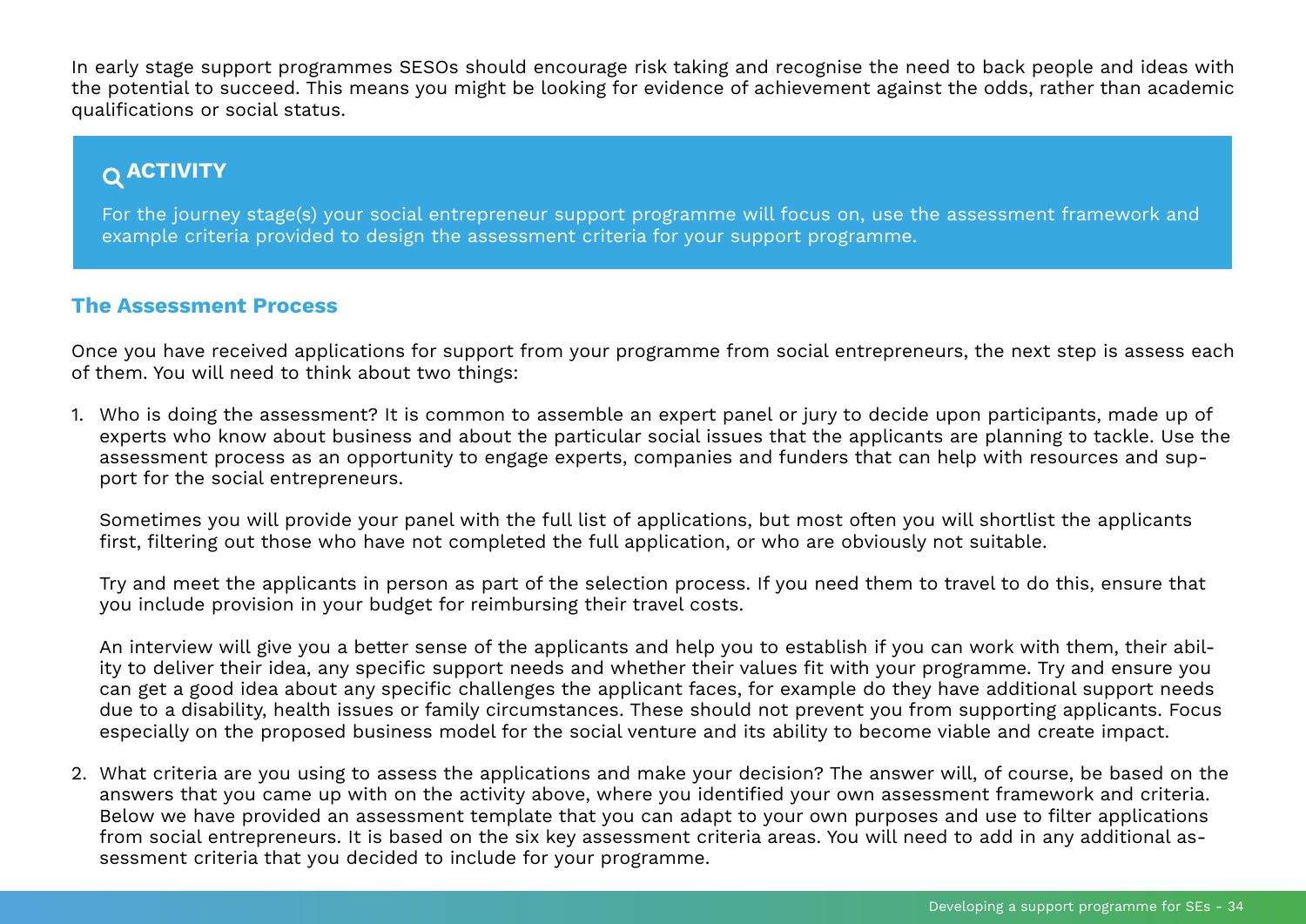In early stage support programmes SESOs should encourage risk taking and recognise the need to back people and ideas with the potential to succeed. This means you might be looking for evidence of achievement against the odds, rather than academic qualifications or social status.

> **ACTIVITY**
>
> For the journey stage(s) your social entrepreneur support programme will focus on, use the assessment framework and example criteria provided to design the assessment criteria for your support programme.

### The Assessment Process

Once you have received applications for support from your programme from social entrepreneurs, the next step is assess each of them. You will need to think about two things:

1. Who is doing the assessment? It is common to assemble an expert panel or jury to decide upon participants, made up of experts who know about business and about the particular social issues that the applicants are planning to tackle. Use the assessment process as an opportunity to engage experts, companies and funders that can help with resources and support for the social entrepreneurs.

   Sometimes you will provide your panel with the full list of applications, but most often you will shortlist the applicants first, filtering out those who have not completed the full application, or who are obviously not suitable.

   Try and meet the applicants in person as part of the selection process. If you need them to travel to do this, ensure that you include provision in your budget for reimbursing their travel costs.

   An interview will give you a better sense of the applicants and help you to establish if you can work with them, their ability to deliver their idea, any specific support needs and whether their values fit with your programme. Try and ensure you can get a good idea about any specific challenges the applicant faces, for example do they have additional support needs due to a disability, health issues or family circumstances. These should not prevent you from supporting applicants. Focus especially on the proposed business model for the social venture and its ability to become viable and create impact.

2. What criteria are you using to assess the applications and make your decision? The answer will, of course, be based on the answers that you came up with on the activity above, where you identified your own assessment framework and criteria. Below we have provided an assessment template that you can adapt to your own purposes and use to filter applications from social entrepreneurs. It is based on the six key assessment criteria areas. You will need to add in any additional assessment criteria that you decided to include for your programme.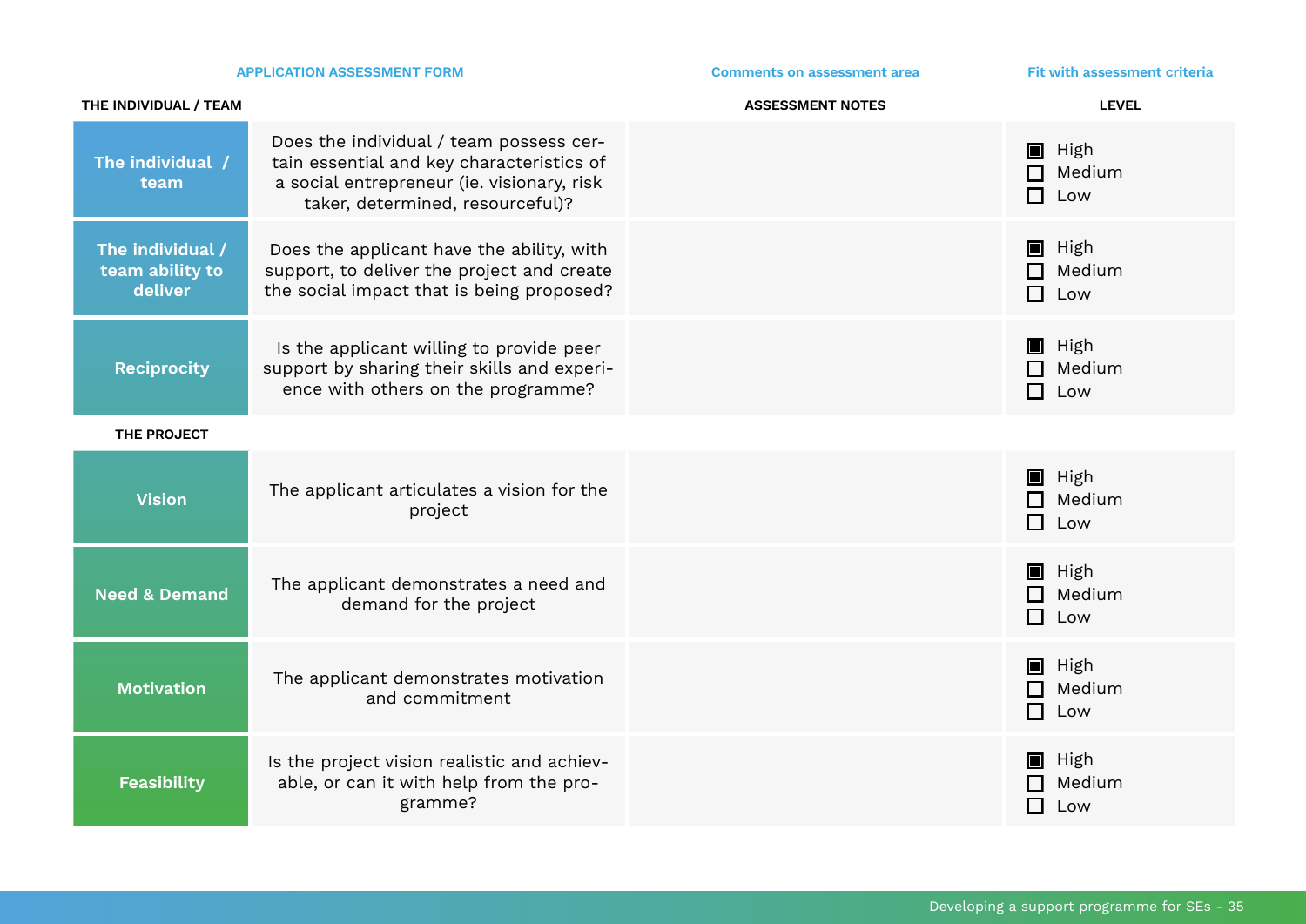| APPLICATION ASSESSMENT FORM | | Comments on assessment area | Fit with assessment criteria |
|---|---|---|---|
| **THE INDIVIDUAL / TEAM** | | **ASSESSMENT NOTES** | **LEVEL** |
| **The individual / team** | Does the individual / team possess certain essential and key characteristics of a social entrepreneur (ie. visionary, risk taker, determined, resourceful)? | | ■ High<br>☐ Medium<br>☐ Low |
| **The individual / team ability to deliver** | Does the applicant have the ability, with support, to deliver the project and create the social impact that is being proposed? | | ■ High<br>☐ Medium<br>☐ Low |
| **Reciprocity** | Is the applicant willing to provide peer support by sharing their skills and experience with others on the programme? | | ■ High<br>☐ Medium<br>☐ Low |
| **THE PROJECT** | | | |
| **Vision** | The applicant articulates a vision for the project | | ■ High<br>☐ Medium<br>☐ Low |
| **Need & Demand** | The applicant demonstrates a need and demand for the project | | ■ High<br>☐ Medium<br>☐ Low |
| **Motivation** | The applicant demonstrates motivation and commitment | | ■ High<br>☐ Medium<br>☐ Low |
| **Feasibility** | Is the project vision realistic and achievable, or can it with help from the programme? | | ■ High<br>☐ Medium<br>☐ Low |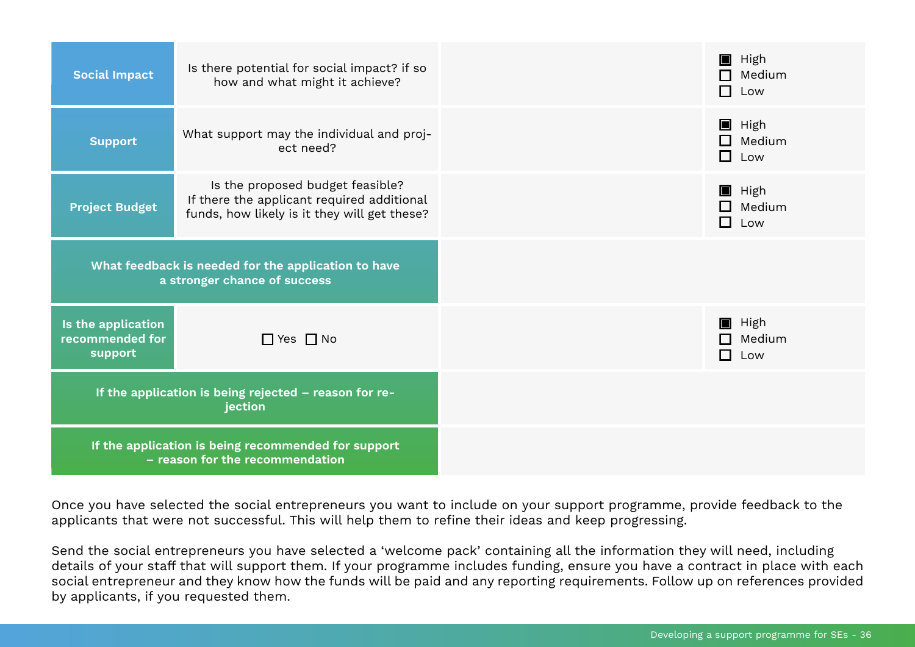| | | | |
|---|---|---|---|
| **Social Impact** | Is there potential for social impact? if so how and what might it achieve? | | ■ High<br>☐ Medium<br>☐ Low |
| **Support** | What support may the individual and project need? | | ■ High<br>☐ Medium<br>☐ Low |
| **Project Budget** | Is the proposed budget feasible?<br>If there the applicant required additional funds, how likely is it they will get these? | | ■ High<br>☐ Medium<br>☐ Low |
| **What feedback is needed for the application to have a stronger chance of success** | | | |
| **Is the application recommended for support** | ☐ Yes ☐ No | | ■ High<br>☐ Medium<br>☐ Low |
| **If the application is being rejected – reason for rejection** | | | |
| **If the application is being recommended for support – reason for the recommendation** | | | |

Once you have selected the social entrepreneurs you want to include on your support programme, provide feedback to the applicants that were not successful. This will help them to refine their ideas and keep progressing.

Send the social entrepreneurs you have selected a 'welcome pack' containing all the information they will need, including details of your staff that will support them. If your programme includes funding, ensure you have a contract in place with each social entrepreneur and they know how the funds will be paid and any reporting requirements. Follow up on references provided by applicants, if you requested them.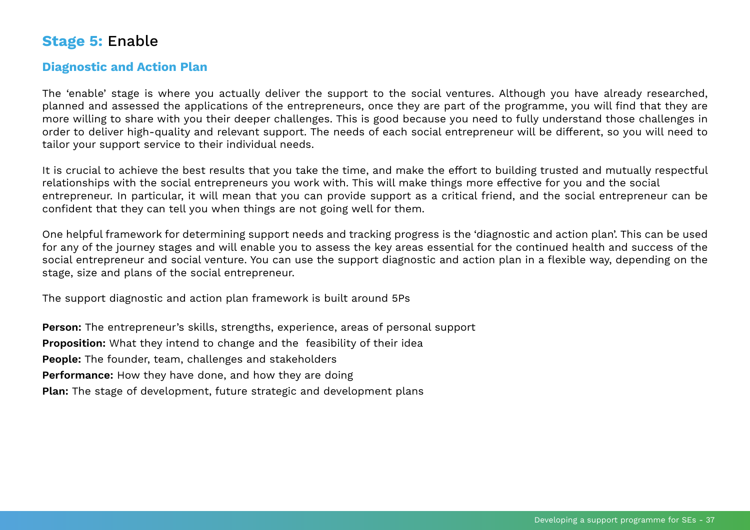## **Stage 5:** Enable

### Diagnostic and Action Plan

The 'enable' stage is where you actually deliver the support to the social ventures. Although you have already researched, planned and assessed the applications of the entrepreneurs, once they are part of the programme, you will find that they are more willing to share with you their deeper challenges. This is good because you need to fully understand those challenges in order to deliver high-quality and relevant support. The needs of each social entrepreneur will be different, so you will need to tailor your support service to their individual needs.

It is crucial to achieve the best results that you take the time, and make the effort to building trusted and mutually respectful relationships with the social entrepreneurs you work with. This will make things more effective for you and the social entrepreneur. In particular, it will mean that you can provide support as a critical friend, and the social entrepreneur can be confident that they can tell you when things are not going well for them.

One helpful framework for determining support needs and tracking progress is the 'diagnostic and action plan'. This can be used for any of the journey stages and will enable you to assess the key areas essential for the continued health and success of the social entrepreneur and social venture. You can use the support diagnostic and action plan in a flexible way, depending on the stage, size and plans of the social entrepreneur.

The support diagnostic and action plan framework is built around 5Ps

**Person:** The entrepreneur's skills, strengths, experience, areas of personal support
**Proposition:** What they intend to change and the feasibility of their idea
**People:** The founder, team, challenges and stakeholders
**Performance:** How they have done, and how they are doing
**Plan:** The stage of development, future strategic and development plans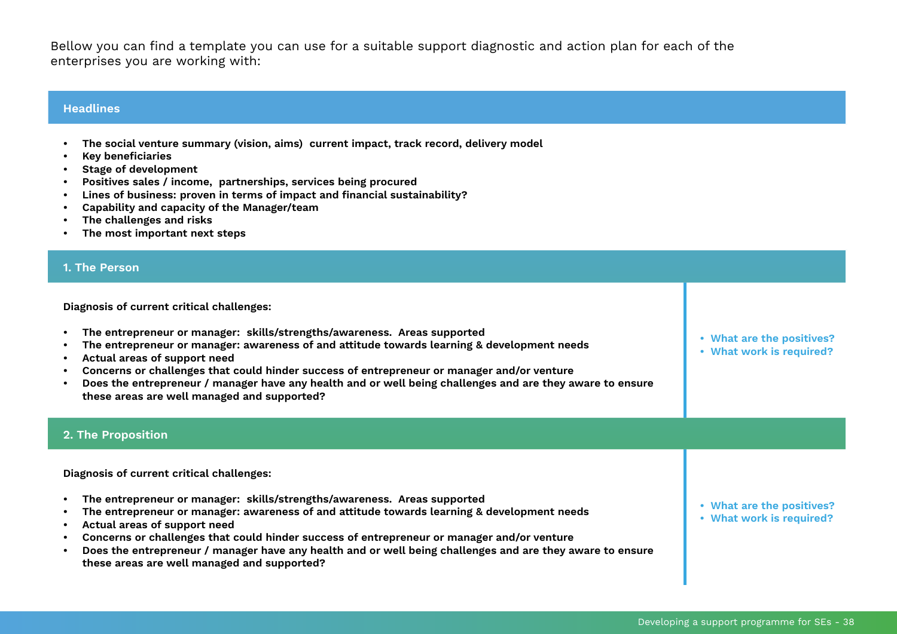Bellow you can find a template you can use for a suitable support diagnostic and action plan for each of the enterprises you are working with:

## Headlines

- **The social venture summary (vision, aims) current impact, track record, delivery model**
- **Key beneficiaries**
- **Stage of development**
- **Positives sales / income, partnerships, services being procured**
- **Lines of business: proven in terms of impact and financial sustainability?**
- **Capability and capacity of the Manager/team**
- **The challenges and risks**
- **The most important next steps**

## 1. The Person

**Diagnosis of current critical challenges:**

- **The entrepreneur or manager: skills/strengths/awareness. Areas supported**
- **The entrepreneur or manager: awareness of and attitude towards learning & development needs**
- **Actual areas of support need**
- **Concerns or challenges that could hinder success of entrepreneur or manager and/or venture**
- **Does the entrepreneur / manager have any health and or well being challenges and are they aware to ensure these areas are well managed and supported?**

- What are the positives?
- What work is required?

## 2. The Proposition

**Diagnosis of current critical challenges:**

- **The entrepreneur or manager: skills/strengths/awareness. Areas supported**
- **The entrepreneur or manager: awareness of and attitude towards learning & development needs**
- **Actual areas of support need**
- **Concerns or challenges that could hinder success of entrepreneur or manager and/or venture**
- **Does the entrepreneur / manager have any health and or well being challenges and are they aware to ensure these areas are well managed and supported?**

- What are the positives?
- What work is required?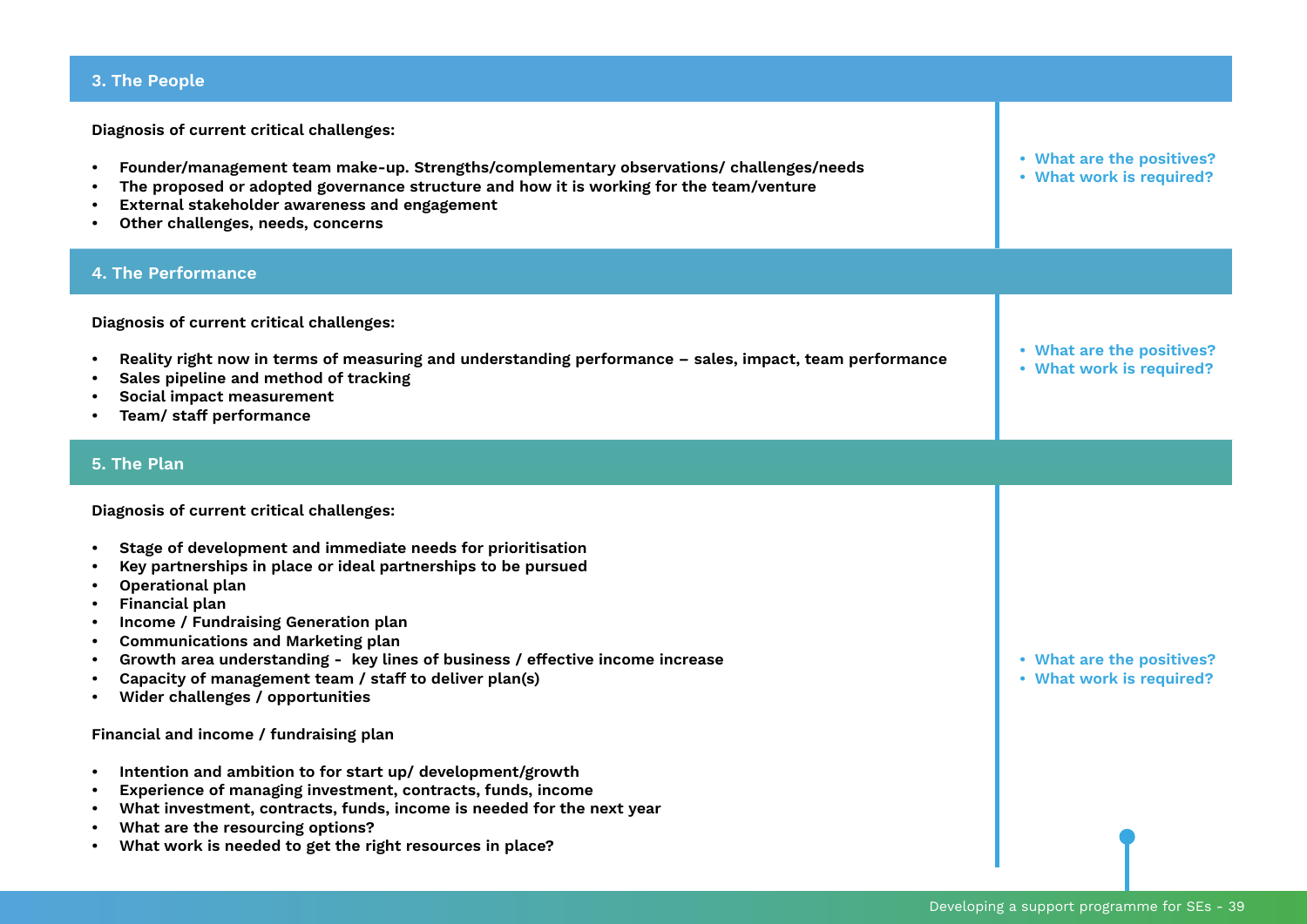## 3. The People

**Diagnosis of current critical challenges:**

- **Founder/management team make-up. Strengths/complementary observations/ challenges/needs**
- **The proposed or adopted governance structure and how it is working for the team/venture**
- **External stakeholder awareness and engagement**
- **Other challenges, needs, concerns**

- **What are the positives?**
- **What work is required?**

## 4. The Performance

**Diagnosis of current critical challenges:**

- **Reality right now in terms of measuring and understanding performance – sales, impact, team performance**
- **Sales pipeline and method of tracking**
- **Social impact measurement**
- **Team/ staff performance**

- **What are the positives?**
- **What work is required?**

## 5. The Plan

**Diagnosis of current critical challenges:**

- **Stage of development and immediate needs for prioritisation**
- **Key partnerships in place or ideal partnerships to be pursued**
- **Operational plan**
- **Financial plan**
- **Income / Fundraising Generation plan**
- **Communications and Marketing plan**
- **Growth area understanding - key lines of business / effective income increase**
- **Capacity of management team / staff to deliver plan(s)**
- **Wider challenges / opportunities**

**Financial and income / fundraising plan**

- **Intention and ambition to for start up/ development/growth**
- **Experience of managing investment, contracts, funds, income**
- **What investment, contracts, funds, income is needed for the next year**
- **What are the resourcing options?**
- **What work is needed to get the right resources in place?**

- **What are the positives?**
- **What work is required?**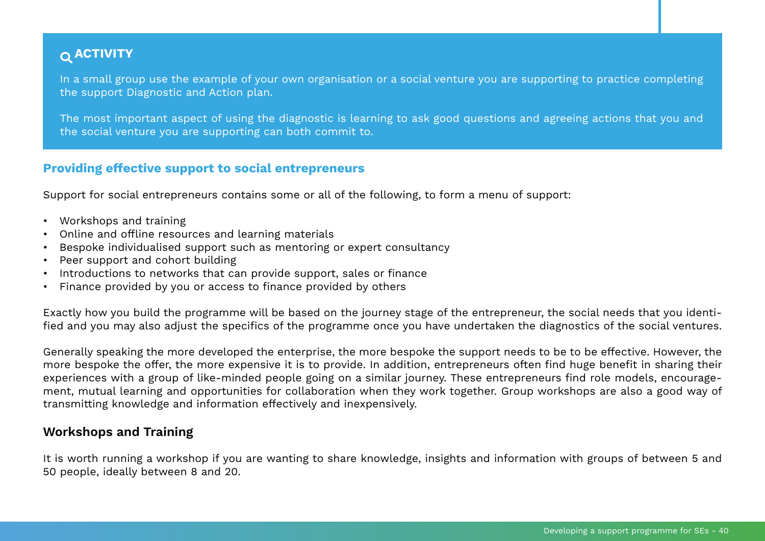**ACTIVITY**

In a small group use the example of your own organisation or a social venture you are supporting to practice completing the support Diagnostic and Action plan.

The most important aspect of using the diagnostic is learning to ask good questions and agreeing actions that you and the social venture you are supporting can both commit to.

## Providing effective support to social entrepreneurs

Support for social entrepreneurs contains some or all of the following, to form a menu of support:

- Workshops and training
- Online and offline resources and learning materials
- Bespoke individualised support such as mentoring or expert consultancy
- Peer support and cohort building
- Introductions to networks that can provide support, sales or finance
- Finance provided by you or access to finance provided by others

Exactly how you build the programme will be based on the journey stage of the entrepreneur, the social needs that you identified and you may also adjust the specifics of the programme once you have undertaken the diagnostics of the social ventures.

Generally speaking the more developed the enterprise, the more bespoke the support needs to be to be effective. However, the more bespoke the offer, the more expensive it is to provide. In addition, entrepreneurs often find huge benefit in sharing their experiences with a group of like-minded people going on a similar journey. These entrepreneurs find role models, encouragement, mutual learning and opportunities for collaboration when they work together. Group workshops are also a good way of transmitting knowledge and information effectively and inexpensively.

### Workshops and Training

It is worth running a workshop if you are wanting to share knowledge, insights and information with groups of between 5 and 50 people, ideally between 8 and 20.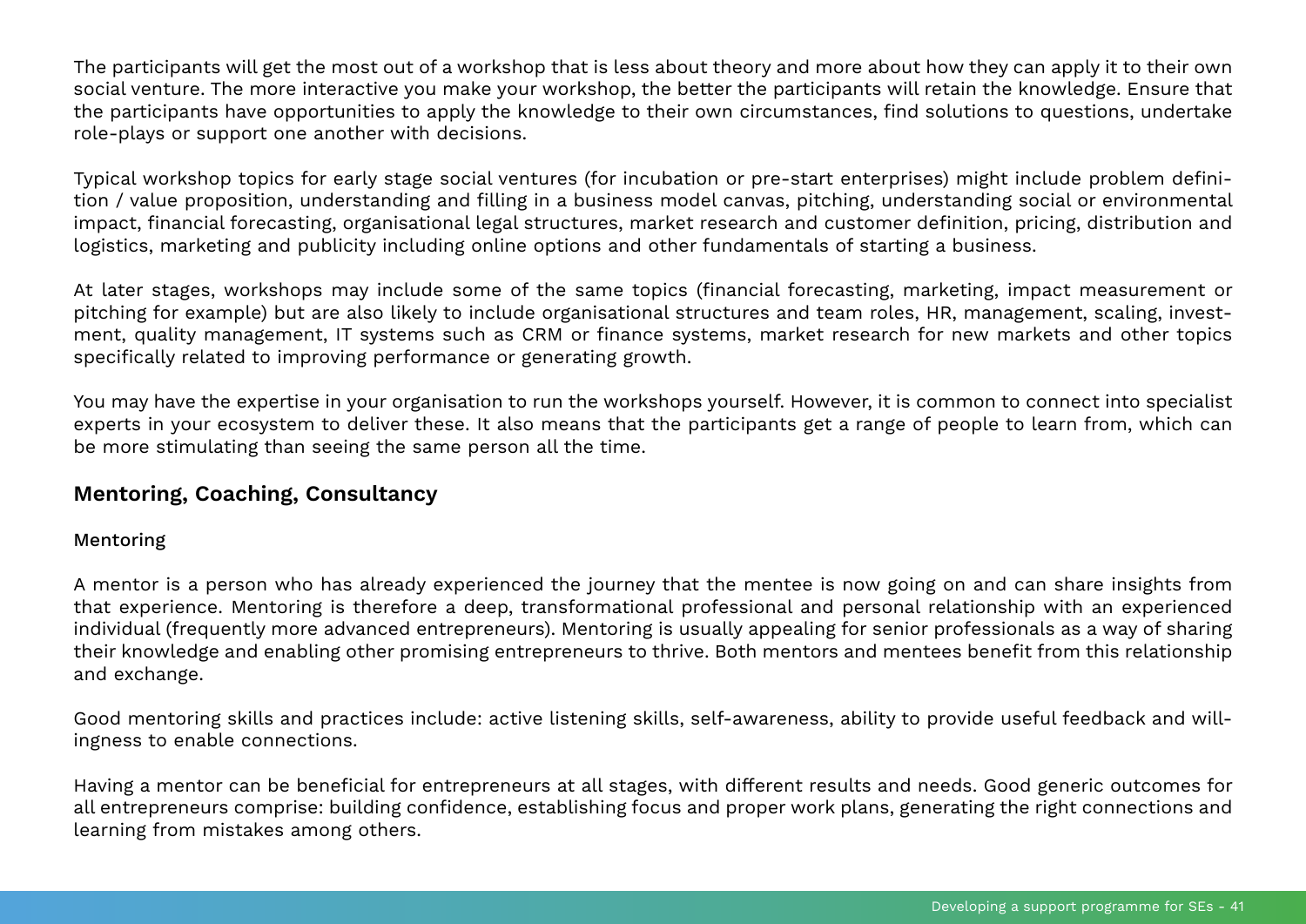The participants will get the most out of a workshop that is less about theory and more about how they can apply it to their own social venture. The more interactive you make your workshop, the better the participants will retain the knowledge. Ensure that the participants have opportunities to apply the knowledge to their own circumstances, find solutions to questions, undertake role-plays or support one another with decisions.

Typical workshop topics for early stage social ventures (for incubation or pre-start enterprises) might include problem definition / value proposition, understanding and filling in a business model canvas, pitching, understanding social or environmental impact, financial forecasting, organisational legal structures, market research and customer definition, pricing, distribution and logistics, marketing and publicity including online options and other fundamentals of starting a business.

At later stages, workshops may include some of the same topics (financial forecasting, marketing, impact measurement or pitching for example) but are also likely to include organisational structures and team roles, HR, management, scaling, investment, quality management, IT systems such as CRM or finance systems, market research for new markets and other topics specifically related to improving performance or generating growth.

You may have the expertise in your organisation to run the workshops yourself. However, it is common to connect into specialist experts in your ecosystem to deliver these. It also means that the participants get a range of people to learn from, which can be more stimulating than seeing the same person all the time.

## Mentoring, Coaching, Consultancy

### Mentoring

A mentor is a person who has already experienced the journey that the mentee is now going on and can share insights from that experience. Mentoring is therefore a deep, transformational professional and personal relationship with an experienced individual (frequently more advanced entrepreneurs). Mentoring is usually appealing for senior professionals as a way of sharing their knowledge and enabling other promising entrepreneurs to thrive. Both mentors and mentees benefit from this relationship and exchange.

Good mentoring skills and practices include: active listening skills, self-awareness, ability to provide useful feedback and willingness to enable connections.

Having a mentor can be beneficial for entrepreneurs at all stages, with different results and needs. Good generic outcomes for all entrepreneurs comprise: building confidence, establishing focus and proper work plans, generating the right connections and learning from mistakes among others.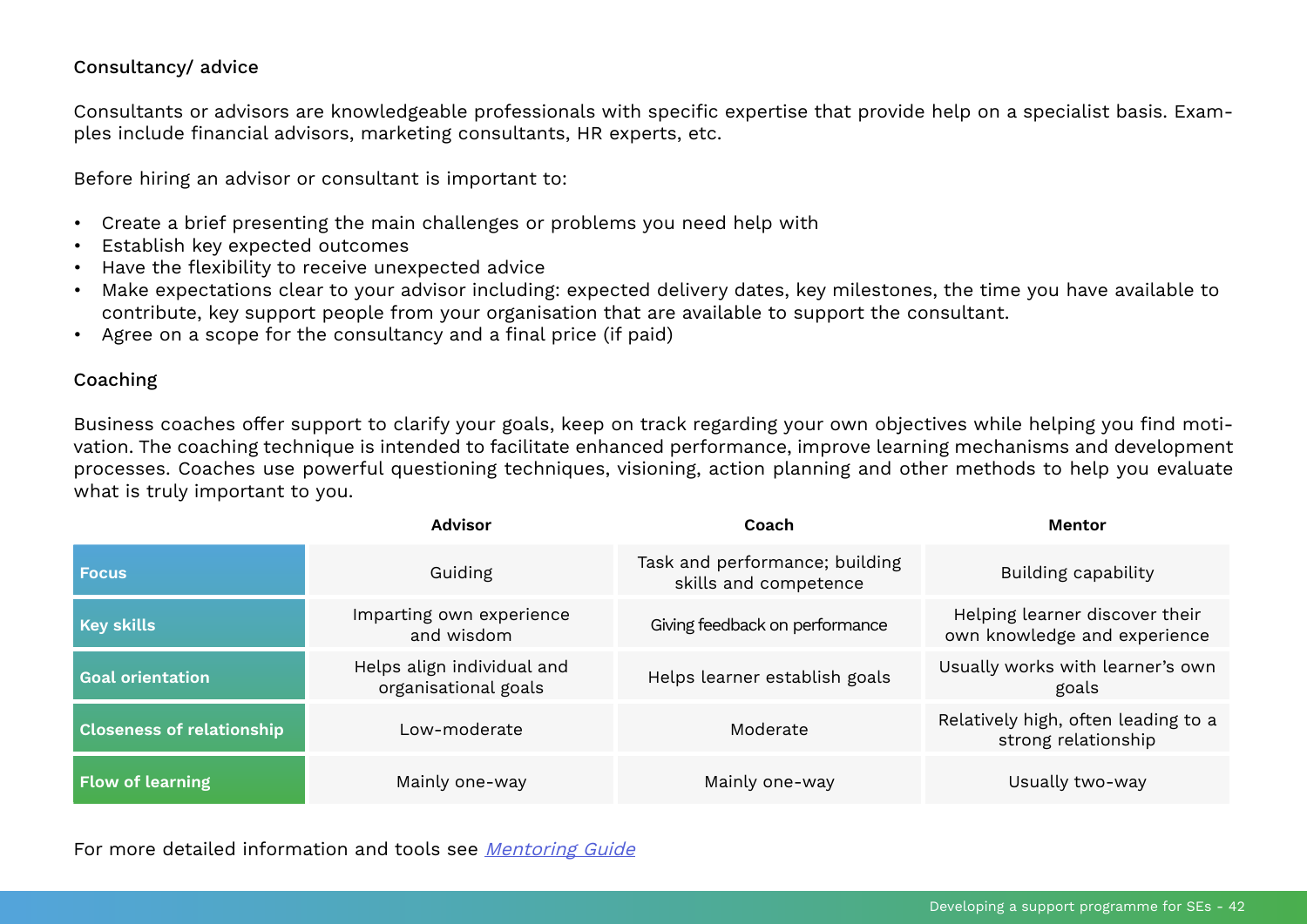### Consultancy/ advice

Consultants or advisors are knowledgeable professionals with specific expertise that provide help on a specialist basis. Examples include financial advisors, marketing consultants, HR experts, etc.

Before hiring an advisor or consultant is important to:

- Create a brief presenting the main challenges or problems you need help with
- Establish key expected outcomes
- Have the flexibility to receive unexpected advice
- Make expectations clear to your advisor including: expected delivery dates, key milestones, the time you have available to contribute, key support people from your organisation that are available to support the consultant.
- Agree on a scope for the consultancy and a final price (if paid)

### Coaching

Business coaches offer support to clarify your goals, keep on track regarding your own objectives while helping you find motivation. The coaching technique is intended to facilitate enhanced performance, improve learning mechanisms and development processes. Coaches use powerful questioning techniques, visioning, action planning and other methods to help you evaluate what is truly important to you.

| | Advisor | Coach | Mentor |
|---|---|---|---|
| **Focus** | Guiding | Task and performance; building skills and competence | Building capability |
| **Key skills** | Imparting own experience and wisdom | Giving feedback on performance | Helping learner discover their own knowledge and experience |
| **Goal orientation** | Helps align individual and organisational goals | Helps learner establish goals | Usually works with learner's own goals |
| **Closeness of relationship** | Low-moderate | Moderate | Relatively high, often leading to a strong relationship |
| **Flow of learning** | Mainly one-way | Mainly one-way | Usually two-way |

For more detailed information and tools see *Mentoring Guide*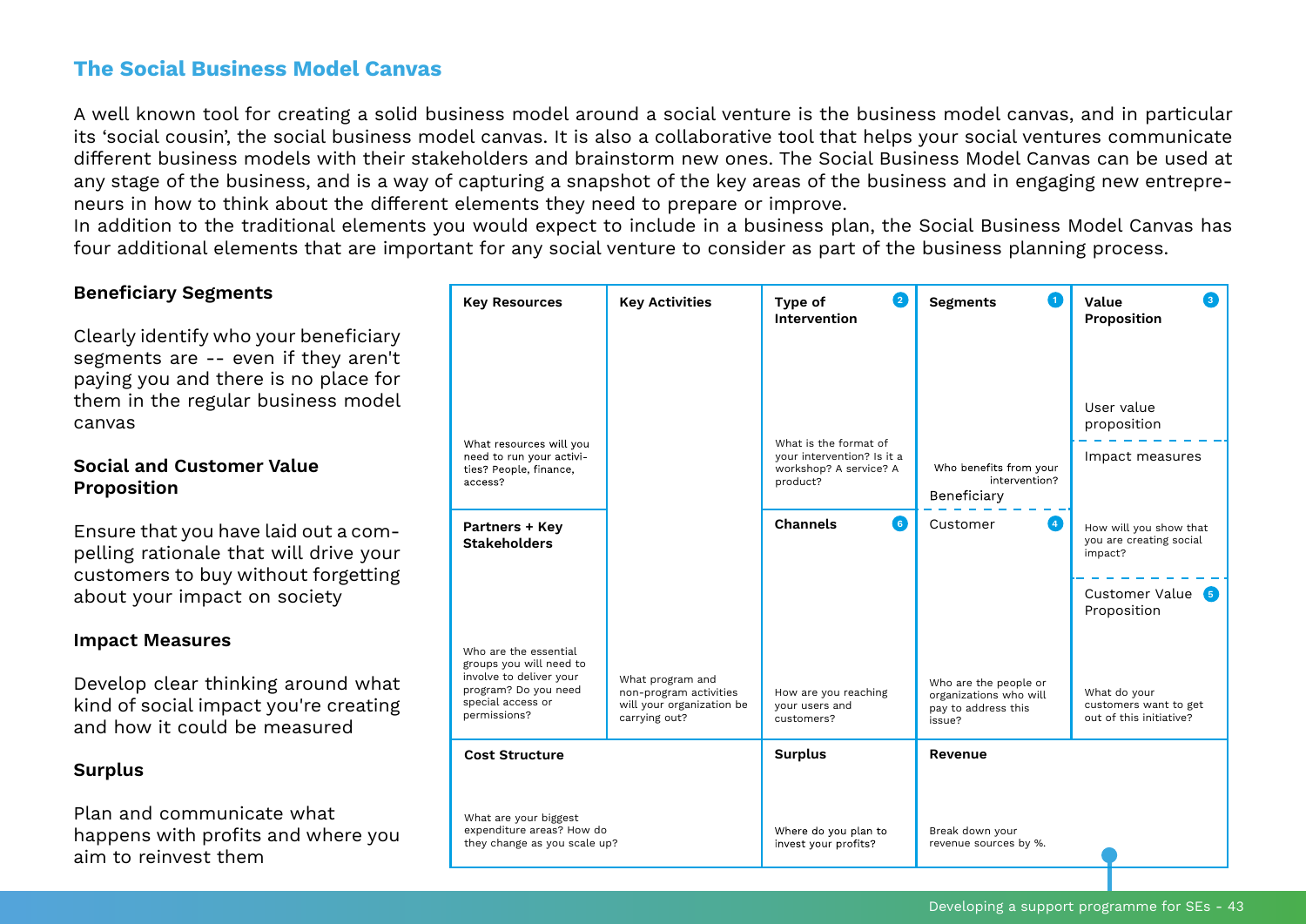## The Social Business Model Canvas

A well known tool for creating a solid business model around a social venture is the business model canvas, and in particular its 'social cousin', the social business model canvas. It is also a collaborative tool that helps your social ventures communicate different business models with their stakeholders and brainstorm new ones. The Social Business Model Canvas can be used at any stage of the business, and is a way of capturing a snapshot of the key areas of the business and in engaging new entrepreneurs in how to think about the different elements they need to prepare or improve.
In addition to the traditional elements you would expect to include in a business plan, the Social Business Model Canvas has four additional elements that are important for any social venture to consider as part of the business planning process.

### Beneficiary Segments

Clearly identify who your beneficiary segments are -- even if they aren't paying you and there is no place for them in the regular business model canvas

### Social and Customer Value Proposition

Ensure that you have laid out a compelling rationale that will drive your customers to buy without forgetting about your impact on society

### Impact Measures

Develop clear thinking around what kind of social impact you're creating and how it could be measured

### Surplus

Plan and communicate what happens with profits and where you aim to reinvest them

| Key Resources | Key Activities | Type of Intervention (2) | Segments (1) | Value Proposition (3) |
|---|---|---|---|---|
| What resources will you need to run your activities? People, finance, access? | What program and non-program activities will your organization be carrying out? | What is the format of your intervention? Is it a workshop? A service? A product? | Beneficiary: Who benefits from your intervention? | User value proposition |
| | | | | Impact measures: How will you show that you are creating social impact? |
| **Partners + Key Stakeholders** | | **Channels** (6) | Customer (4) | Customer Value Proposition (5) |
| Who are the essential groups you will need to involve to deliver your program? Do you need special access or permissions? | | How are you reaching your users and customers? | Who are the people or organizations who will pay to address this issue? | What do your customers want to get out of this initiative? |
| **Cost Structure** | | **Surplus** | **Revenue** | |
| What are your biggest expenditure areas? How do they change as you scale up? | | Where do you plan to invest your profits? | Break down your revenue sources by %. | |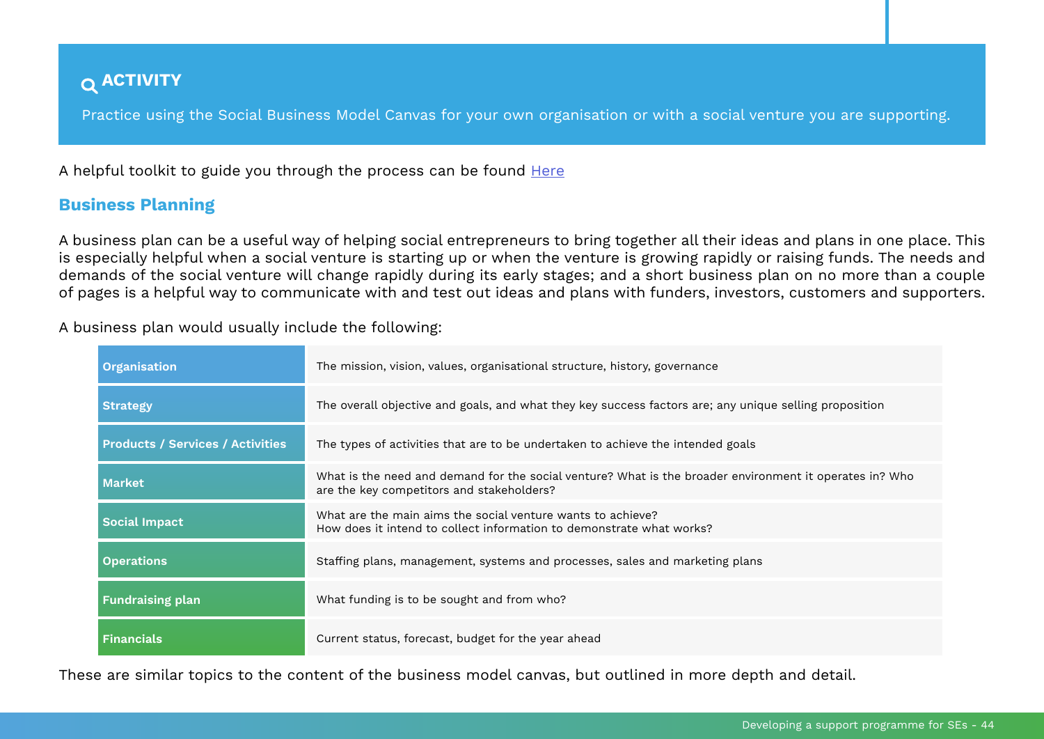### ACTIVITY

Practice using the Social Business Model Canvas for your own organisation or with a social venture you are supporting.

A helpful toolkit to guide you through the process can be found [Here]

## Business Planning

A business plan can be a useful way of helping social entrepreneurs to bring together all their ideas and plans in one place. This is especially helpful when a social venture is starting up or when the venture is growing rapidly or raising funds. The needs and demands of the social venture will change rapidly during its early stages; and a short business plan on no more than a couple of pages is a helpful way to communicate with and test out ideas and plans with funders, investors, customers and supporters.

A business plan would usually include the following:

| | |
|---|---|
| **Organisation** | The mission, vision, values, organisational structure, history, governance |
| **Strategy** | The overall objective and goals, and what they key success factors are; any unique selling proposition |
| **Products / Services / Activities** | The types of activities that are to be undertaken to achieve the intended goals |
| **Market** | What is the need and demand for the social venture? What is the broader environment it operates in? Who are the key competitors and stakeholders? |
| **Social Impact** | What are the main aims the social venture wants to achieve?<br>How does it intend to collect information to demonstrate what works? |
| **Operations** | Staffing plans, management, systems and processes, sales and marketing plans |
| **Fundraising plan** | What funding is to be sought and from who? |
| **Financials** | Current status, forecast, budget for the year ahead |

These are similar topics to the content of the business model canvas, but outlined in more depth and detail.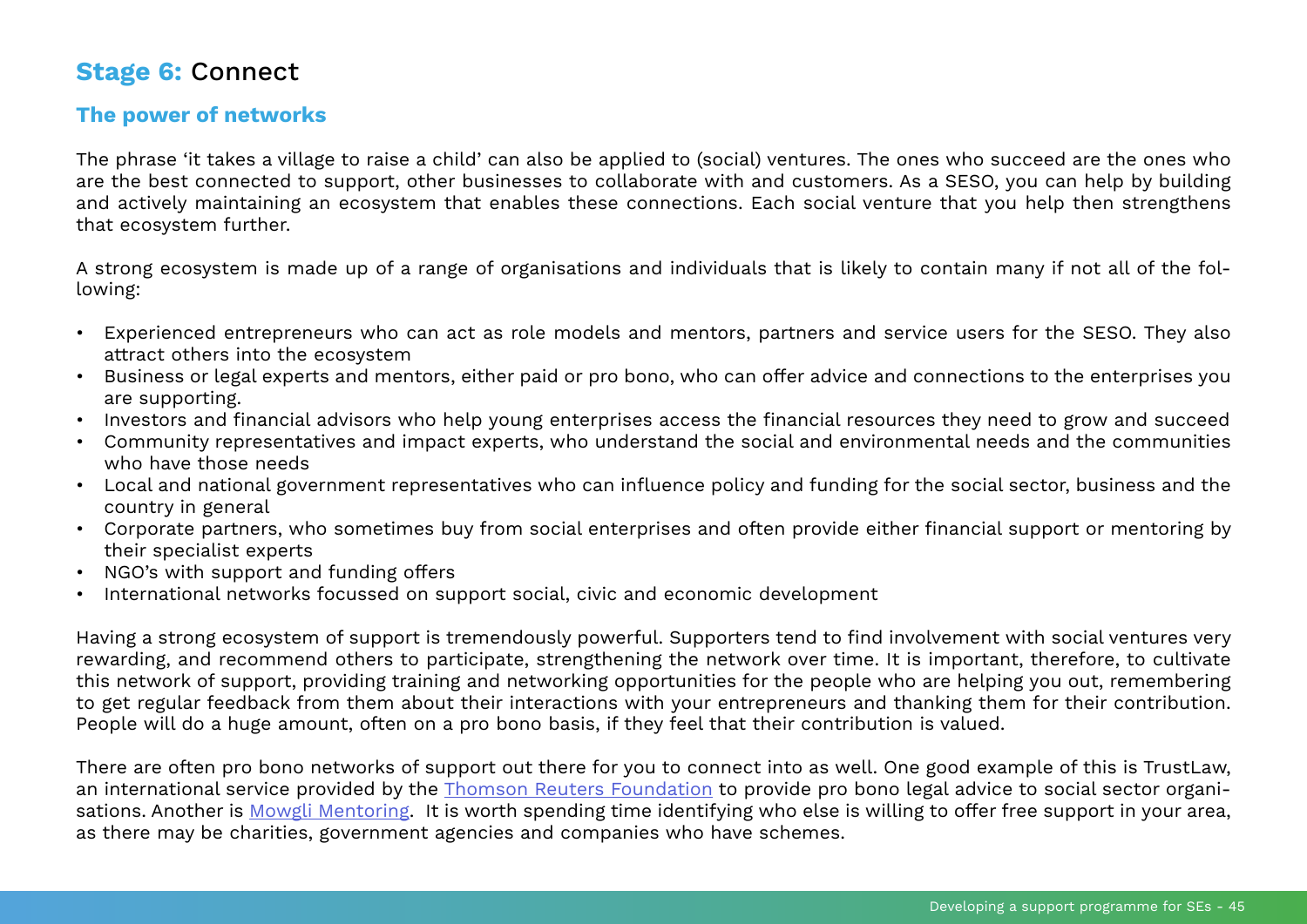## **Stage 6:** Connect

### The power of networks

The phrase 'it takes a village to raise a child' can also be applied to (social) ventures. The ones who succeed are the ones who are the best connected to support, other businesses to collaborate with and customers. As a SESO, you can help by building and actively maintaining an ecosystem that enables these connections. Each social venture that you help then strengthens that ecosystem further.

A strong ecosystem is made up of a range of organisations and individuals that is likely to contain many if not all of the following:

- Experienced entrepreneurs who can act as role models and mentors, partners and service users for the SESO. They also attract others into the ecosystem
- Business or legal experts and mentors, either paid or pro bono, who can offer advice and connections to the enterprises you are supporting.
- Investors and financial advisors who help young enterprises access the financial resources they need to grow and succeed
- Community representatives and impact experts, who understand the social and environmental needs and the communities who have those needs
- Local and national government representatives who can influence policy and funding for the social sector, business and the country in general
- Corporate partners, who sometimes buy from social enterprises and often provide either financial support or mentoring by their specialist experts
- NGO's with support and funding offers
- International networks focussed on support social, civic and economic development

Having a strong ecosystem of support is tremendously powerful. Supporters tend to find involvement with social ventures very rewarding, and recommend others to participate, strengthening the network over time. It is important, therefore, to cultivate this network of support, providing training and networking opportunities for the people who are helping you out, remembering to get regular feedback from them about their interactions with your entrepreneurs and thanking them for their contribution. People will do a huge amount, often on a pro bono basis, if they feel that their contribution is valued.

There are often pro bono networks of support out there for you to connect into as well. One good example of this is TrustLaw, an international service provided by the Thomson Reuters Foundation to provide pro bono legal advice to social sector organisations. Another is Mowgli Mentoring. It is worth spending time identifying who else is willing to offer free support in your area, as there may be charities, government agencies and companies who have schemes.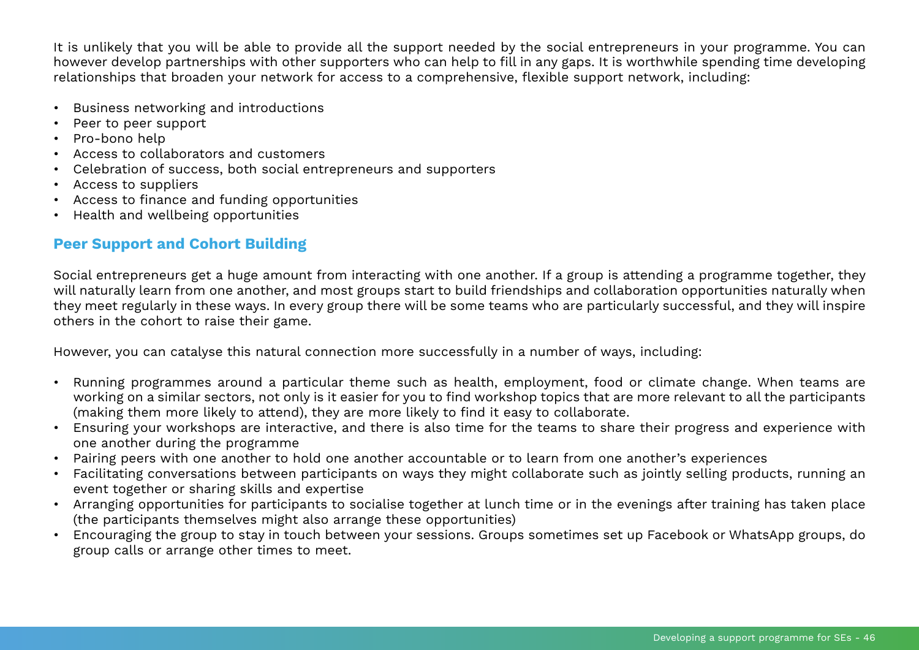It is unlikely that you will be able to provide all the support needed by the social entrepreneurs in your programme. You can however develop partnerships with other supporters who can help to fill in any gaps. It is worthwhile spending time developing relationships that broaden your network for access to a comprehensive, flexible support network, including:

- Business networking and introductions
- Peer to peer support
- Pro-bono help
- Access to collaborators and customers
- Celebration of success, both social entrepreneurs and supporters
- Access to suppliers
- Access to finance and funding opportunities
- Health and wellbeing opportunities

## Peer Support and Cohort Building

Social entrepreneurs get a huge amount from interacting with one another. If a group is attending a programme together, they will naturally learn from one another, and most groups start to build friendships and collaboration opportunities naturally when they meet regularly in these ways. In every group there will be some teams who are particularly successful, and they will inspire others in the cohort to raise their game.

However, you can catalyse this natural connection more successfully in a number of ways, including:

- Running programmes around a particular theme such as health, employment, food or climate change. When teams are working on a similar sectors, not only is it easier for you to find workshop topics that are more relevant to all the participants (making them more likely to attend), they are more likely to find it easy to collaborate.
- Ensuring your workshops are interactive, and there is also time for the teams to share their progress and experience with one another during the programme
- Pairing peers with one another to hold one another accountable or to learn from one another's experiences
- Facilitating conversations between participants on ways they might collaborate such as jointly selling products, running an event together or sharing skills and expertise
- Arranging opportunities for participants to socialise together at lunch time or in the evenings after training has taken place (the participants themselves might also arrange these opportunities)
- Encouraging the group to stay in touch between your sessions. Groups sometimes set up Facebook or WhatsApp groups, do group calls or arrange other times to meet.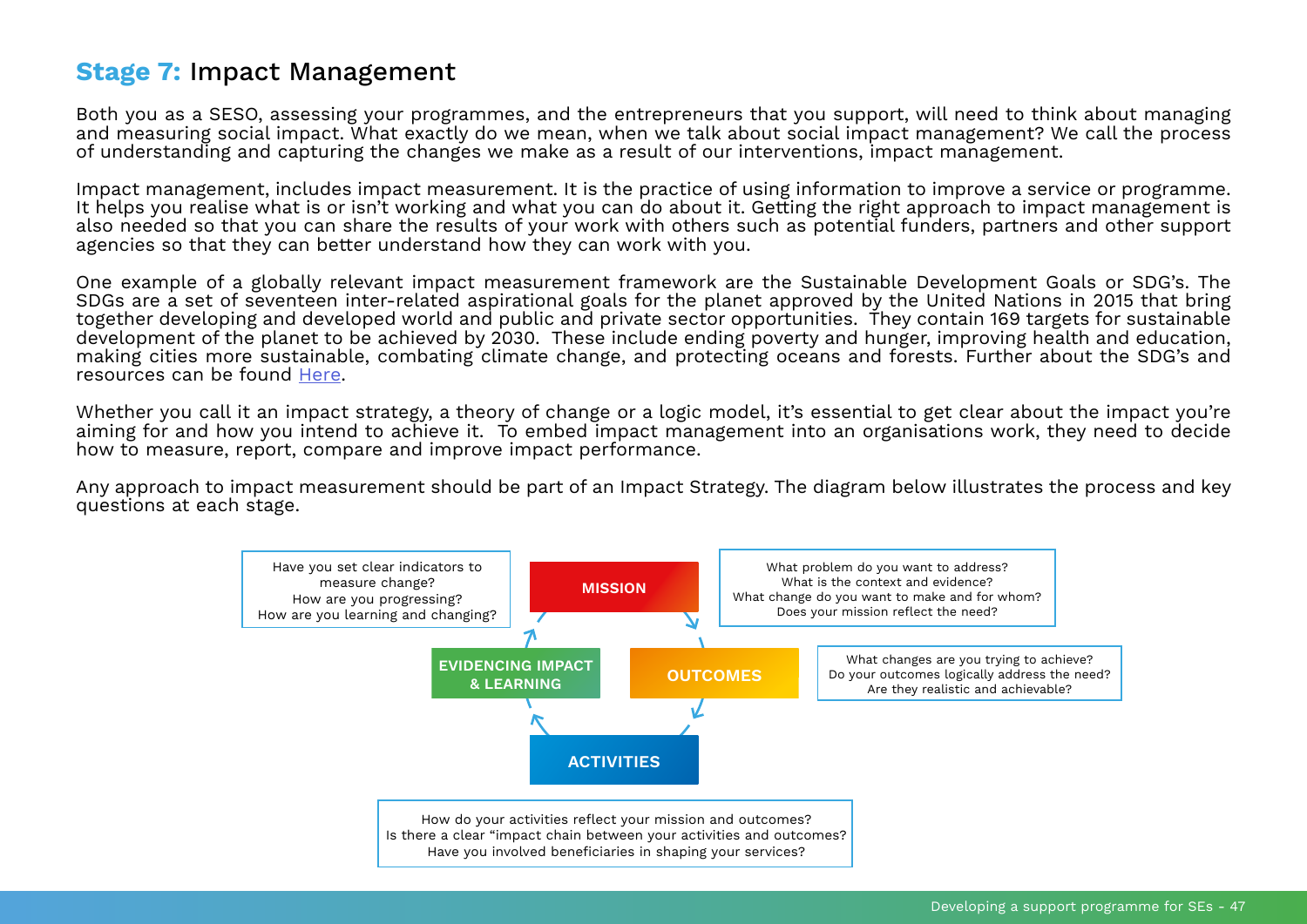## **Stage 7:** Impact Management

Both you as a SESO, assessing your programmes, and the entrepreneurs that you support, will need to think about managing and measuring social impact. What exactly do we mean, when we talk about social impact management? We call the process of understanding and capturing the changes we make as a result of our interventions, impact management.

Impact management, includes impact measurement. It is the practice of using information to improve a service or programme. It helps you realise what is or isn't working and what you can do about it. Getting the right approach to impact management is also needed so that you can share the results of your work with others such as potential funders, partners and other support agencies so that they can better understand how they can work with you.

One example of a globally relevant impact measurement framework are the Sustainable Development Goals or SDG's. The SDGs are a set of seventeen inter-related aspirational goals for the planet approved by the United Nations in 2015 that bring together developing and developed world and public and private sector opportunities. They contain 169 targets for sustainable development of the planet to be achieved by 2030. These include ending poverty and hunger, improving health and education, making cities more sustainable, combating climate change, and protecting oceans and forests. Further about the SDG's and resources can be found Here.

Whether you call it an impact strategy, a theory of change or a logic model, it's essential to get clear about the impact you're aiming for and how you intend to achieve it. To embed impact management into an organisations work, they need to decide how to measure, report, compare and improve impact performance.

Any approach to impact measurement should be part of an Impact Strategy. The diagram below illustrates the process and key questions at each stage.

**MISSION**

What problem do you want to address?
What is the context and evidence?
What change do you want to make and for whom?
Does your mission reflect the need?

**OUTCOMES**

What changes are you trying to achieve?
Do your outcomes logically address the need?
Are they realistic and achievable?

**ACTIVITIES**

How do your activities reflect your mission and outcomes?
Is there a clear "impact chain between your activities and outcomes?
Have you involved beneficiaries in shaping your services?

**EVIDENCING IMPACT & LEARNING**

Have you set clear indicators to measure change?
How are you progressing?
How are you learning and changing?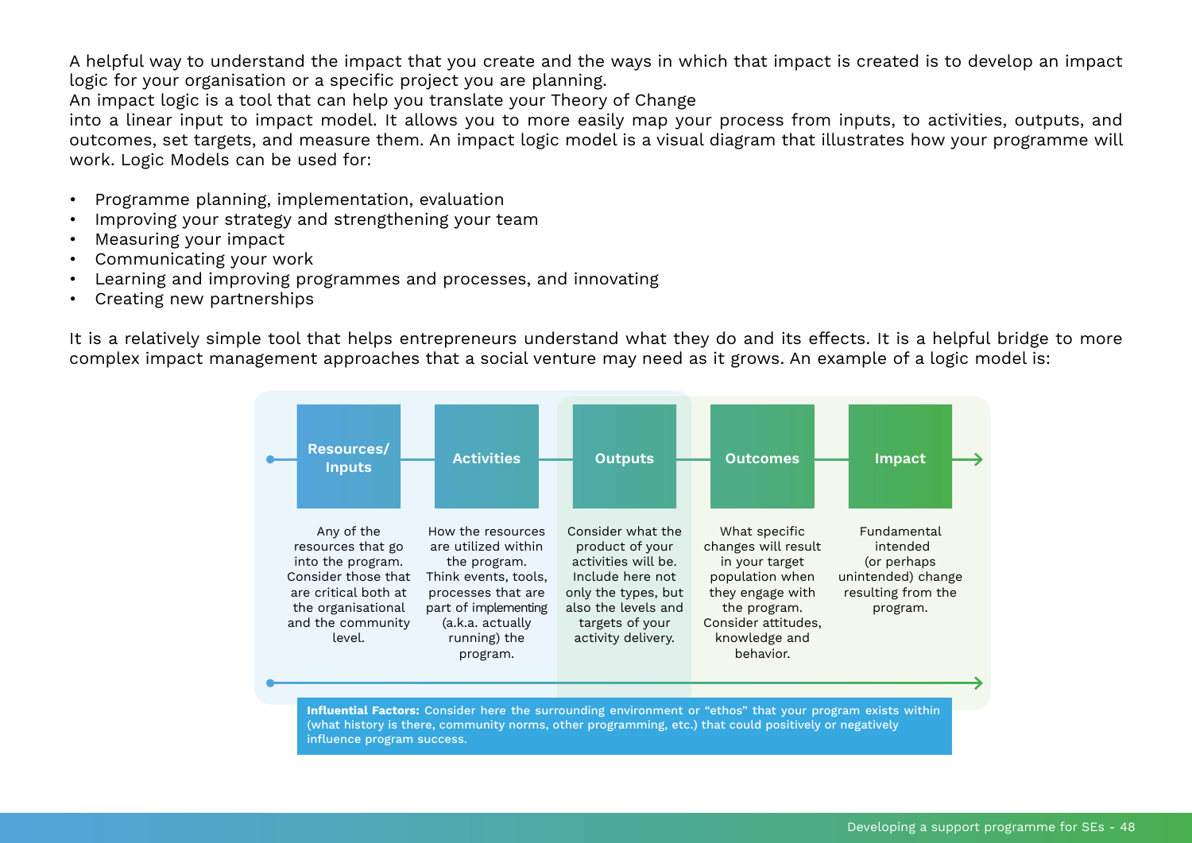A helpful way to understand the impact that you create and the ways in which that impact is created is to develop an impact logic for your organisation or a specific project you are planning.
An impact logic is a tool that can help you translate your Theory of Change into a linear input to impact model. It allows you to more easily map your process from inputs, to activities, outputs, and outcomes, set targets, and measure them. An impact logic model is a visual diagram that illustrates how your programme will work. Logic Models can be used for:

- Programme planning, implementation, evaluation
- Improving your strategy and strengthening your team
- Measuring your impact
- Communicating your work
- Learning and improving programmes and processes, and innovating
- Creating new partnerships

It is a relatively simple tool that helps entrepreneurs understand what they do and its effects. It is a helpful bridge to more complex impact management approaches that a social venture may need as it grows. An example of a logic model is:

| Resources/ Inputs | Activities | Outputs | Outcomes | Impact |
|---|---|---|---|---|
| Any of the resources that go into the program. Consider those that are critical both at the organisational and the community level. | How the resources are utilized within the program. Think events, tools, processes that are part of implementing (a.k.a. actually running) the program. | Consider what the product of your activities will be. Include here not only the types, but also the levels and targets of your activity delivery. | What specific changes will result in your target population when they engage with the program. Consider attitudes, knowledge and behavior. | Fundamental intended (or perhaps unintended) change resulting from the program. |

**Influential Factors:** Consider here the surrounding environment or "ethos" that your program exists within (what history is there, community norms, other programming, etc.) that could positively or negatively influence program success.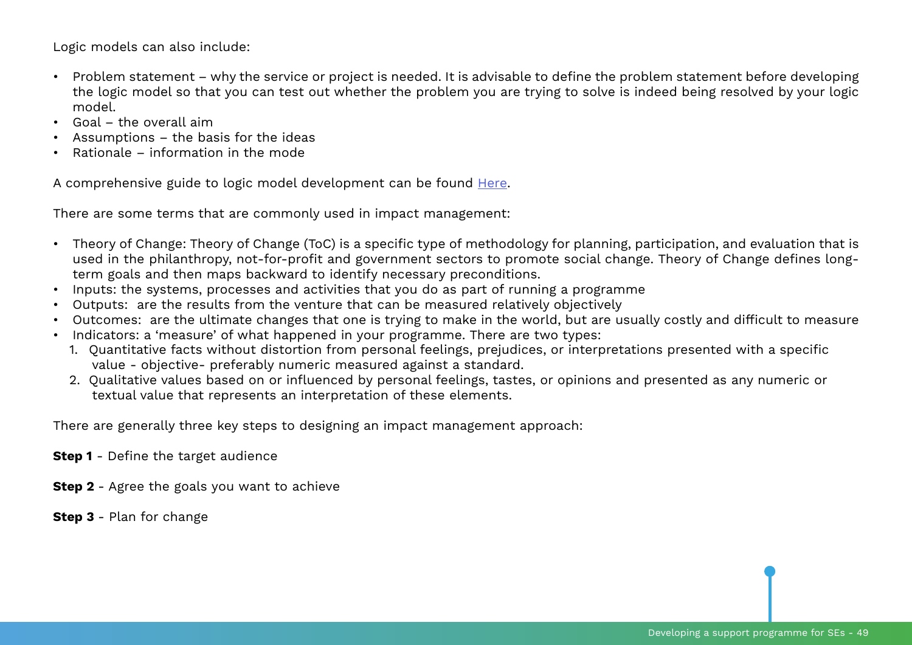Logic models can also include:

- Problem statement – why the service or project is needed. It is advisable to define the problem statement before developing the logic model so that you can test out whether the problem you are trying to solve is indeed being resolved by your logic model.
- Goal – the overall aim
- Assumptions – the basis for the ideas
- Rationale – information in the mode

A comprehensive guide to logic model development can be found Here.

There are some terms that are commonly used in impact management:

- Theory of Change: Theory of Change (ToC) is a specific type of methodology for planning, participation, and evaluation that is used in the philanthropy, not-for-profit and government sectors to promote social change. Theory of Change defines long-term goals and then maps backward to identify necessary preconditions.
- Inputs: the systems, processes and activities that you do as part of running a programme
- Outputs: are the results from the venture that can be measured relatively objectively
- Outcomes: are the ultimate changes that one is trying to make in the world, but are usually costly and difficult to measure
- Indicators: a 'measure' of what happened in your programme. There are two types:
  1. Quantitative facts without distortion from personal feelings, prejudices, or interpretations presented with a specific value - objective- preferably numeric measured against a standard.
  2. Qualitative values based on or influenced by personal feelings, tastes, or opinions and presented as any numeric or textual value that represents an interpretation of these elements.

There are generally three key steps to designing an impact management approach:

**Step 1** - Define the target audience

**Step 2** - Agree the goals you want to achieve

**Step 3** - Plan for change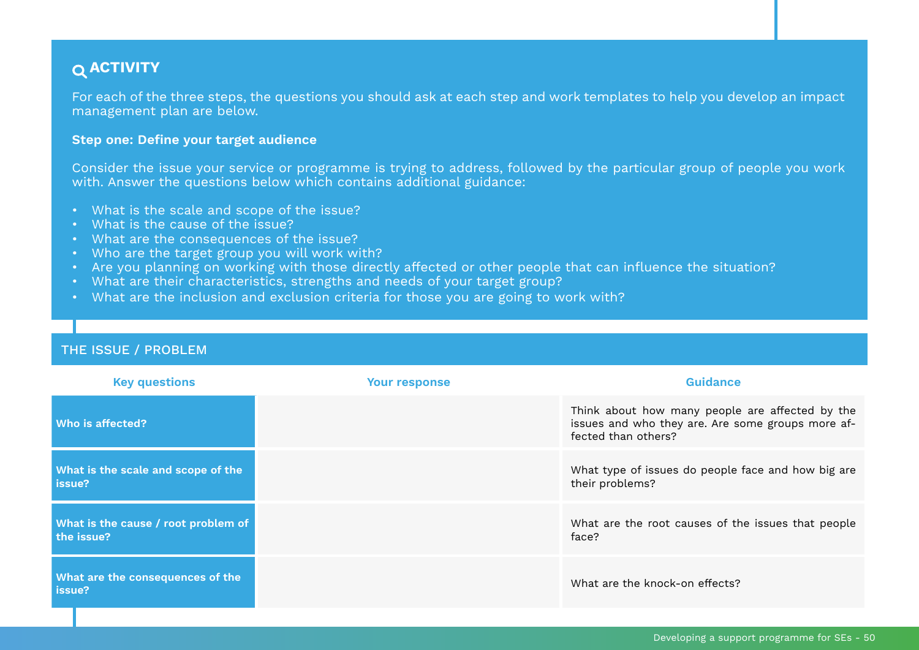## ACTIVITY

For each of the three steps, the questions you should ask at each step and work templates to help you develop an impact management plan are below.

**Step one: Define your target audience**

Consider the issue your service or programme is trying to address, followed by the particular group of people you work with. Answer the questions below which contains additional guidance:

- What is the scale and scope of the issue?
- What is the cause of the issue?
- What are the consequences of the issue?
- Who are the target group you will work with?
- Are you planning on working with those directly affected or other people that can influence the situation?
- What are their characteristics, strengths and needs of your target group?
- What are the inclusion and exclusion criteria for those you are going to work with?

### THE ISSUE / PROBLEM

| Key questions | Your response | Guidance |
|---|---|---|
| **Who is affected?** | | Think about how many people are affected by the issues and who they are. Are some groups more affected than others? |
| **What is the scale and scope of the issue?** | | What type of issues do people face and how big are their problems? |
| **What is the cause / root problem of the issue?** | | What are the root causes of the issues that people face? |
| **What are the consequences of the issue?** | | What are the knock-on effects? |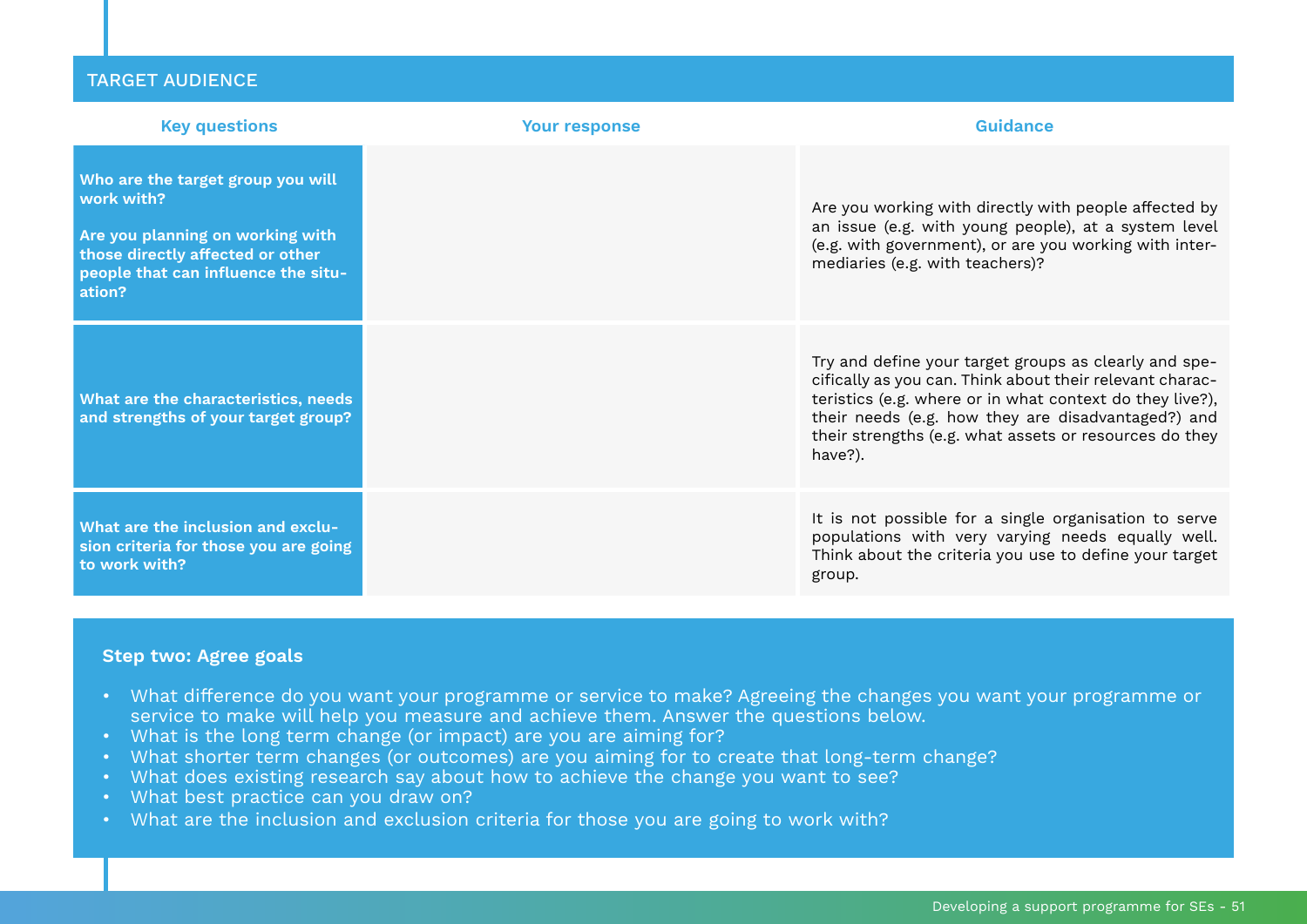## TARGET AUDIENCE

| Key questions | Your response | Guidance |
|---|---|---|
| **Who are the target group you will work with?** **Are you planning on working with those directly affected or other people that can influence the situation?** | | Are you working with directly with people affected by an issue (e.g. with young people), at a system level (e.g. with government), or are you working with intermediaries (e.g. with teachers)? |
| **What are the characteristics, needs and strengths of your target group?** | | Try and define your target groups as clearly and specifically as you can. Think about their relevant characteristics (e.g. where or in what context do they live?), their needs (e.g. how they are disadvantaged?) and their strengths (e.g. what assets or resources do they have?). |
| **What are the inclusion and exclusion criteria for those you are going to work with?** | | It is not possible for a single organisation to serve populations with very varying needs equally well. Think about the criteria you use to define your target group. |

**Step two: Agree goals**

- What difference do you want your programme or service to make? Agreeing the changes you want your programme or service to make will help you measure and achieve them. Answer the questions below.
- What is the long term change (or impact) are you are aiming for?
- What shorter term changes (or outcomes) are you aiming for to create that long-term change?
- What does existing research say about how to achieve the change you want to see?
- What best practice can you draw on?
- What are the inclusion and exclusion criteria for those you are going to work with?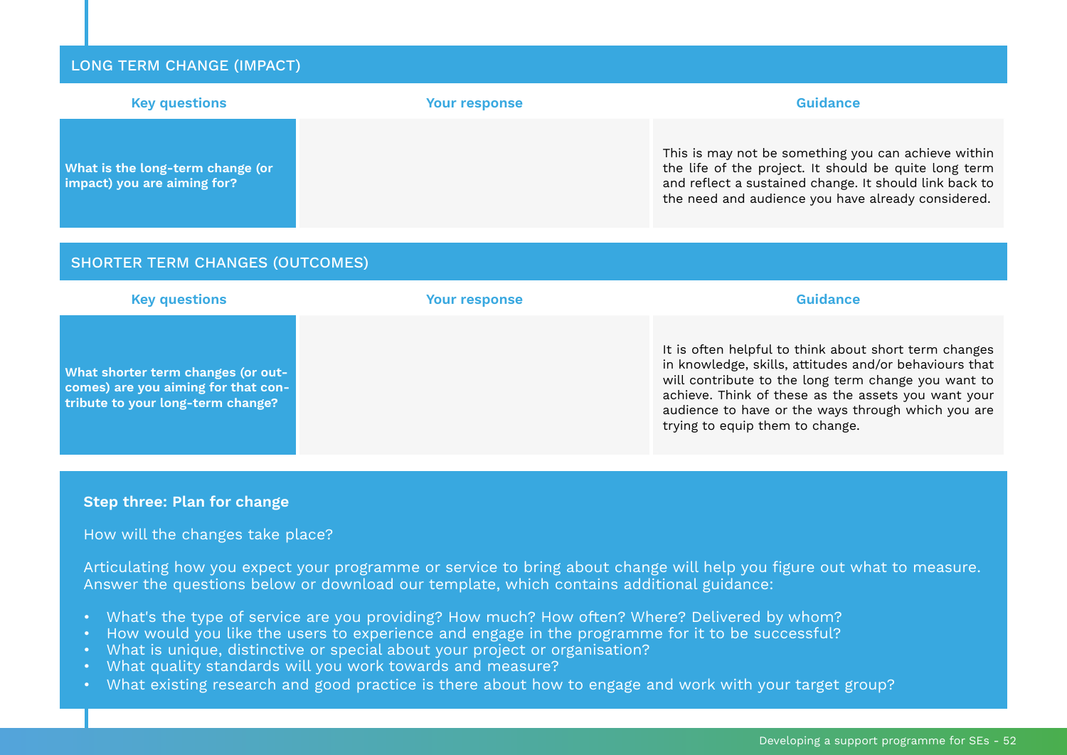## LONG TERM CHANGE (IMPACT)

| Key questions | Your response | Guidance |
|---|---|---|
| **What is the long-term change (or impact) you are aiming for?** | | This is may not be something you can achieve within the life of the project. It should be quite long term and reflect a sustained change. It should link back to the need and audience you have already considered. |

## SHORTER TERM CHANGES (OUTCOMES)

| Key questions | Your response | Guidance |
|---|---|---|
| **What shorter term changes (or outcomes) are you aiming for that contribute to your long-term change?** | | It is often helpful to think about short term changes in knowledge, skills, attitudes and/or behaviours that will contribute to the long term change you want to achieve. Think of these as the assets you want your audience to have or the ways through which you are trying to equip them to change. |

**Step three: Plan for change**

How will the changes take place?

Articulating how you expect your programme or service to bring about change will help you figure out what to measure. Answer the questions below or download our template, which contains additional guidance:

- What's the type of service are you providing? How much? How often? Where? Delivered by whom?
- How would you like the users to experience and engage in the programme for it to be successful?
- What is unique, distinctive or special about your project or organisation?
- What quality standards will you work towards and measure?
- What existing research and good practice is there about how to engage and work with your target group?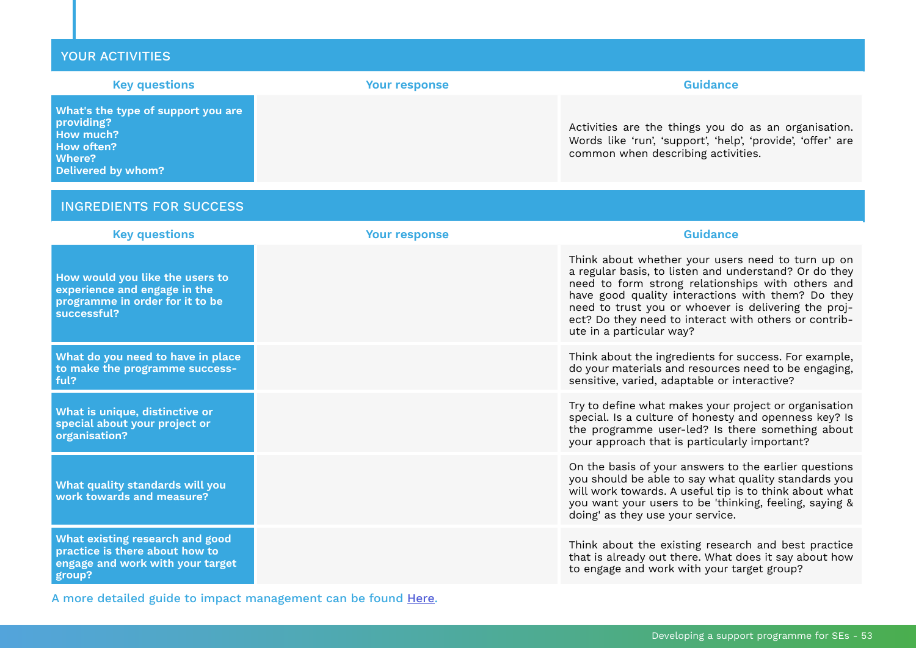## YOUR ACTIVITIES

| Key questions | Your response | Guidance |
|---|---|---|
| **What's the type of support you are providing? How much? How often? Where? Delivered by whom?** | | Activities are the things you do as an organisation. Words like 'run', 'support', 'help', 'provide', 'offer' are common when describing activities. |

## INGREDIENTS FOR SUCCESS

| Key questions | Your response | Guidance |
|---|---|---|
| **How would you like the users to experience and engage in the programme in order for it to be successful?** | | Think about whether your users need to turn up on a regular basis, to listen and understand? Or do they need to form strong relationships with others and have good quality interactions with them? Do they need to trust you or whoever is delivering the project? Do they need to interact with others or contribute in a particular way? |
| **What do you need to have in place to make the programme successful?** | | Think about the ingredients for success. For example, do your materials and resources need to be engaging, sensitive, varied, adaptable or interactive? |
| **What is unique, distinctive or special about your project or organisation?** | | Try to define what makes your project or organisation special. Is a culture of honesty and openness key? Is the programme user-led? Is there something about your approach that is particularly important? |
| **What quality standards will you work towards and measure?** | | On the basis of your answers to the earlier questions you should be able to say what quality standards you will work towards. A useful tip is to think about what you want your users to be 'thinking, feeling, saying & doing' as they use your service. |
| **What existing research and good practice is there about how to engage and work with your target group?** | | Think about the existing research and best practice that is already out there. What does it say about how to engage and work with your target group? |

A more detailed guide to impact management can be found Here.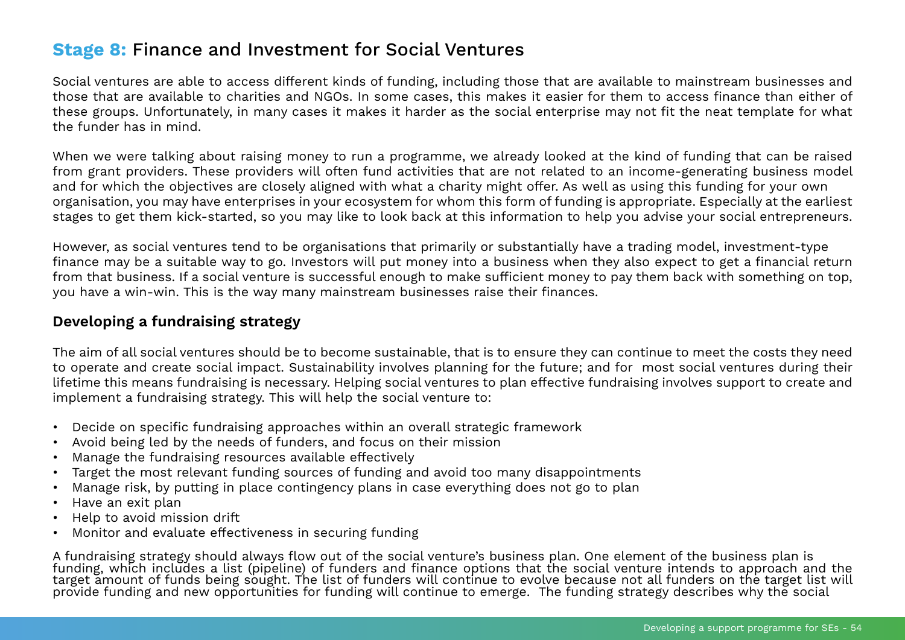## **Stage 8:** Finance and Investment for Social Ventures

Social ventures are able to access different kinds of funding, including those that are available to mainstream businesses and those that are available to charities and NGOs. In some cases, this makes it easier for them to access finance than either of these groups. Unfortunately, in many cases it makes it harder as the social enterprise may not fit the neat template for what the funder has in mind.

When we were talking about raising money to run a programme, we already looked at the kind of funding that can be raised from grant providers. These providers will often fund activities that are not related to an income-generating business model and for which the objectives are closely aligned with what a charity might offer. As well as using this funding for your own organisation, you may have enterprises in your ecosystem for whom this form of funding is appropriate. Especially at the earliest stages to get them kick-started, so you may like to look back at this information to help you advise your social entrepreneurs.

However, as social ventures tend to be organisations that primarily or substantially have a trading model, investment-type finance may be a suitable way to go. Investors will put money into a business when they also expect to get a financial return from that business. If a social venture is successful enough to make sufficient money to pay them back with something on top, you have a win-win. This is the way many mainstream businesses raise their finances.

### Developing a fundraising strategy

The aim of all social ventures should be to become sustainable, that is to ensure they can continue to meet the costs they need to operate and create social impact. Sustainability involves planning for the future; and for most social ventures during their lifetime this means fundraising is necessary. Helping social ventures to plan effective fundraising involves support to create and implement a fundraising strategy. This will help the social venture to:

- Decide on specific fundraising approaches within an overall strategic framework
- Avoid being led by the needs of funders, and focus on their mission
- Manage the fundraising resources available effectively
- Target the most relevant funding sources of funding and avoid too many disappointments
- Manage risk, by putting in place contingency plans in case everything does not go to plan
- Have an exit plan
- Help to avoid mission drift
- Monitor and evaluate effectiveness in securing funding

A fundraising strategy should always flow out of the social venture's business plan. One element of the business plan is funding, which includes a list (pipeline) of funders and finance options that the social venture intends to approach and the target amount of funds being sought. The list of funders will continue to evolve because not all funders on the target list will provide funding and new opportunities for funding will continue to emerge. The funding strategy describes why the social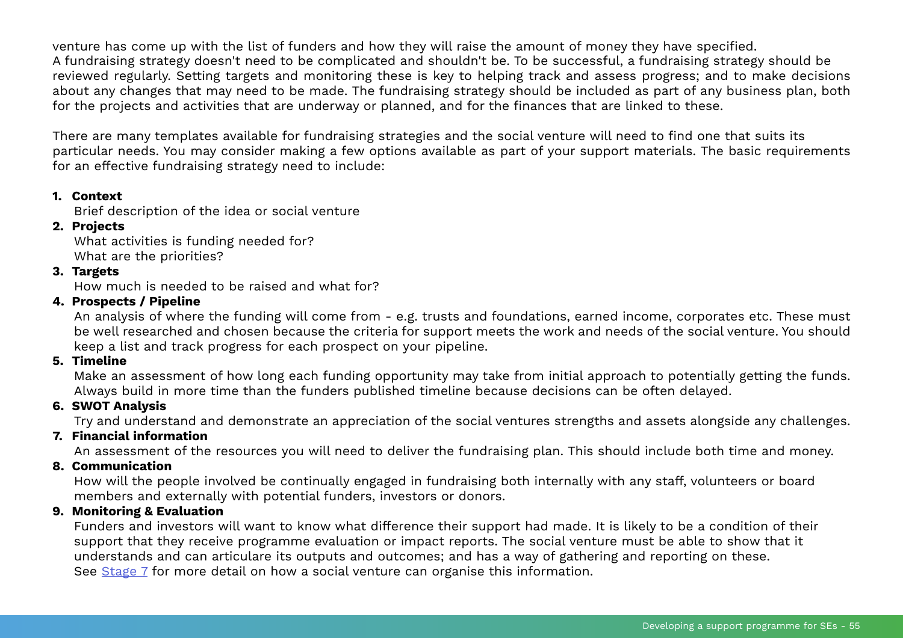venture has come up with the list of funders and how they will raise the amount of money they have specified.
A fundraising strategy doesn't need to be complicated and shouldn't be. To be successful, a fundraising strategy should be reviewed regularly. Setting targets and monitoring these is key to helping track and assess progress; and to make decisions about any changes that may need to be made. The fundraising strategy should be included as part of any business plan, both for the projects and activities that are underway or planned, and for the finances that are linked to these.

There are many templates available for fundraising strategies and the social venture will need to find one that suits its particular needs. You may consider making a few options available as part of your support materials. The basic requirements for an effective fundraising strategy need to include:

1. **Context**
   Brief description of the idea or social venture
2. **Projects**
   What activities is funding needed for?
   What are the priorities?
3. **Targets**
   How much is needed to be raised and what for?
4. **Prospects / Pipeline**
   An analysis of where the funding will come from - e.g. trusts and foundations, earned income, corporates etc. These must be well researched and chosen because the criteria for support meets the work and needs of the social venture. You should keep a list and track progress for each prospect on your pipeline.
5. **Timeline**
   Make an assessment of how long each funding opportunity may take from initial approach to potentially getting the funds. Always build in more time than the funders published timeline because decisions can be often delayed.
6. **SWOT Analysis**
   Try and understand and demonstrate an appreciation of the social ventures strengths and assets alongside any challenges.
7. **Financial information**
   An assessment of the resources you will need to deliver the fundraising plan. This should include both time and money.
8. **Communication**
   How will the people involved be continually engaged in fundraising both internally with any staff, volunteers or board members and externally with potential funders, investors or donors.
9. **Monitoring & Evaluation**
   Funders and investors will want to know what difference their support had made. It is likely to be a condition of their support that they receive programme evaluation or impact reports. The social venture must be able to show that it understands and can articulare its outputs and outcomes; and has a way of gathering and reporting on these.
   See [Stage 7] for more detail on how a social venture can organise this information.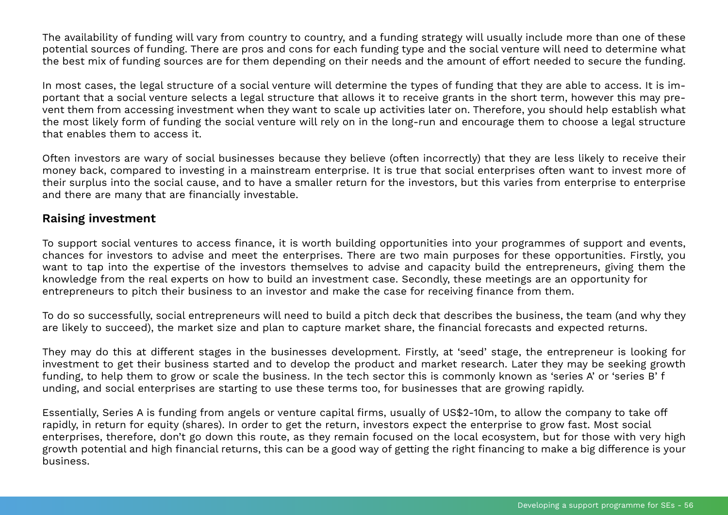The availability of funding will vary from country to country, and a funding strategy will usually include more than one of these potential sources of funding. There are pros and cons for each funding type and the social venture will need to determine what the best mix of funding sources are for them depending on their needs and the amount of effort needed to secure the funding.

In most cases, the legal structure of a social venture will determine the types of funding that they are able to access. It is important that a social venture selects a legal structure that allows it to receive grants in the short term, however this may prevent them from accessing investment when they want to scale up activities later on. Therefore, you should help establish what the most likely form of funding the social venture will rely on in the long-run and encourage them to choose a legal structure that enables them to access it.

Often investors are wary of social businesses because they believe (often incorrectly) that they are less likely to receive their money back, compared to investing in a mainstream enterprise. It is true that social enterprises often want to invest more of their surplus into the social cause, and to have a smaller return for the investors, but this varies from enterprise to enterprise and there are many that are financially investable.

## Raising investment

To support social ventures to access finance, it is worth building opportunities into your programmes of support and events, chances for investors to advise and meet the enterprises. There are two main purposes for these opportunities. Firstly, you want to tap into the expertise of the investors themselves to advise and capacity build the entrepreneurs, giving them the knowledge from the real experts on how to build an investment case. Secondly, these meetings are an opportunity for entrepreneurs to pitch their business to an investor and make the case for receiving finance from them.

To do so successfully, social entrepreneurs will need to build a pitch deck that describes the business, the team (and why they are likely to succeed), the market size and plan to capture market share, the financial forecasts and expected returns.

They may do this at different stages in the businesses development. Firstly, at 'seed' stage, the entrepreneur is looking for investment to get their business started and to develop the product and market research. Later they may be seeking growth funding, to help them to grow or scale the business. In the tech sector this is commonly known as 'series A' or 'series B' funding, and social enterprises are starting to use these terms too, for businesses that are growing rapidly.

Essentially, Series A is funding from angels or venture capital firms, usually of US$2-10m, to allow the company to take off rapidly, in return for equity (shares). In order to get the return, investors expect the enterprise to grow fast. Most social enterprises, therefore, don't go down this route, as they remain focused on the local ecosystem, but for those with very high growth potential and high financial returns, this can be a good way of getting the right financing to make a big difference is your business.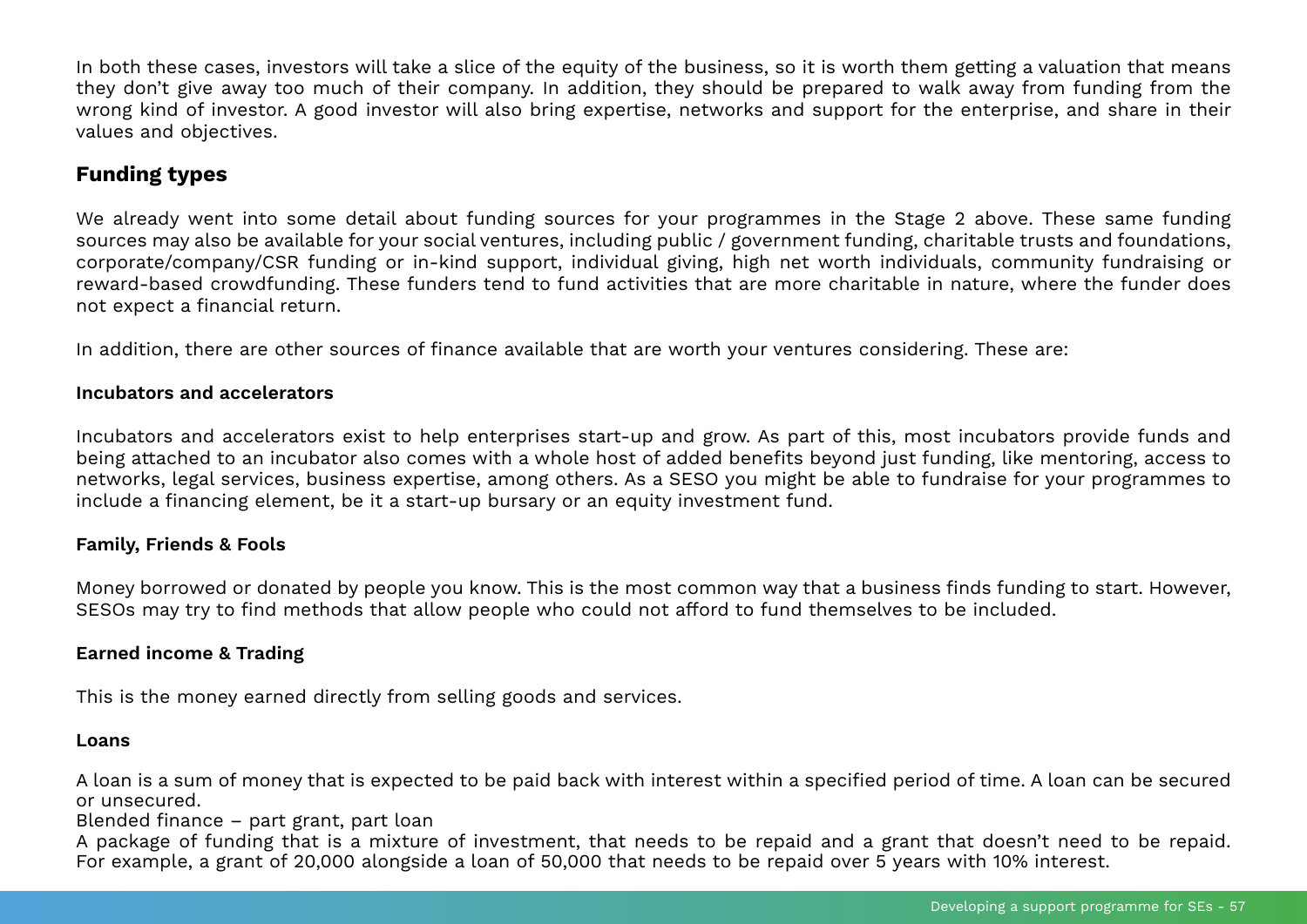In both these cases, investors will take a slice of the equity of the business, so it is worth them getting a valuation that means they don't give away too much of their company. In addition, they should be prepared to walk away from funding from the wrong kind of investor. A good investor will also bring expertise, networks and support for the enterprise, and share in their values and objectives.

## Funding types

We already went into some detail about funding sources for your programmes in the Stage 2 above. These same funding sources may also be available for your social ventures, including public / government funding, charitable trusts and foundations, corporate/company/CSR funding or in-kind support, individual giving, high net worth individuals, community fundraising or reward-based crowdfunding. These funders tend to fund activities that are more charitable in nature, where the funder does not expect a financial return.

In addition, there are other sources of finance available that are worth your ventures considering. These are:

**Incubators and accelerators**

Incubators and accelerators exist to help enterprises start-up and grow. As part of this, most incubators provide funds and being attached to an incubator also comes with a whole host of added benefits beyond just funding, like mentoring, access to networks, legal services, business expertise, among others. As a SESO you might be able to fundraise for your programmes to include a financing element, be it a start-up bursary or an equity investment fund.

**Family, Friends & Fools**

Money borrowed or donated by people you know. This is the most common way that a business finds funding to start. However, SESOs may try to find methods that allow people who could not afford to fund themselves to be included.

**Earned income & Trading**

This is the money earned directly from selling goods and services.

**Loans**

A loan is a sum of money that is expected to be paid back with interest within a specified period of time. A loan can be secured or unsecured.
Blended finance – part grant, part loan
A package of funding that is a mixture of investment, that needs to be repaid and a grant that doesn't need to be repaid. For example, a grant of 20,000 alongside a loan of 50,000 that needs to be repaid over 5 years with 10% interest.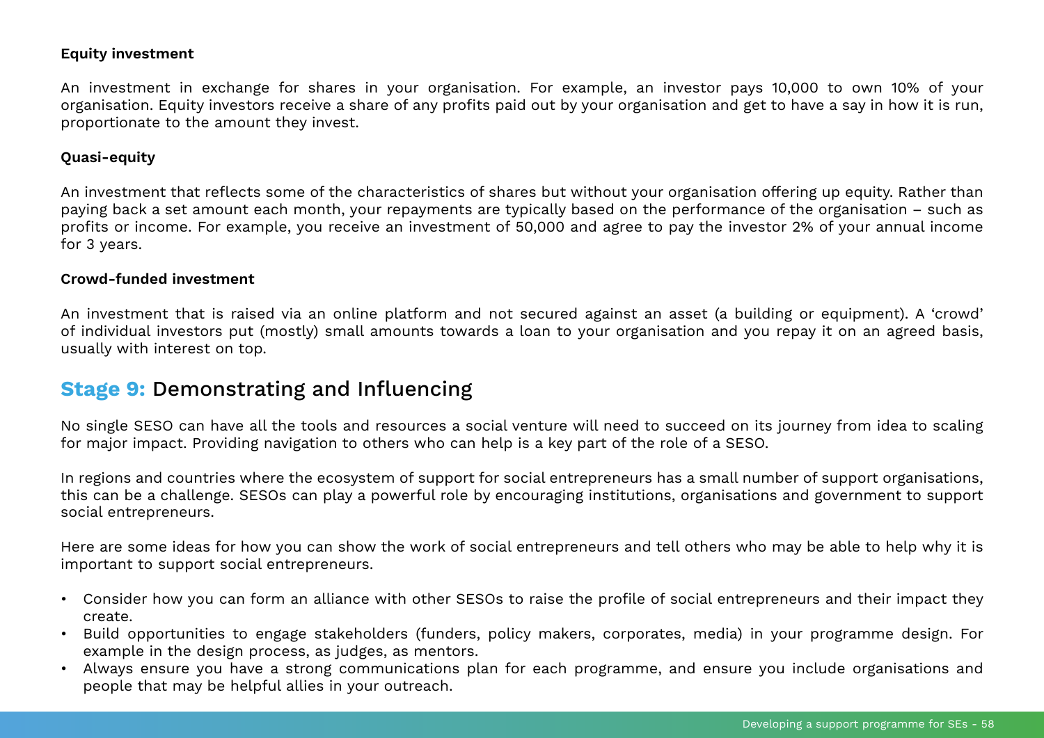**Equity investment**

An investment in exchange for shares in your organisation. For example, an investor pays 10,000 to own 10% of your organisation. Equity investors receive a share of any profits paid out by your organisation and get to have a say in how it is run, proportionate to the amount they invest.

**Quasi-equity**

An investment that reflects some of the characteristics of shares but without your organisation offering up equity. Rather than paying back a set amount each month, your repayments are typically based on the performance of the organisation – such as profits or income. For example, you receive an investment of 50,000 and agree to pay the investor 2% of your annual income for 3 years.

**Crowd-funded investment**

An investment that is raised via an online platform and not secured against an asset (a building or equipment). A 'crowd' of individual investors put (mostly) small amounts towards a loan to your organisation and you repay it on an agreed basis, usually with interest on top.

## Stage 9: Demonstrating and Influencing

No single SESO can have all the tools and resources a social venture will need to succeed on its journey from idea to scaling for major impact. Providing navigation to others who can help is a key part of the role of a SESO.

In regions and countries where the ecosystem of support for social entrepreneurs has a small number of support organisations, this can be a challenge. SESOs can play a powerful role by encouraging institutions, organisations and government to support social entrepreneurs.

Here are some ideas for how you can show the work of social entrepreneurs and tell others who may be able to help why it is important to support social entrepreneurs.

- Consider how you can form an alliance with other SESOs to raise the profile of social entrepreneurs and their impact they create.
- Build opportunities to engage stakeholders (funders, policy makers, corporates, media) in your programme design. For example in the design process, as judges, as mentors.
- Always ensure you have a strong communications plan for each programme, and ensure you include organisations and people that may be helpful allies in your outreach.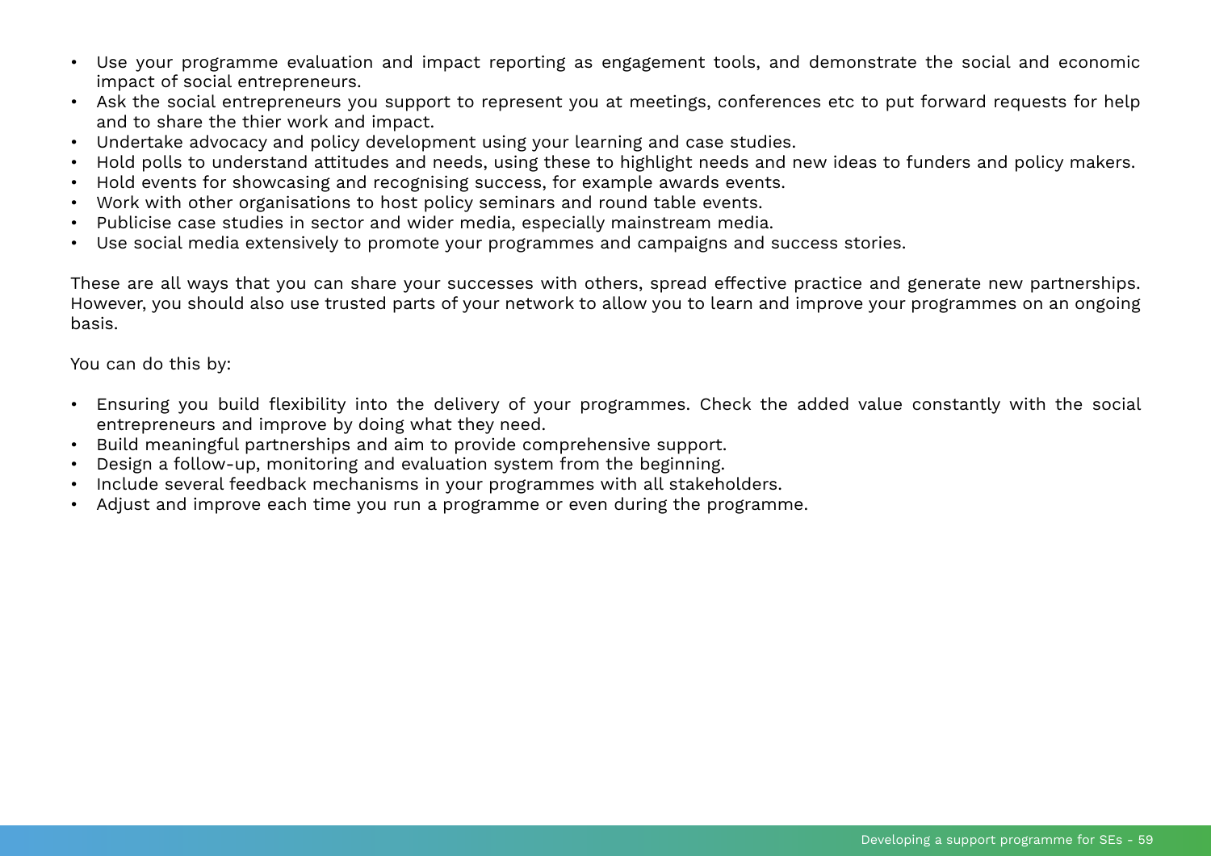- Use your programme evaluation and impact reporting as engagement tools, and demonstrate the social and economic impact of social entrepreneurs.
- Ask the social entrepreneurs you support to represent you at meetings, conferences etc to put forward requests for help and to share the thier work and impact.
- Undertake advocacy and policy development using your learning and case studies.
- Hold polls to understand attitudes and needs, using these to highlight needs and new ideas to funders and policy makers.
- Hold events for showcasing and recognising success, for example awards events.
- Work with other organisations to host policy seminars and round table events.
- Publicise case studies in sector and wider media, especially mainstream media.
- Use social media extensively to promote your programmes and campaigns and success stories.

These are all ways that you can share your successes with others, spread effective practice and generate new partnerships. However, you should also use trusted parts of your network to allow you to learn and improve your programmes on an ongoing basis.

You can do this by:

- Ensuring you build flexibility into the delivery of your programmes. Check the added value constantly with the social entrepreneurs and improve by doing what they need.
- Build meaningful partnerships and aim to provide comprehensive support.
- Design a follow-up, monitoring and evaluation system from the beginning.
- Include several feedback mechanisms in your programmes with all stakeholders.
- Adjust and improve each time you run a programme or even during the programme.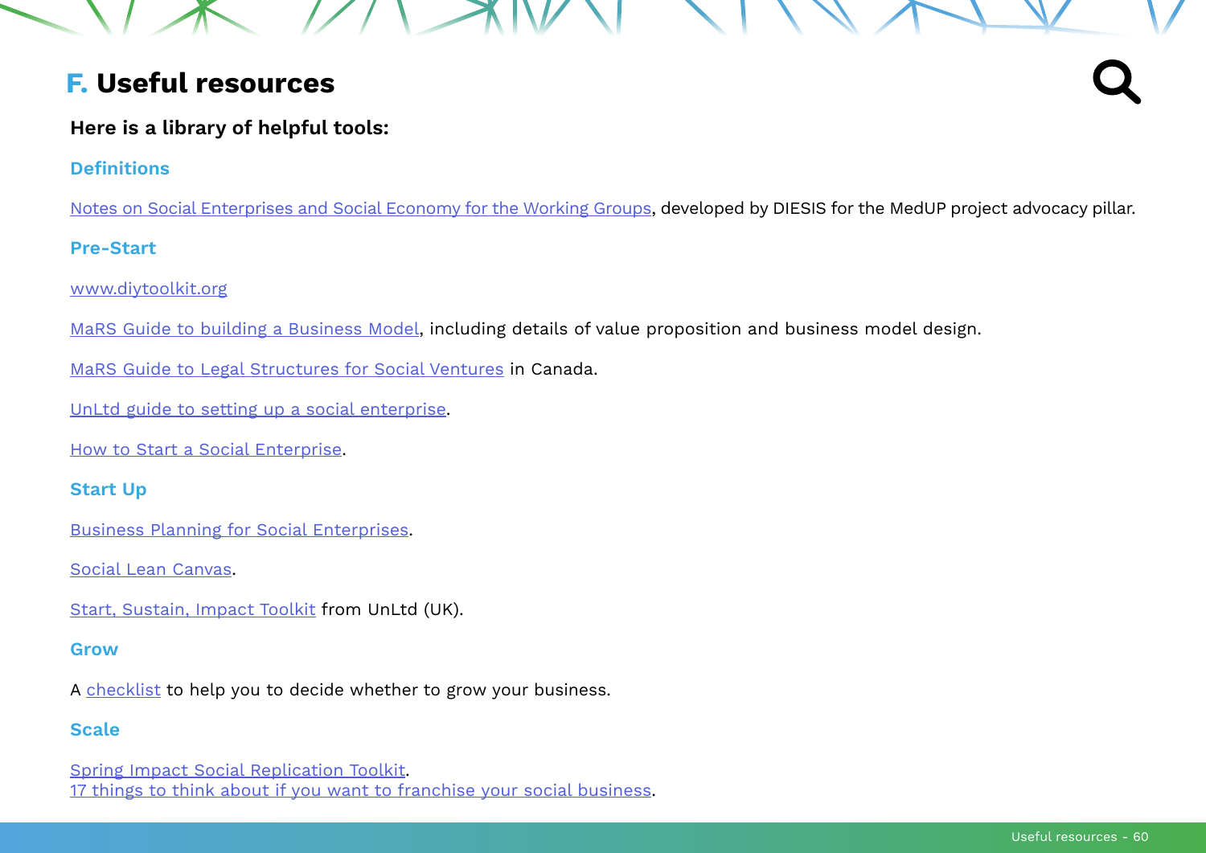## F. Useful resources

**Here is a library of helpful tools:**

### Definitions

Notes on Social Enterprises and Social Economy for the Working Groups, developed by DIESIS for the MedUP project advocacy pillar.

### Pre-Start

www.diytoolkit.org

MaRS Guide to building a Business Model, including details of value proposition and business model design.

MaRS Guide to Legal Structures for Social Ventures in Canada.

UnLtd guide to setting up a social enterprise.

How to Start a Social Enterprise.

### Start Up

Business Planning for Social Enterprises.

Social Lean Canvas.

Start, Sustain, Impact Toolkit from UnLtd (UK).

### Grow

A checklist to help you to decide whether to grow your business.

### Scale

Spring Impact Social Replication Toolkit.
17 things to think about if you want to franchise your social business.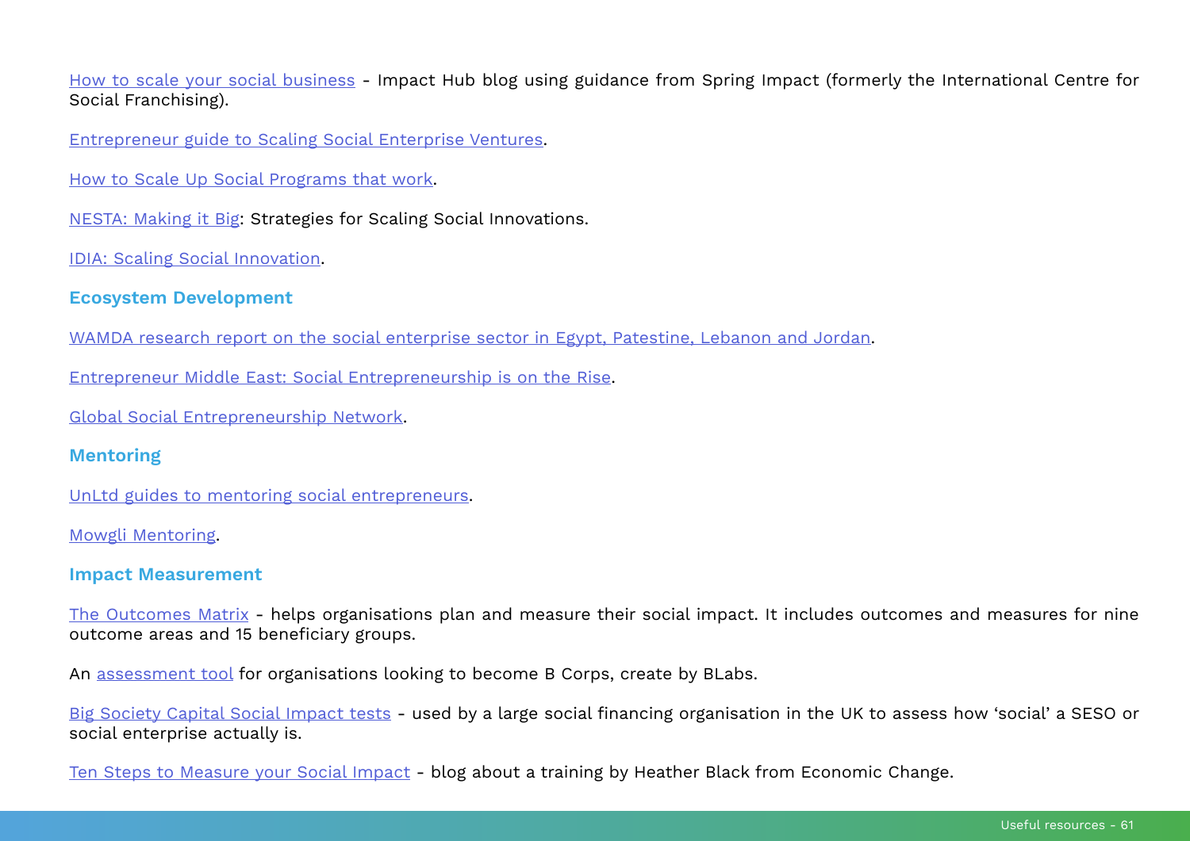How to scale your social business - Impact Hub blog using guidance from Spring Impact (formerly the International Centre for Social Franchising).

Entrepreneur guide to Scaling Social Enterprise Ventures.

How to Scale Up Social Programs that work.

NESTA: Making it Big: Strategies for Scaling Social Innovations.

IDIA: Scaling Social Innovation.

## Ecosystem Development

WAMDA research report on the social enterprise sector in Egypt, Patestine, Lebanon and Jordan.

Entrepreneur Middle East: Social Entrepreneurship is on the Rise.

Global Social Entrepreneurship Network.

## Mentoring

UnLtd guides to mentoring social entrepreneurs.

Mowgli Mentoring.

## Impact Measurement

The Outcomes Matrix - helps organisations plan and measure their social impact. It includes outcomes and measures for nine outcome areas and 15 beneficiary groups.

An assessment tool for organisations looking to become B Corps, create by BLabs.

Big Society Capital Social Impact tests - used by a large social financing organisation in the UK to assess how 'social' a SESO or social enterprise actually is.

Ten Steps to Measure your Social Impact - blog about a training by Heather Black from Economic Change.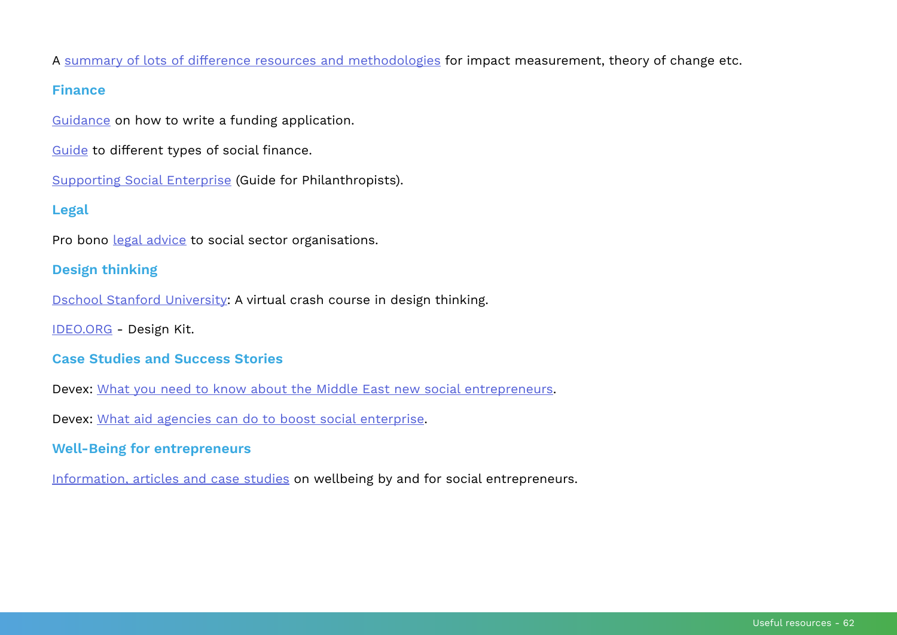A summary of lots of difference resources and methodologies for impact measurement, theory of change etc.

### Finance

Guidance on how to write a funding application.

Guide to different types of social finance.

Supporting Social Enterprise (Guide for Philanthropists).

### Legal

Pro bono legal advice to social sector organisations.

### Design thinking

Dschool Stanford University: A virtual crash course in design thinking.

IDEO.ORG - Design Kit.

### Case Studies and Success Stories

Devex: What you need to know about the Middle East new social entrepreneurs.

Devex: What aid agencies can do to boost social enterprise.

### Well-Being for entrepreneurs

Information, articles and case studies on wellbeing by and for social entrepreneurs.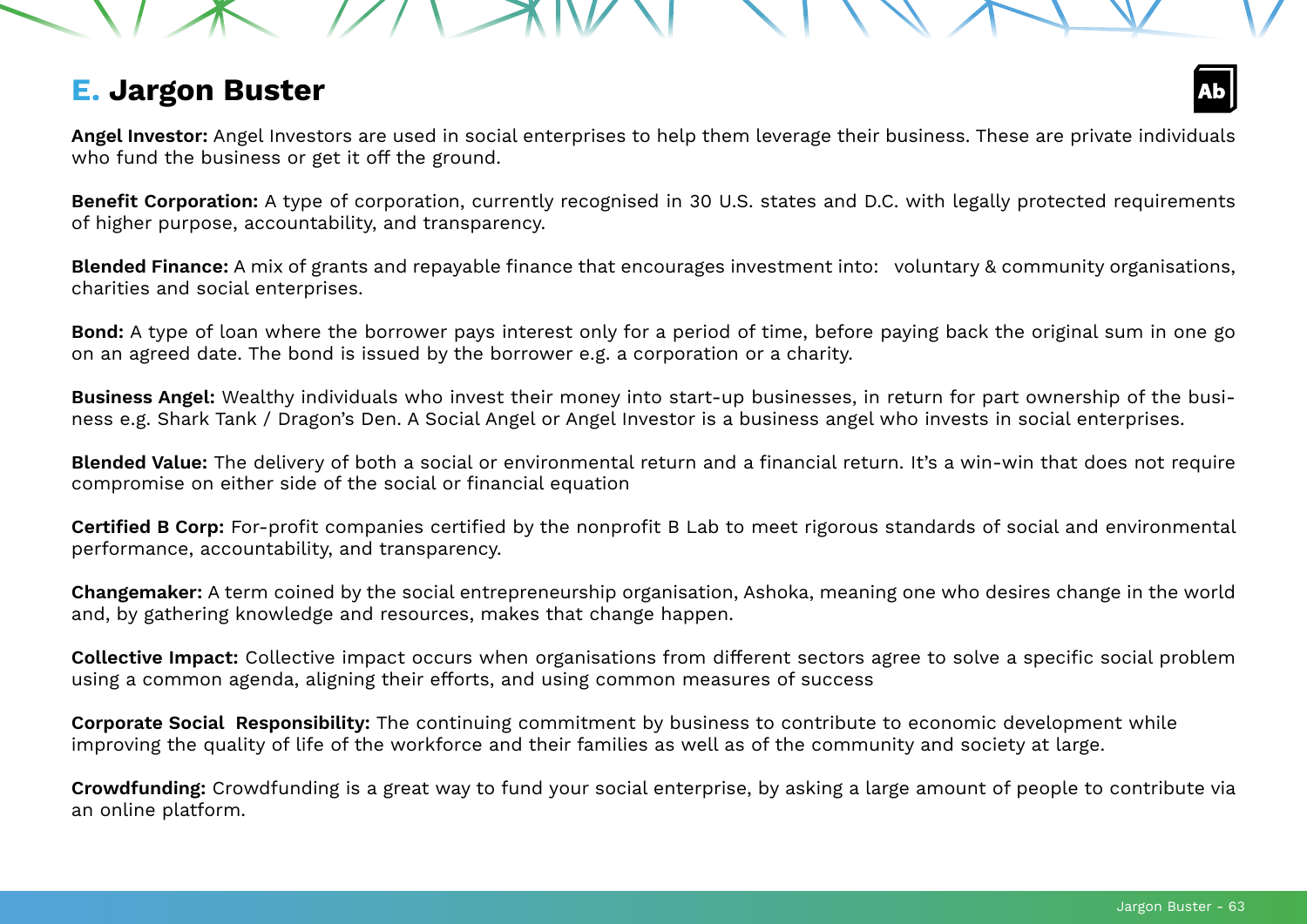## E. Jargon Buster

**Angel Investor:** Angel Investors are used in social enterprises to help them leverage their business. These are private individuals who fund the business or get it off the ground.

**Benefit Corporation:** A type of corporation, currently recognised in 30 U.S. states and D.C. with legally protected requirements of higher purpose, accountability, and transparency.

**Blended Finance:** A mix of grants and repayable finance that encourages investment into: voluntary & community organisations, charities and social enterprises.

**Bond:** A type of loan where the borrower pays interest only for a period of time, before paying back the original sum in one go on an agreed date. The bond is issued by the borrower e.g. a corporation or a charity.

**Business Angel:** Wealthy individuals who invest their money into start-up businesses, in return for part ownership of the business e.g. Shark Tank / Dragon's Den. A Social Angel or Angel Investor is a business angel who invests in social enterprises.

**Blended Value:** The delivery of both a social or environmental return and a financial return. It's a win-win that does not require compromise on either side of the social or financial equation

**Certified B Corp:** For-profit companies certified by the nonprofit B Lab to meet rigorous standards of social and environmental performance, accountability, and transparency.

**Changemaker:** A term coined by the social entrepreneurship organisation, Ashoka, meaning one who desires change in the world and, by gathering knowledge and resources, makes that change happen.

**Collective Impact:** Collective impact occurs when organisations from different sectors agree to solve a specific social problem using a common agenda, aligning their efforts, and using common measures of success

**Corporate Social Responsibility:** The continuing commitment by business to contribute to economic development while improving the quality of life of the workforce and their families as well as of the community and society at large.

**Crowdfunding:** Crowdfunding is a great way to fund your social enterprise, by asking a large amount of people to contribute via an online platform.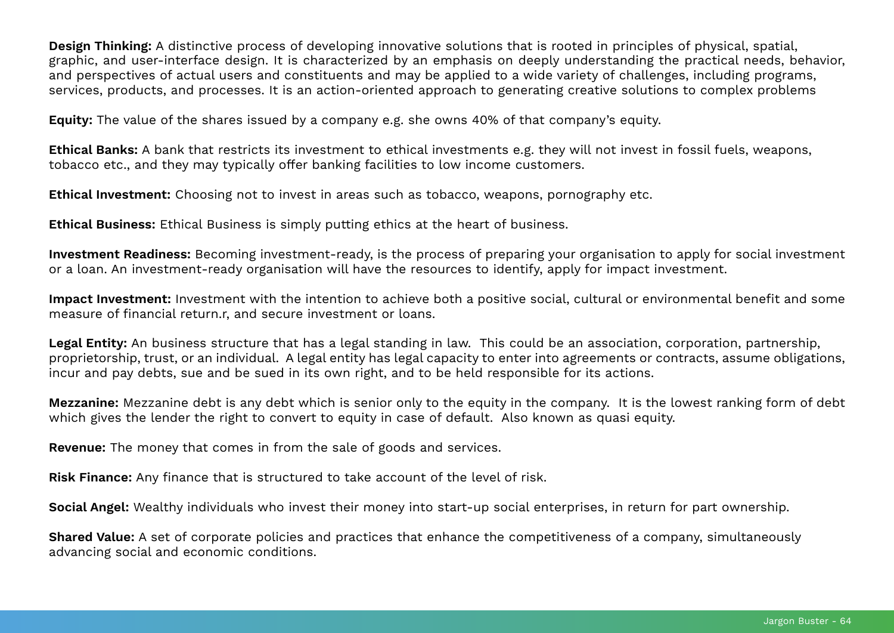**Design Thinking:** A distinctive process of developing innovative solutions that is rooted in principles of physical, spatial, graphic, and user-interface design. It is characterized by an emphasis on deeply understanding the practical needs, behavior, and perspectives of actual users and constituents and may be applied to a wide variety of challenges, including programs, services, products, and processes. It is an action-oriented approach to generating creative solutions to complex problems

**Equity:** The value of the shares issued by a company e.g. she owns 40% of that company's equity.

**Ethical Banks:** A bank that restricts its investment to ethical investments e.g. they will not invest in fossil fuels, weapons, tobacco etc., and they may typically offer banking facilities to low income customers.

**Ethical Investment:** Choosing not to invest in areas such as tobacco, weapons, pornography etc.

**Ethical Business:** Ethical Business is simply putting ethics at the heart of business.

**Investment Readiness:** Becoming investment-ready, is the process of preparing your organisation to apply for social investment or a loan. An investment-ready organisation will have the resources to identify, apply for impact investment.

**Impact Investment:** Investment with the intention to achieve both a positive social, cultural or environmental benefit and some measure of financial return.r, and secure investment or loans.

**Legal Entity:** An business structure that has a legal standing in law. This could be an association, corporation, partnership, proprietorship, trust, or an individual. A legal entity has legal capacity to enter into agreements or contracts, assume obligations, incur and pay debts, sue and be sued in its own right, and to be held responsible for its actions.

**Mezzanine:** Mezzanine debt is any debt which is senior only to the equity in the company. It is the lowest ranking form of debt which gives the lender the right to convert to equity in case of default. Also known as quasi equity.

**Revenue:** The money that comes in from the sale of goods and services.

**Risk Finance:** Any finance that is structured to take account of the level of risk.

**Social Angel:** Wealthy individuals who invest their money into start-up social enterprises, in return for part ownership.

**Shared Value:** A set of corporate policies and practices that enhance the competitiveness of a company, simultaneously advancing social and economic conditions.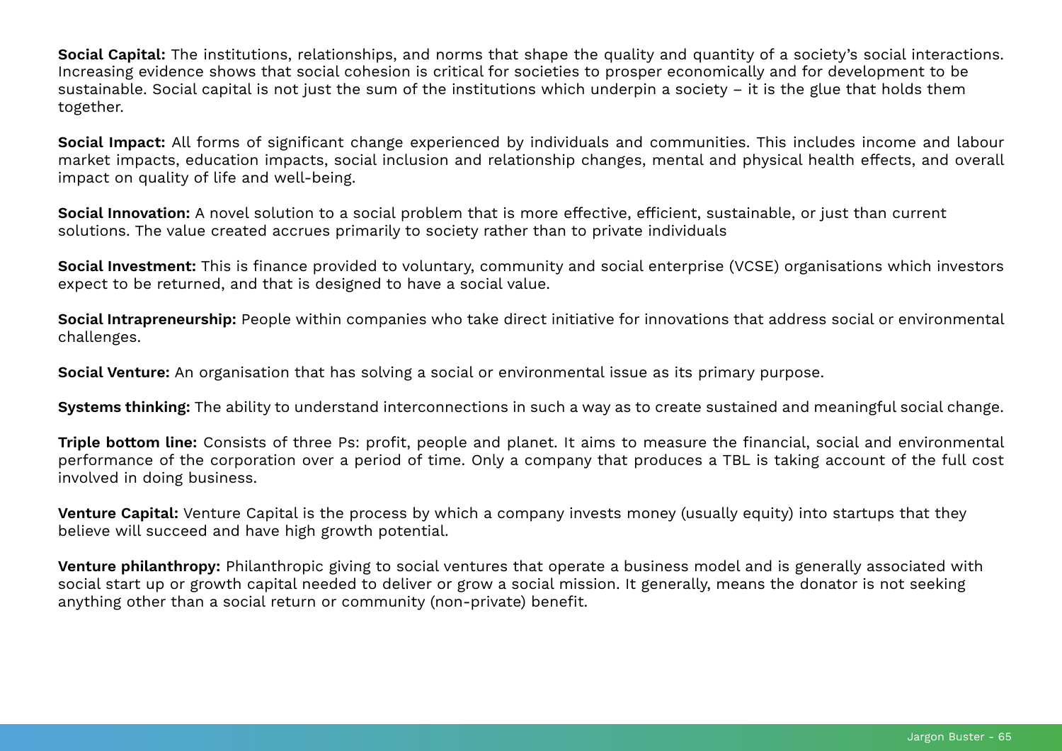**Social Capital:** The institutions, relationships, and norms that shape the quality and quantity of a society's social interactions. Increasing evidence shows that social cohesion is critical for societies to prosper economically and for development to be sustainable. Social capital is not just the sum of the institutions which underpin a society – it is the glue that holds them together.

**Social Impact:** All forms of significant change experienced by individuals and communities. This includes income and labour market impacts, education impacts, social inclusion and relationship changes, mental and physical health effects, and overall impact on quality of life and well-being.

**Social Innovation:** A novel solution to a social problem that is more effective, efficient, sustainable, or just than current solutions. The value created accrues primarily to society rather than to private individuals

**Social Investment:** This is finance provided to voluntary, community and social enterprise (VCSE) organisations which investors expect to be returned, and that is designed to have a social value.

**Social Intrapreneurship:** People within companies who take direct initiative for innovations that address social or environmental challenges.

**Social Venture:** An organisation that has solving a social or environmental issue as its primary purpose.

**Systems thinking:** The ability to understand interconnections in such a way as to create sustained and meaningful social change.

**Triple bottom line:** Consists of three Ps: profit, people and planet. It aims to measure the financial, social and environmental performance of the corporation over a period of time. Only a company that produces a TBL is taking account of the full cost involved in doing business.

**Venture Capital:** Venture Capital is the process by which a company invests money (usually equity) into startups that they believe will succeed and have high growth potential.

**Venture philanthropy:** Philanthropic giving to social ventures that operate a business model and is generally associated with social start up or growth capital needed to deliver or grow a social mission. It generally, means the donator is not seeking anything other than a social return or community (non-private) benefit.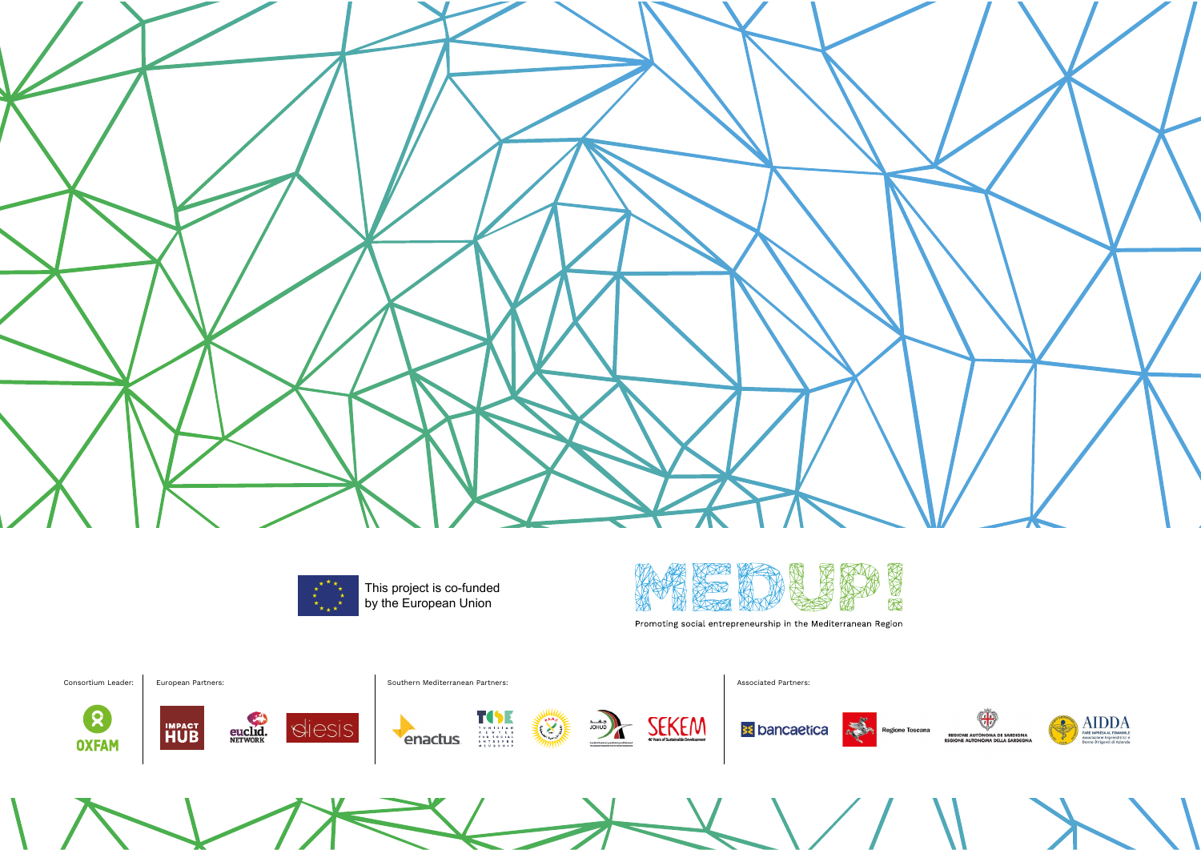This project is co-funded by the European Union

MEDUP!

Promoting social entrepreneurship in the Mediterranean Region

Consortium Leader:

OXFAM

European Partners:

IMPACT HUB

euclid. NETWORK

diesis

Southern Mediterranean Partners:

enactus

TCSE TUNISIAN CENTER FOR SOCIAL ENTREPRENEURSHIP

JOHUD

SEKEM 40 Years of Sustainable Development

Associated Partners:

bancaetica

Regione Toscana

REGIONE AUTÒNOMA DE SARDIGNA REGIONE AUTONOMA DELLA SARDEGNA

AIDDA FARE IMPRESA AL FEMMINILE Associazione Imprenditrici e Donne Dirigenti di Azienda